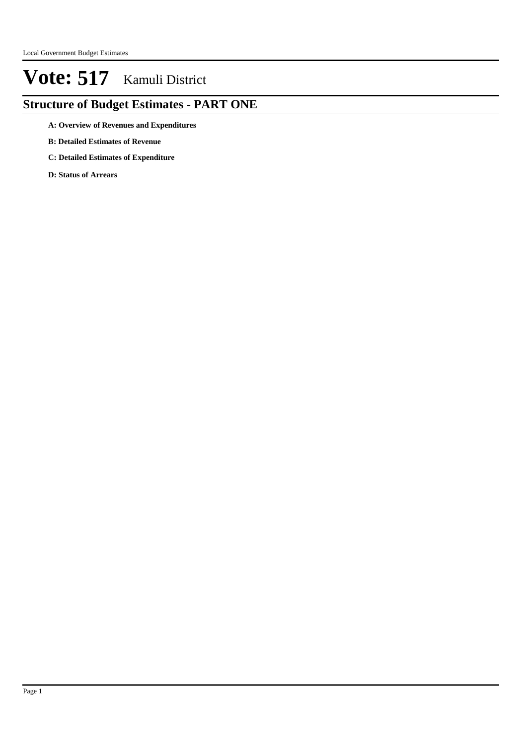# Vote: 517 Kamuli District

## Structure of Budget Estimates - PART ONE

**A: Overview of Revenues and Expenditures**

**B: Detailed Estimates of Revenue**

**C: Detailed Estimates of Expenditure**

**D: Status of Arrears**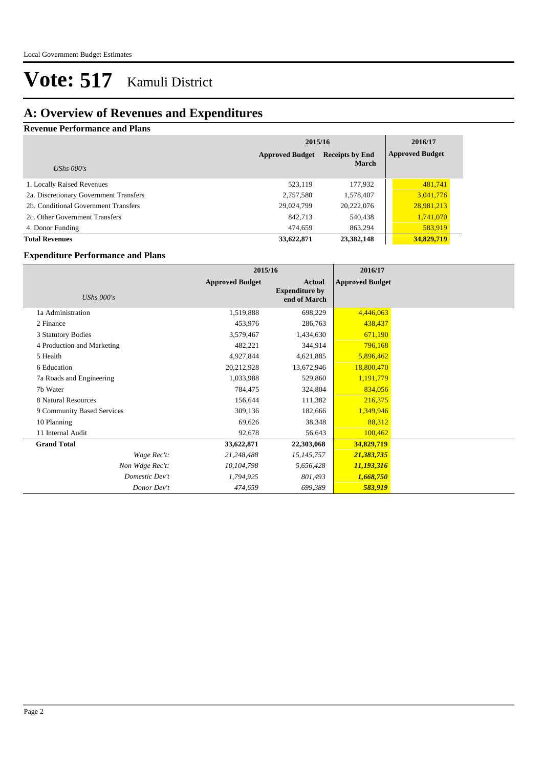# Vote: 517 Kamuli District

## A: Overview of Revenues and Expenditures

### Revenue Performance and Plans

| | 2015/16 | | 2016/17 |
|---|---|---|---|
| *UShs 000's* | Approved Budget | Receipts by End March | Approved Budget |
| 1. Locally Raised Revenues | 523,119 | 177,932 | 481,741 |
| 2a. Discretionary Government Transfers | 2,757,580 | 1,578,407 | 3,041,776 |
| 2b. Conditional Government Transfers | 29,024,799 | 20,222,076 | 28,981,213 |
| 2c. Other Government Transfers | 842,713 | 540,438 | 1,741,070 |
| 4. Donor Funding | 474,659 | 863,294 | 583,919 |
| **Total Revenues** | **33,622,871** | **23,382,148** | **34,829,719** |

### Expenditure Performance and Plans

| | 2015/16 | | 2016/17 |
|---|---|---|---|
| *UShs 000's* | Approved Budget | Actual Expenditure by end of March | Approved Budget |
| 1a Administration | 1,519,888 | 698,229 | 4,446,063 |
| 2 Finance | 453,976 | 286,763 | 438,437 |
| 3 Statutory Bodies | 3,579,467 | 1,434,630 | 671,190 |
| 4 Production and Marketing | 482,221 | 344,914 | 796,168 |
| 5 Health | 4,927,844 | 4,621,885 | 5,896,462 |
| 6 Education | 20,212,928 | 13,672,946 | 18,800,470 |
| 7a Roads and Engineering | 1,033,988 | 529,860 | 1,191,779 |
| 7b Water | 784,475 | 324,804 | 834,056 |
| 8 Natural Resources | 156,644 | 111,382 | 216,375 |
| 9 Community Based Services | 309,136 | 182,666 | 1,349,946 |
| 10 Planning | 69,626 | 38,348 | 88,312 |
| 11 Internal Audit | 92,678 | 56,643 | 100,462 |
| **Grand Total** | **33,622,871** | **22,303,068** | **34,829,719** |
| *Wage Rec't:* | *21,248,488* | *15,145,757* | ***21,383,735*** |
| *Non Wage Rec't:* | *10,104,798* | *5,656,428* | ***11,193,316*** |
| *Domestic Dev't* | *1,794,925* | *801,493* | ***1,668,750*** |
| *Donor Dev't* | *474,659* | *699,389* | ***583,919*** |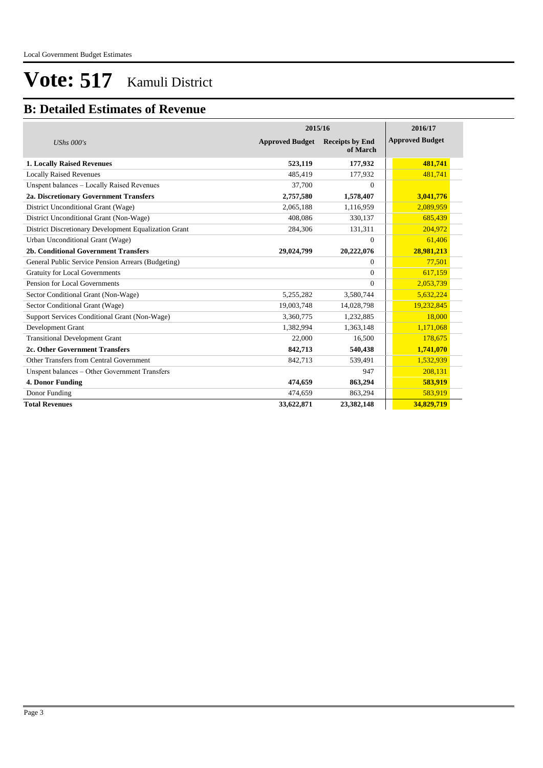# Vote: 517 Kamuli District

## B: Detailed Estimates of Revenue

| UShs 000's | 2015/16 Approved Budget | 2015/16 Receipts by End of March | 2016/17 Approved Budget |
|---|---|---|---|
| **1. Locally Raised Revenues** | **523,119** | **177,932** | **481,741** |
| Locally Raised Revenues | 485,419 | 177,932 | 481,741 |
| Unspent balances – Locally Raised Revenues | 37,700 | 0 | |
| **2a. Discretionary Government Transfers** | **2,757,580** | **1,578,407** | **3,041,776** |
| District Unconditional Grant (Wage) | 2,065,188 | 1,116,959 | 2,089,959 |
| District Unconditional Grant (Non-Wage) | 408,086 | 330,137 | 685,439 |
| District Discretionary Development Equalization Grant | 284,306 | 131,311 | 204,972 |
| Urban Unconditional Grant (Wage) | | 0 | 61,406 |
| **2b. Conditional Government Transfers** | **29,024,799** | **20,222,076** | **28,981,213** |
| General Public Service Pension Arrears (Budgeting) | | 0 | 77,501 |
| Gratuity for Local Governments | | 0 | 617,159 |
| Pension for Local Governments | | 0 | 2,053,739 |
| Sector Conditional Grant (Non-Wage) | 5,255,282 | 3,580,744 | 5,632,224 |
| Sector Conditional Grant (Wage) | 19,003,748 | 14,028,798 | 19,232,845 |
| Support Services Conditional Grant (Non-Wage) | 3,360,775 | 1,232,885 | 18,000 |
| Development Grant | 1,382,994 | 1,363,148 | 1,171,068 |
| Transitional Development Grant | 22,000 | 16,500 | 178,675 |
| **2c. Other Government Transfers** | **842,713** | **540,438** | **1,741,070** |
| Other Transfers from Central Government | 842,713 | 539,491 | 1,532,939 |
| Unspent balances – Other Government Transfers | | 947 | 208,131 |
| **4. Donor Funding** | **474,659** | **863,294** | **583,919** |
| Donor Funding | 474,659 | 863,294 | 583,919 |
| **Total Revenues** | **33,622,871** | **23,382,148** | **34,829,719** |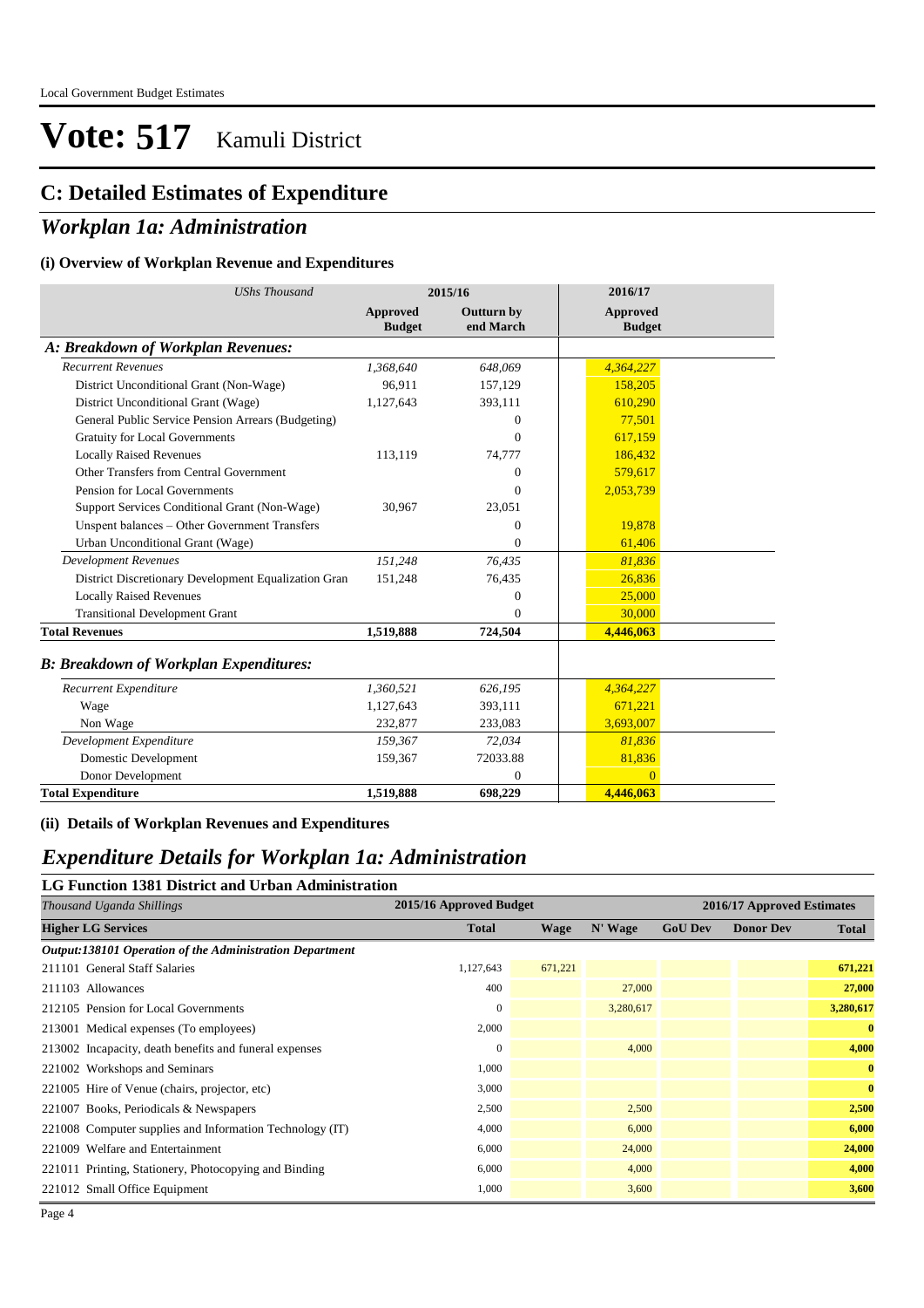# Vote: 517 Kamuli District

## C: Detailed Estimates of Expenditure

## *Workplan 1a: Administration*

### (i) Overview of Workplan Revenue and Expenditures

| *UShs Thousand* | 2015/16 | | 2016/17 |
|---|---|---|---|
| | **Approved Budget** | **Outturn by end March** | **Approved Budget** |
| ***A: Breakdown of Workplan Revenues:*** | | | |
| *Recurrent Revenues* | *1,368,640* | *648,069* | *4,364,227* |
| District Unconditional Grant (Non-Wage) | 96,911 | 157,129 | 158,205 |
| District Unconditional Grant (Wage) | 1,127,643 | 393,111 | 610,290 |
| General Public Service Pension Arrears (Budgeting) | | 0 | 77,501 |
| Gratuity for Local Governments | | 0 | 617,159 |
| Locally Raised Revenues | 113,119 | 74,777 | 186,432 |
| Other Transfers from Central Government | | 0 | 579,617 |
| Pension for Local Governments | | 0 | 2,053,739 |
| Support Services Conditional Grant (Non-Wage) | 30,967 | 23,051 | |
| Unspent balances – Other Government Transfers | | 0 | 19,878 |
| Urban Unconditional Grant (Wage) | | 0 | 61,406 |
| *Development Revenues* | *151,248* | *76,435* | *81,836* |
| District Discretionary Development Equalization Gran | 151,248 | 76,435 | 26,836 |
| Locally Raised Revenues | | 0 | 25,000 |
| Transitional Development Grant | | 0 | 30,000 |
| **Total Revenues** | **1,519,888** | **724,504** | **4,446,063** |
| ***B: Breakdown of Workplan Expenditures:*** | | | |
| *Recurrent Expenditure* | *1,360,521* | *626,195* | *4,364,227* |
| Wage | 1,127,643 | 393,111 | 671,221 |
| Non Wage | 232,877 | 233,083 | 3,693,007 |
| *Development Expenditure* | *159,367* | *72,034* | *81,836* |
| Domestic Development | 159,367 | 72033.88 | 81,836 |
| Donor Development | | 0 | 0 |
| **Total Expenditure** | **1,519,888** | **698,229** | **4,446,063** |

### (ii) Details of Workplan Revenues and Expenditures

## *Expenditure Details for Workplan 1a: Administration*

### LG Function 1381 District and Urban Administration

| *Thousand Uganda Shillings* | 2015/16 Approved Budget | 2016/17 Approved Estimates | | | | |
|---|---|---|---|---|---|---|
| **Higher LG Services** | **Total** | **Wage** | **N' Wage** | **GoU Dev** | **Donor Dev** | **Total** |
| ***Output:138101 Operation of the Administration Department*** | | | | | | |
| 211101 General Staff Salaries | 1,127,643 | 671,221 | | | | **671,221** |
| 211103 Allowances | 400 | | 27,000 | | | **27,000** |
| 212105 Pension for Local Governments | 0 | | 3,280,617 | | | **3,280,617** |
| 213001 Medical expenses (To employees) | 2,000 | | | | | **0** |
| 213002 Incapacity, death benefits and funeral expenses | 0 | | 4,000 | | | **4,000** |
| 221002 Workshops and Seminars | 1,000 | | | | | **0** |
| 221005 Hire of Venue (chairs, projector, etc) | 3,000 | | | | | **0** |
| 221007 Books, Periodicals & Newspapers | 2,500 | | 2,500 | | | **2,500** |
| 221008 Computer supplies and Information Technology (IT) | 4,000 | | 6,000 | | | **6,000** |
| 221009 Welfare and Entertainment | 6,000 | | 24,000 | | | **24,000** |
| 221011 Printing, Stationery, Photocopying and Binding | 6,000 | | 4,000 | | | **4,000** |
| 221012 Small Office Equipment | 1,000 | | 3,600 | | | **3,600** |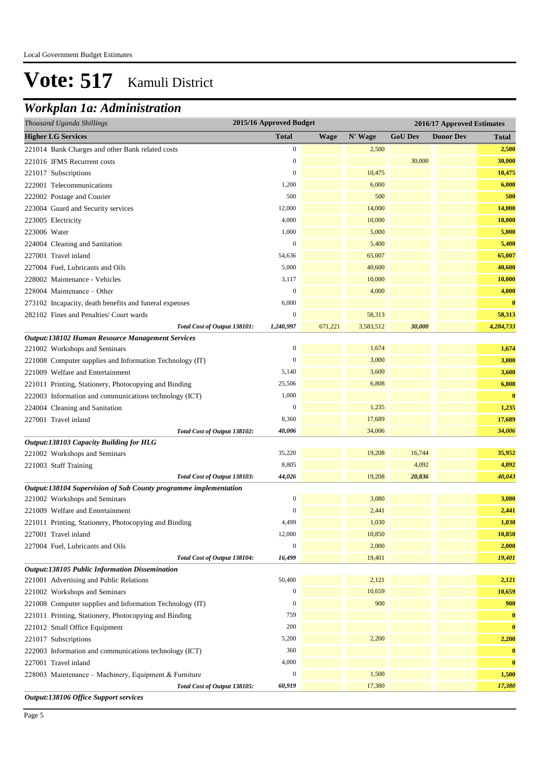Local Government Budget Estimates

# Vote: 517 Kamuli District

## Workplan 1a: Administration

| *Thousand Uganda Shillings* | 2015/16 Approved Budget | 2016/17 Approved Estimates | | | | |
|---|---|---|---|---|---|---|
| **Higher LG Services** | **Total** | **Wage** | **N' Wage** | **GoU Dev** | **Donor Dev** | **Total** |
| 221014 Bank Charges and other Bank related costs | 0 | | 2,500 | | | **2,500** |
| 221016 IFMS Recurrent costs | 0 | | | 30,000 | | **30,000** |
| 221017 Subscriptions | 0 | | 10,475 | | | **10,475** |
| 222001 Telecommunications | 1,200 | | 6,000 | | | **6,000** |
| 222002 Postage and Courier | 500 | | 500 | | | **500** |
| 223004 Guard and Security services | 12,000 | | 14,000 | | | **14,000** |
| 223005 Electricity | 4,000 | | 10,000 | | | **10,000** |
| 223006 Water | 1,000 | | 5,000 | | | **5,000** |
| 224004 Cleaning and Sanitation | 0 | | 5,400 | | | **5,400** |
| 227001 Travel inland | 54,636 | | 65,007 | | | **65,007** |
| 227004 Fuel, Lubricants and Oils | 5,000 | | 40,600 | | | **40,600** |
| 228002 Maintenance - Vehicles | 3,117 | | 10,000 | | | **10,000** |
| 228004 Maintenance – Other | 0 | | 4,000 | | | **4,000** |
| 273102 Incapacity, death benefits and funeral expenses | 6,000 | | | | | **0** |
| 282102 Fines and Penalties/ Court wards | 0 | | 58,313 | | | **58,313** |
| ***Total Cost of Output 138101:*** | ***1,240,997*** | 671,221 | 3,583,512 | ***30,000*** | | ***4,284,733*** |
| ***Output:138102 Human Resource Management Services*** | | | | | | |
| 221002 Workshops and Seminars | 0 | | 1,674 | | | **1,674** |
| 221008 Computer supplies and Information Technology (IT) | 0 | | 3,000 | | | **3,000** |
| 221009 Welfare and Entertainment | 5,140 | | 3,600 | | | **3,600** |
| 221011 Printing, Stationery, Photocopying and Binding | 25,506 | | 6,808 | | | **6,808** |
| 222003 Information and communications technology (ICT) | 1,000 | | | | | **0** |
| 224004 Cleaning and Sanitation | 0 | | 1,235 | | | **1,235** |
| 227001 Travel inland | 8,360 | | 17,689 | | | **17,689** |
| ***Total Cost of Output 138102:*** | ***40,006*** | | 34,006 | | | ***34,006*** |
| ***Output:138103 Capacity Building for HLG*** | | | | | | |
| 221002 Workshops and Seminars | 35,220 | | 19,208 | 16,744 | | **35,952** |
| 221003 Staff Training | 8,805 | | | 4,092 | | **4,092** |
| ***Total Cost of Output 138103:*** | ***44,026*** | | 19,208 | ***20,836*** | | ***40,043*** |
| ***Output:138104 Supervision of Sub County programme implementation*** | | | | | | |
| 221002 Workshops and Seminars | 0 | | 3,080 | | | **3,080** |
| 221009 Welfare and Entertainment | 0 | | 2,441 | | | **2,441** |
| 221011 Printing, Stationery, Photocopying and Binding | 4,499 | | 1,030 | | | **1,030** |
| 227001 Travel inland | 12,000 | | 10,850 | | | **10,850** |
| 227004 Fuel, Lubricants and Oils | 0 | | 2,000 | | | **2,000** |
| ***Total Cost of Output 138104:*** | ***16,499*** | | 19,401 | | | ***19,401*** |
| ***Output:138105 Public Information Dissemination*** | | | | | | |
| 221001 Advertising and Public Relations | 50,400 | | 2,121 | | | **2,121** |
| 221002 Workshops and Seminars | 0 | | 10,659 | | | **10,659** |
| 221008 Computer supplies and Information Technology (IT) | 0 | | 900 | | | **900** |
| 221011 Printing, Stationery, Photocopying and Binding | 759 | | | | | **0** |
| 221012 Small Office Equipment | 200 | | | | | **0** |
| 221017 Subscriptions | 5,200 | | 2,200 | | | **2,200** |
| 222003 Information and communications technology (ICT) | 360 | | | | | **0** |
| 227001 Travel inland | 4,000 | | | | | **0** |
| 228003 Maintenance – Machinery, Equipment & Furniture | 0 | | 1,500 | | | **1,500** |
| ***Total Cost of Output 138105:*** | ***60,919*** | | 17,380 | | | ***17,380*** |
| ***Output:138106 Office Support services*** | | | | | | |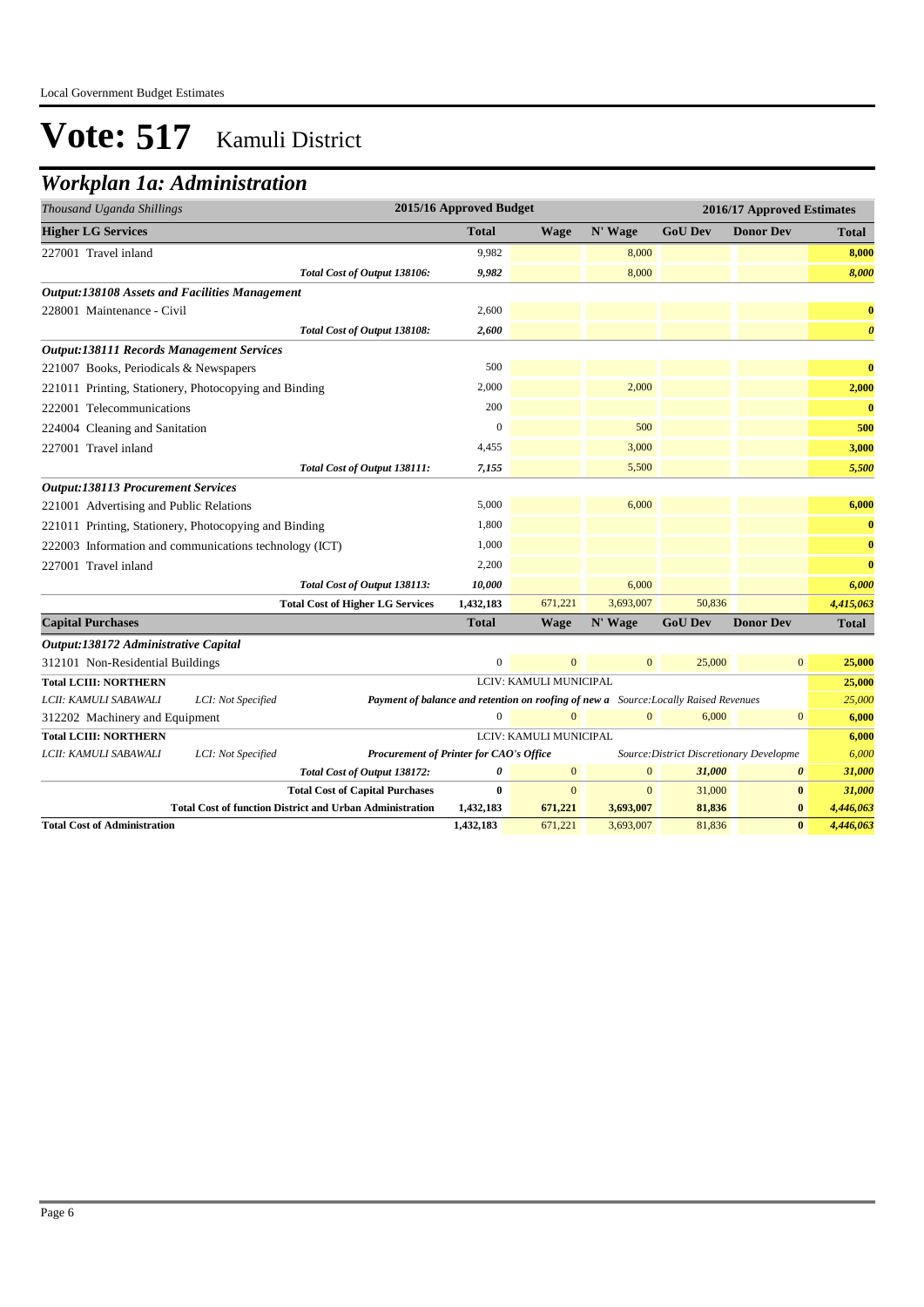Local Government Budget Estimates

# Vote: 517 Kamuli District

## Workplan 1a: Administration

| *Thousand Uganda Shillings* | 2015/16 Approved Budget | 2016/17 Approved Estimates | | | | |
|---|---|---|---|---|---|---|
| **Higher LG Services** | **Total** | **Wage** | **N' Wage** | **GoU Dev** | **Donor Dev** | **Total** |
| 227001 Travel inland | 9,982 | | 8,000 | | | **8,000** |
| *Total Cost of Output 138106:* | *9,982* | | 8,000 | | | ***8,000*** |
| ***Output:138108 Assets and Facilities Management*** | | | | | | |
| 228001 Maintenance - Civil | 2,600 | | | | | **0** |
| *Total Cost of Output 138108:* | *2,600* | | | | | ***0*** |
| ***Output:138111 Records Management Services*** | | | | | | |
| 221007 Books, Periodicals & Newspapers | 500 | | | | | **0** |
| 221011 Printing, Stationery, Photocopying and Binding | 2,000 | | 2,000 | | | **2,000** |
| 222001 Telecommunications | 200 | | | | | **0** |
| 224004 Cleaning and Sanitation | 0 | | 500 | | | **500** |
| 227001 Travel inland | 4,455 | | 3,000 | | | **3,000** |
| *Total Cost of Output 138111:* | *7,155* | | 5,500 | | | ***5,500*** |
| ***Output:138113 Procurement Services*** | | | | | | |
| 221001 Advertising and Public Relations | 5,000 | | 6,000 | | | **6,000** |
| 221011 Printing, Stationery, Photocopying and Binding | 1,800 | | | | | **0** |
| 222003 Information and communications technology (ICT) | 1,000 | | | | | **0** |
| 227001 Travel inland | 2,200 | | | | | **0** |
| *Total Cost of Output 138113:* | *10,000* | | 6,000 | | | ***6,000*** |
| **Total Cost of Higher LG Services** | **1,432,183** | 671,221 | 3,693,007 | 50,836 | | ***4,415,063*** |
| **Capital Purchases** | **Total** | **Wage** | **N' Wage** | **GoU Dev** | **Donor Dev** | **Total** |
| ***Output:138172 Administrative Capital*** | | | | | | |
| 312101 Non-Residential Buildings | 0 | 0 | 0 | 25,000 | 0 | **25,000** |
| **Total LCIII: NORTHERN** | | LCIV: KAMULI MUNICIPAL | | | | **25,000** |
| *LCII: KAMULI SABAWALI* — *LCI: Not Specified* | ***Payment of balance and retention on roofing of new a*** | | *Source:Locally Raised Revenues* | | | *25,000* |
| 312202 Machinery and Equipment | 0 | 0 | 0 | 6,000 | 0 | **6,000** |
| **Total LCIII: NORTHERN** | | LCIV: KAMULI MUNICIPAL | | | | **6,000** |
| *LCII: KAMULI SABAWALI* — *LCI: Not Specified* | ***Procurement of Printer for CAO's Office*** | | *Source:District Discretionary Developme* | | | *6,000* |
| *Total Cost of Output 138172:* | ***0*** | 0 | 0 | ***31,000*** | ***0*** | ***31,000*** |
| **Total Cost of Capital Purchases** | **0** | 0 | 0 | 31,000 | **0** | ***31,000*** |
| **Total Cost of function District and Urban Administration** | **1,432,183** | **671,221** | **3,693,007** | **81,836** | **0** | ***4,446,063*** |
| **Total Cost of Administration** | **1,432,183** | 671,221 | 3,693,007 | 81,836 | **0** | ***4,446,063*** |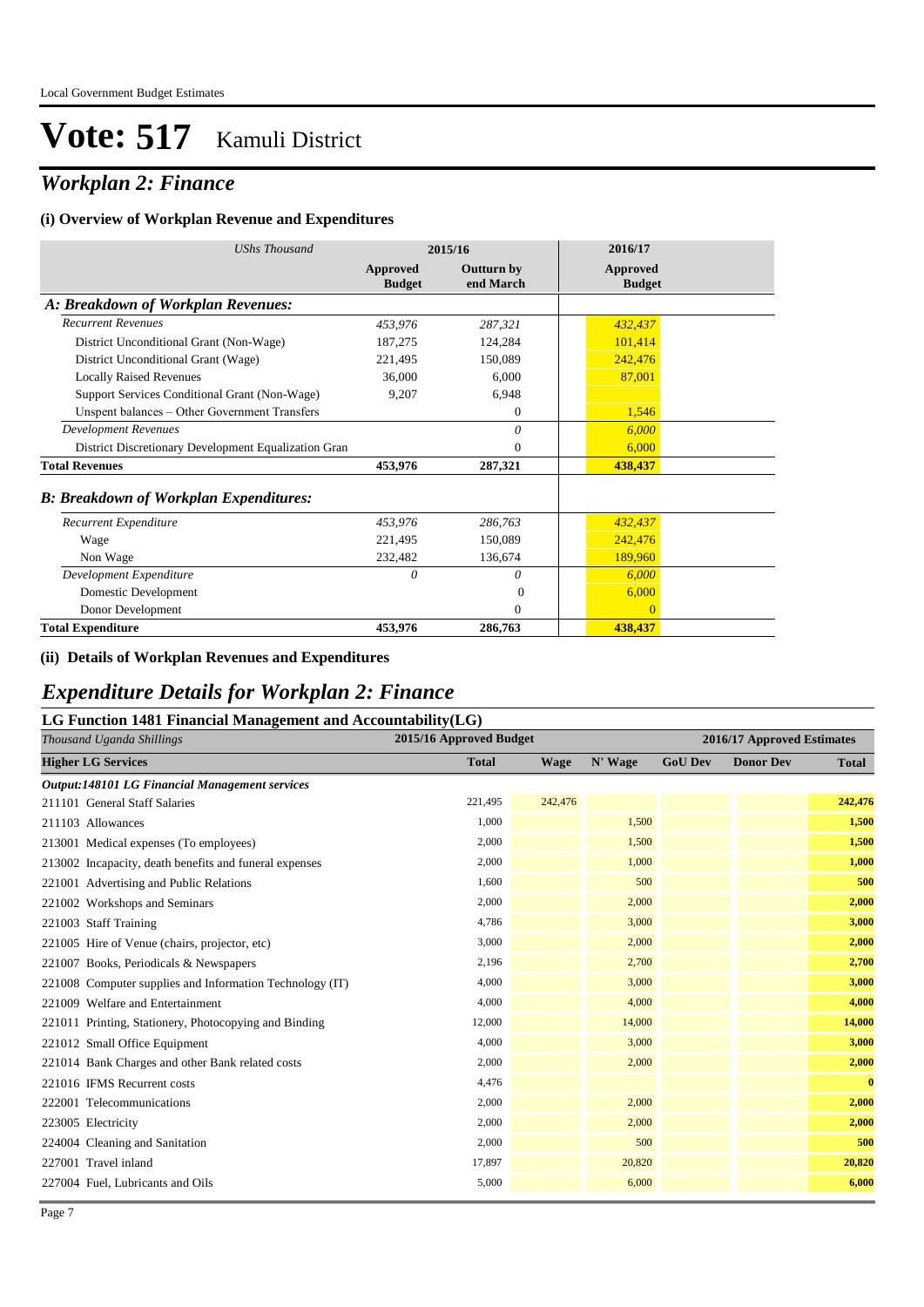# Vote: 517 Kamuli District

## *Workplan 2: Finance*

### (i) Overview of Workplan Revenue and Expenditures

| *UShs Thousand* | 2015/16 Approved Budget | 2015/16 Outturn by end March | 2016/17 Approved Budget |
|---|---|---|---|
| ***A: Breakdown of Workplan Revenues:*** | | | |
| *Recurrent Revenues* | *453,976* | *287,321* | *432,437* |
| District Unconditional Grant (Non-Wage) | 187,275 | 124,284 | 101,414 |
| District Unconditional Grant (Wage) | 221,495 | 150,089 | 242,476 |
| Locally Raised Revenues | 36,000 | 6,000 | 87,001 |
| Support Services Conditional Grant (Non-Wage) | 9,207 | 6,948 | |
| Unspent balances – Other Government Transfers | | 0 | 1,546 |
| *Development Revenues* | | *0* | *6,000* |
| District Discretionary Development Equalization Gran | | 0 | 6,000 |
| **Total Revenues** | **453,976** | **287,321** | **438,437** |
| ***B: Breakdown of Workplan Expenditures:*** | | | |
| *Recurrent Expenditure* | *453,976* | *286,763* | *432,437* |
| Wage | 221,495 | 150,089 | 242,476 |
| Non Wage | 232,482 | 136,674 | 189,960 |
| *Development Expenditure* | *0* | *0* | *6,000* |
| Domestic Development | | 0 | 6,000 |
| Donor Development | | 0 | 0 |
| **Total Expenditure** | **453,976** | **286,763** | **438,437** |

### (ii) Details of Workplan Revenues and Expenditures

## *Expenditure Details for Workplan 2: Finance*

### LG Function 1481 Financial Management and Accountability(LG)

| *Thousand Uganda Shillings* | 2015/16 Approved Budget | 2016/17 Approved Estimates | | | | |
|---|---|---|---|---|---|---|
| **Higher LG Services** | **Total** | **Wage** | **N' Wage** | **GoU Dev** | **Donor Dev** | **Total** |
| ***Output:148101 LG Financial Management services*** | | | | | | |
| 211101 General Staff Salaries | 221,495 | 242,476 | | | | **242,476** |
| 211103 Allowances | 1,000 | | 1,500 | | | **1,500** |
| 213001 Medical expenses (To employees) | 2,000 | | 1,500 | | | **1,500** |
| 213002 Incapacity, death benefits and funeral expenses | 2,000 | | 1,000 | | | **1,000** |
| 221001 Advertising and Public Relations | 1,600 | | 500 | | | **500** |
| 221002 Workshops and Seminars | 2,000 | | 2,000 | | | **2,000** |
| 221003 Staff Training | 4,786 | | 3,000 | | | **3,000** |
| 221005 Hire of Venue (chairs, projector, etc) | 3,000 | | 2,000 | | | **2,000** |
| 221007 Books, Periodicals & Newspapers | 2,196 | | 2,700 | | | **2,700** |
| 221008 Computer supplies and Information Technology (IT) | 4,000 | | 3,000 | | | **3,000** |
| 221009 Welfare and Entertainment | 4,000 | | 4,000 | | | **4,000** |
| 221011 Printing, Stationery, Photocopying and Binding | 12,000 | | 14,000 | | | **14,000** |
| 221012 Small Office Equipment | 4,000 | | 3,000 | | | **3,000** |
| 221014 Bank Charges and other Bank related costs | 2,000 | | 2,000 | | | **2,000** |
| 221016 IFMS Recurrent costs | 4,476 | | | | | **0** |
| 222001 Telecommunications | 2,000 | | 2,000 | | | **2,000** |
| 223005 Electricity | 2,000 | | 2,000 | | | **2,000** |
| 224004 Cleaning and Sanitation | 2,000 | | 500 | | | **500** |
| 227001 Travel inland | 17,897 | | 20,820 | | | **20,820** |
| 227004 Fuel, Lubricants and Oils | 5,000 | | 6,000 | | | **6,000** |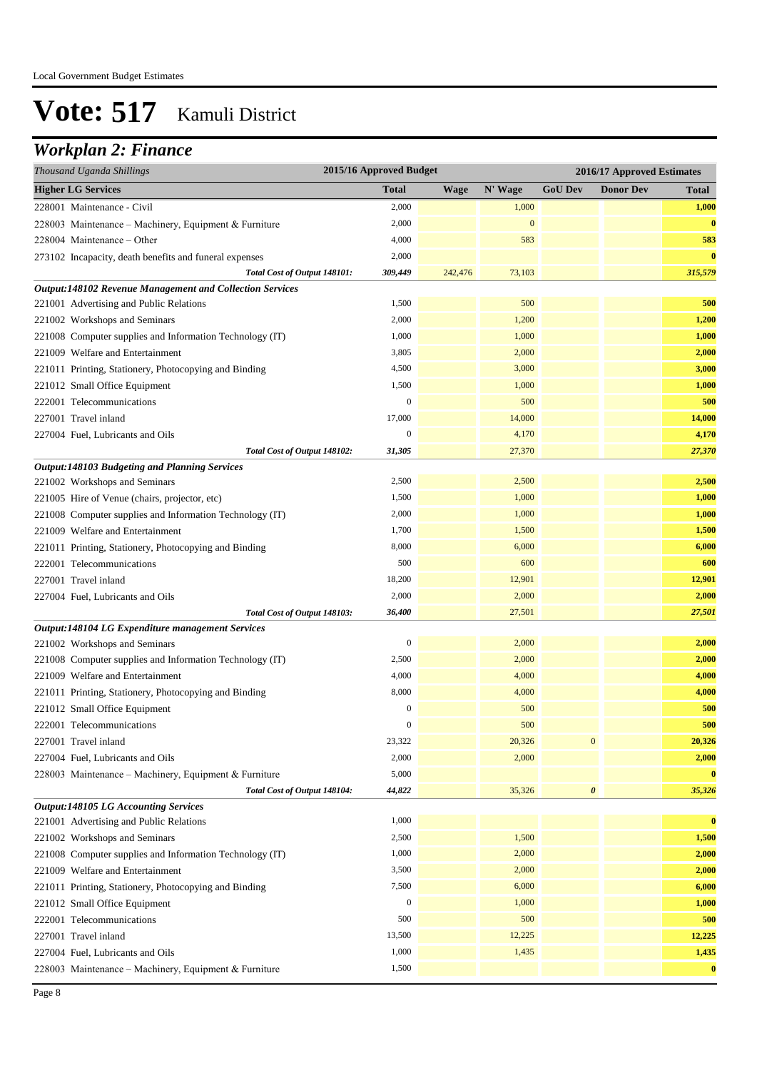Local Government Budget Estimates

# Vote: 517 Kamuli District

## *Workplan 2: Finance*

| *Thousand Uganda Shillings* | 2015/16 Approved Budget | 2016/17 Approved Estimates | | | | |
|---|---|---|---|---|---|---|
| **Higher LG Services** | **Total** | **Wage** | **N' Wage** | **GoU Dev** | **Donor Dev** | **Total** |
| 228001 Maintenance - Civil | 2,000 | | 1,000 | | | **1,000** |
| 228003 Maintenance – Machinery, Equipment & Furniture | 2,000 | | 0 | | | **0** |
| 228004 Maintenance – Other | 4,000 | | 583 | | | **583** |
| 273102 Incapacity, death benefits and funeral expenses | 2,000 | | | | | **0** |
| ***Total Cost of Output 148101:*** | ***309,449*** | 242,476 | 73,103 | | | ***315,579*** |
| ***Output:148102 Revenue Management and Collection Services*** | | | | | | |
| 221001 Advertising and Public Relations | 1,500 | | 500 | | | **500** |
| 221002 Workshops and Seminars | 2,000 | | 1,200 | | | **1,200** |
| 221008 Computer supplies and Information Technology (IT) | 1,000 | | 1,000 | | | **1,000** |
| 221009 Welfare and Entertainment | 3,805 | | 2,000 | | | **2,000** |
| 221011 Printing, Stationery, Photocopying and Binding | 4,500 | | 3,000 | | | **3,000** |
| 221012 Small Office Equipment | 1,500 | | 1,000 | | | **1,000** |
| 222001 Telecommunications | 0 | | 500 | | | **500** |
| 227001 Travel inland | 17,000 | | 14,000 | | | **14,000** |
| 227004 Fuel, Lubricants and Oils | 0 | | 4,170 | | | **4,170** |
| ***Total Cost of Output 148102:*** | ***31,305*** | | 27,370 | | | ***27,370*** |
| ***Output:148103 Budgeting and Planning Services*** | | | | | | |
| 221002 Workshops and Seminars | 2,500 | | 2,500 | | | **2,500** |
| 221005 Hire of Venue (chairs, projector, etc) | 1,500 | | 1,000 | | | **1,000** |
| 221008 Computer supplies and Information Technology (IT) | 2,000 | | 1,000 | | | **1,000** |
| 221009 Welfare and Entertainment | 1,700 | | 1,500 | | | **1,500** |
| 221011 Printing, Stationery, Photocopying and Binding | 8,000 | | 6,000 | | | **6,000** |
| 222001 Telecommunications | 500 | | 600 | | | **600** |
| 227001 Travel inland | 18,200 | | 12,901 | | | **12,901** |
| 227004 Fuel, Lubricants and Oils | 2,000 | | 2,000 | | | **2,000** |
| ***Total Cost of Output 148103:*** | ***36,400*** | | 27,501 | | | ***27,501*** |
| ***Output:148104 LG Expenditure management Services*** | | | | | | |
| 221002 Workshops and Seminars | 0 | | 2,000 | | | **2,000** |
| 221008 Computer supplies and Information Technology (IT) | 2,500 | | 2,000 | | | **2,000** |
| 221009 Welfare and Entertainment | 4,000 | | 4,000 | | | **4,000** |
| 221011 Printing, Stationery, Photocopying and Binding | 8,000 | | 4,000 | | | **4,000** |
| 221012 Small Office Equipment | 0 | | 500 | | | **500** |
| 222001 Telecommunications | 0 | | 500 | | | **500** |
| 227001 Travel inland | 23,322 | | 20,326 | 0 | | **20,326** |
| 227004 Fuel, Lubricants and Oils | 2,000 | | 2,000 | | | **2,000** |
| 228003 Maintenance – Machinery, Equipment & Furniture | 5,000 | | | | | **0** |
| ***Total Cost of Output 148104:*** | ***44,822*** | | 35,326 | ***0*** | | ***35,326*** |
| ***Output:148105 LG Accounting Services*** | | | | | | |
| 221001 Advertising and Public Relations | 1,000 | | | | | **0** |
| 221002 Workshops and Seminars | 2,500 | | 1,500 | | | **1,500** |
| 221008 Computer supplies and Information Technology (IT) | 1,000 | | 2,000 | | | **2,000** |
| 221009 Welfare and Entertainment | 3,500 | | 2,000 | | | **2,000** |
| 221011 Printing, Stationery, Photocopying and Binding | 7,500 | | 6,000 | | | **6,000** |
| 221012 Small Office Equipment | 0 | | 1,000 | | | **1,000** |
| 222001 Telecommunications | 500 | | 500 | | | **500** |
| 227001 Travel inland | 13,500 | | 12,225 | | | **12,225** |
| 227004 Fuel, Lubricants and Oils | 1,000 | | 1,435 | | | **1,435** |
| 228003 Maintenance – Machinery, Equipment & Furniture | 1,500 | | | | | **0** |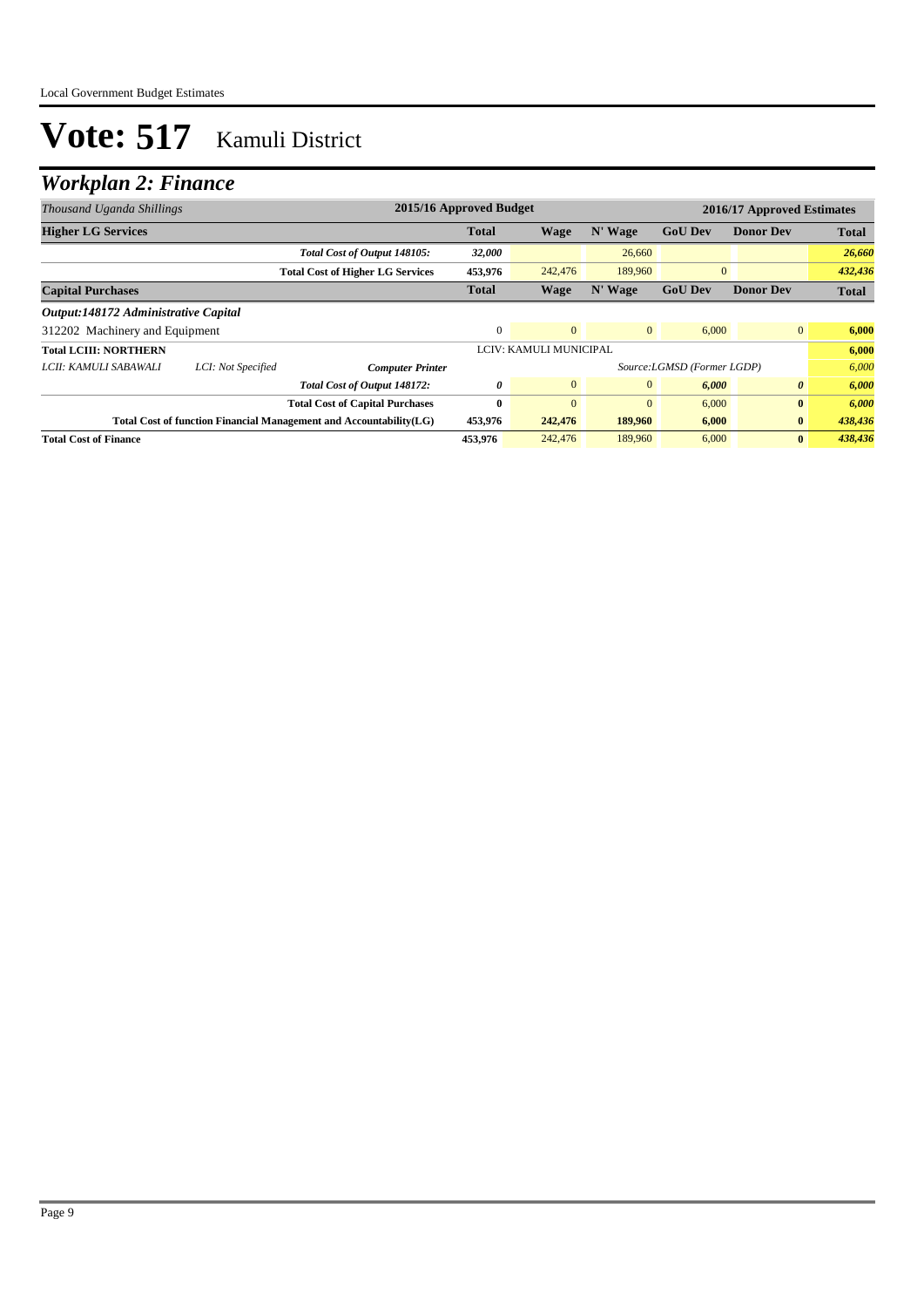# Vote: 517 Kamuli District

## *Workplan 2: Finance*

| *Thousand Uganda Shillings* | | | 2015/16 Approved Budget | 2016/17 Approved Estimates | | | | |
|---|---|---|---|---|---|---|---|---|
| **Higher LG Services** | | | **Total** | **Wage** | **N' Wage** | **GoU Dev** | **Donor Dev** | **Total** |
| | | ***Total Cost of Output 148105:*** | ***32,000*** | | 26,660 | | | ***26,660*** |
| | | **Total Cost of Higher LG Services** | **453,976** | 242,476 | 189,960 | 0 | | ***432,436*** |
| **Capital Purchases** | | | **Total** | **Wage** | **N' Wage** | **GoU Dev** | **Donor Dev** | **Total** |
| ***Output:148172 Administrative Capital*** | | | | | | | | |
| 312202 Machinery and Equipment | | | 0 | 0 | 0 | 6,000 | 0 | **6,000** |
| **Total LCIII: NORTHERN** | | | | LCIV: KAMULI MUNICIPAL | | | | **6,000** |
| *LCII: KAMULI SABAWALI* | *LCI: Not Specified* | ***Computer Printer*** | | | | *Source:LGMSD (Former LGDP)* | | *6,000* |
| | | ***Total Cost of Output 148172:*** | ***0*** | 0 | 0 | ***6,000*** | ***0*** | ***6,000*** |
| | | **Total Cost of Capital Purchases** | **0** | 0 | 0 | 6,000 | **0** | ***6,000*** |
| **Total Cost of function Financial Management and Accountability(LG)** | | | **453,976** | **242,476** | **189,960** | **6,000** | **0** | ***438,436*** |
| **Total Cost of Finance** | | | **453,976** | 242,476 | 189,960 | 6,000 | **0** | ***438,436*** |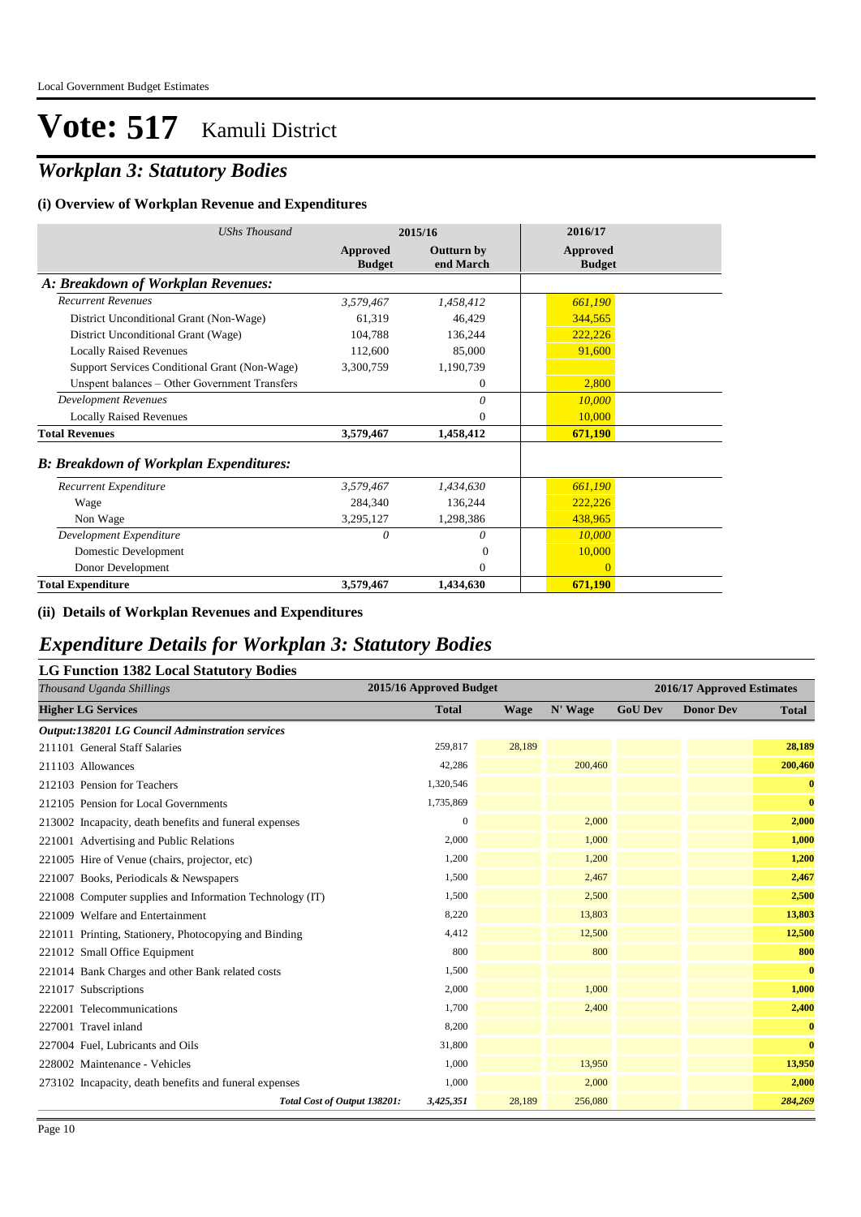# Vote: 517 Kamuli District

## *Workplan 3: Statutory Bodies*

### (i) Overview of Workplan Revenue and Expenditures

| *UShs Thousand* | 2015/16 Approved Budget | 2015/16 Outturn by end March | 2016/17 Approved Budget |
|---|---|---|---|
| ***A: Breakdown of Workplan Revenues:*** | | | |
| *Recurrent Revenues* | *3,579,467* | *1,458,412* | *661,190* |
| District Unconditional Grant (Non-Wage) | 61,319 | 46,429 | 344,565 |
| District Unconditional Grant (Wage) | 104,788 | 136,244 | 222,226 |
| Locally Raised Revenues | 112,600 | 85,000 | 91,600 |
| Support Services Conditional Grant (Non-Wage) | 3,300,759 | 1,190,739 | |
| Unspent balances – Other Government Transfers | | 0 | 2,800 |
| *Development Revenues* | | *0* | *10,000* |
| Locally Raised Revenues | | 0 | 10,000 |
| **Total Revenues** | **3,579,467** | **1,458,412** | **671,190** |
| ***B: Breakdown of Workplan Expenditures:*** | | | |
| *Recurrent Expenditure* | *3,579,467* | *1,434,630* | *661,190* |
| Wage | 284,340 | 136,244 | 222,226 |
| Non Wage | 3,295,127 | 1,298,386 | 438,965 |
| *Development Expenditure* | *0* | *0* | *10,000* |
| Domestic Development | | 0 | 10,000 |
| Donor Development | | 0 | 0 |
| **Total Expenditure** | **3,579,467** | **1,434,630** | **671,190** |

### (ii) Details of Workplan Revenues and Expenditures

## *Expenditure Details for Workplan 3: Statutory Bodies*

### LG Function 1382 Local Statutory Bodies

| *Thousand Uganda Shillings* | 2015/16 Approved Budget | 2016/17 Approved Estimates | | | | |
|---|---|---|---|---|---|---|
| **Higher LG Services** | **Total** | **Wage** | **N' Wage** | **GoU Dev** | **Donor Dev** | **Total** |
| ***Output:138201 LG Council Adminstration services*** | | | | | | |
| 211101 General Staff Salaries | 259,817 | 28,189 | | | | **28,189** |
| 211103 Allowances | 42,286 | | 200,460 | | | **200,460** |
| 212103 Pension for Teachers | 1,320,546 | | | | | **0** |
| 212105 Pension for Local Governments | 1,735,869 | | | | | **0** |
| 213002 Incapacity, death benefits and funeral expenses | 0 | | 2,000 | | | **2,000** |
| 221001 Advertising and Public Relations | 2,000 | | 1,000 | | | **1,000** |
| 221005 Hire of Venue (chairs, projector, etc) | 1,200 | | 1,200 | | | **1,200** |
| 221007 Books, Periodicals & Newspapers | 1,500 | | 2,467 | | | **2,467** |
| 221008 Computer supplies and Information Technology (IT) | 1,500 | | 2,500 | | | **2,500** |
| 221009 Welfare and Entertainment | 8,220 | | 13,803 | | | **13,803** |
| 221011 Printing, Stationery, Photocopying and Binding | 4,412 | | 12,500 | | | **12,500** |
| 221012 Small Office Equipment | 800 | | 800 | | | **800** |
| 221014 Bank Charges and other Bank related costs | 1,500 | | | | | **0** |
| 221017 Subscriptions | 2,000 | | 1,000 | | | **1,000** |
| 222001 Telecommunications | 1,700 | | 2,400 | | | **2,400** |
| 227001 Travel inland | 8,200 | | | | | **0** |
| 227004 Fuel, Lubricants and Oils | 31,800 | | | | | **0** |
| 228002 Maintenance - Vehicles | 1,000 | | 13,950 | | | **13,950** |
| 273102 Incapacity, death benefits and funeral expenses | 1,000 | | 2,000 | | | **2,000** |
| ***Total Cost of Output 138201:*** | ***3,425,351*** | 28,189 | 256,080 | | | ***284,269*** |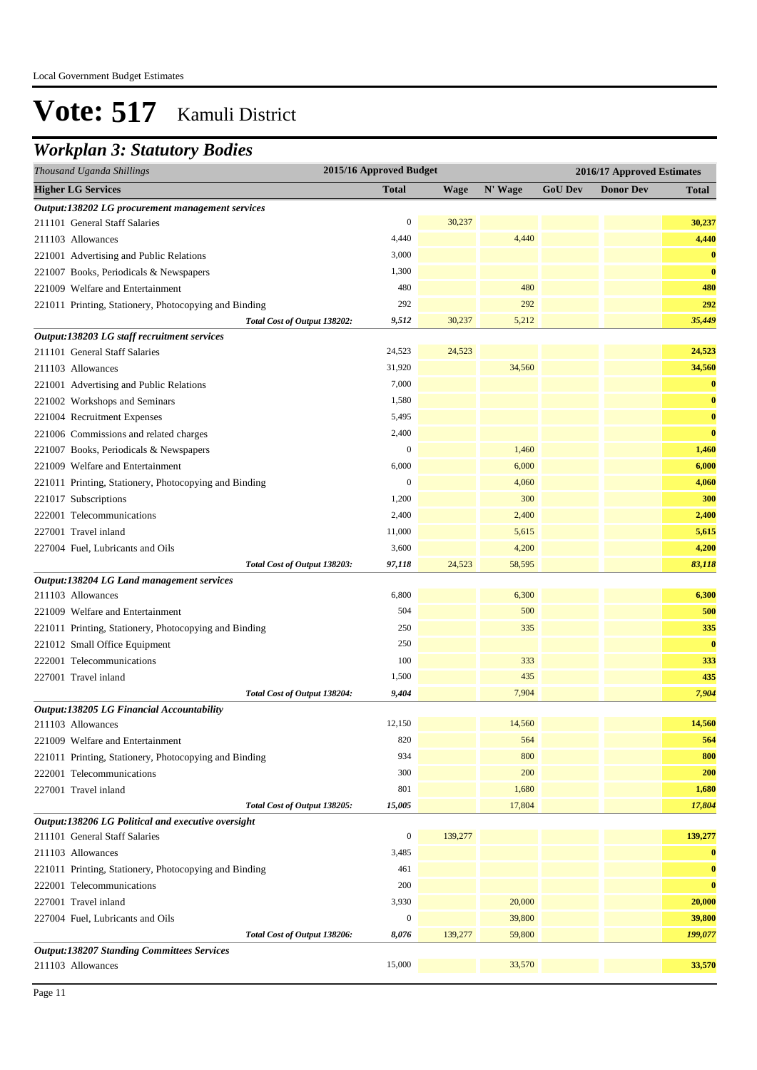# Vote: 517 Kamuli District

## *Workplan 3: Statutory Bodies*

| *Thousand Uganda Shillings* | 2015/16 Approved Budget | 2016/17 Approved Estimates | | | | |
|---|---|---|---|---|---|---|
| **Higher LG Services** | **Total** | **Wage** | **N' Wage** | **GoU Dev** | **Donor Dev** | **Total** |
| ***Output:138202 LG procurement management services*** | | | | | | |
| 211101 General Staff Salaries | 0 | 30,237 | | | | **30,237** |
| 211103 Allowances | 4,440 | | 4,440 | | | **4,440** |
| 221001 Advertising and Public Relations | 3,000 | | | | | **0** |
| 221007 Books, Periodicals & Newspapers | 1,300 | | | | | **0** |
| 221009 Welfare and Entertainment | 480 | | 480 | | | **480** |
| 221011 Printing, Stationery, Photocopying and Binding | 292 | | 292 | | | **292** |
| ***Total Cost of Output 138202:*** | ***9,512*** | 30,237 | 5,212 | | | ***35,449*** |
| ***Output:138203 LG staff recruitment services*** | | | | | | |
| 211101 General Staff Salaries | 24,523 | 24,523 | | | | **24,523** |
| 211103 Allowances | 31,920 | | 34,560 | | | **34,560** |
| 221001 Advertising and Public Relations | 7,000 | | | | | **0** |
| 221002 Workshops and Seminars | 1,580 | | | | | **0** |
| 221004 Recruitment Expenses | 5,495 | | | | | **0** |
| 221006 Commissions and related charges | 2,400 | | | | | **0** |
| 221007 Books, Periodicals & Newspapers | 0 | | 1,460 | | | **1,460** |
| 221009 Welfare and Entertainment | 6,000 | | 6,000 | | | **6,000** |
| 221011 Printing, Stationery, Photocopying and Binding | 0 | | 4,060 | | | **4,060** |
| 221017 Subscriptions | 1,200 | | 300 | | | **300** |
| 222001 Telecommunications | 2,400 | | 2,400 | | | **2,400** |
| 227001 Travel inland | 11,000 | | 5,615 | | | **5,615** |
| 227004 Fuel, Lubricants and Oils | 3,600 | | 4,200 | | | **4,200** |
| ***Total Cost of Output 138203:*** | ***97,118*** | 24,523 | 58,595 | | | ***83,118*** |
| ***Output:138204 LG Land management services*** | | | | | | |
| 211103 Allowances | 6,800 | | 6,300 | | | **6,300** |
| 221009 Welfare and Entertainment | 504 | | 500 | | | **500** |
| 221011 Printing, Stationery, Photocopying and Binding | 250 | | 335 | | | **335** |
| 221012 Small Office Equipment | 250 | | | | | **0** |
| 222001 Telecommunications | 100 | | 333 | | | **333** |
| 227001 Travel inland | 1,500 | | 435 | | | **435** |
| ***Total Cost of Output 138204:*** | ***9,404*** | | 7,904 | | | ***7,904*** |
| ***Output:138205 LG Financial Accountability*** | | | | | | |
| 211103 Allowances | 12,150 | | 14,560 | | | **14,560** |
| 221009 Welfare and Entertainment | 820 | | 564 | | | **564** |
| 221011 Printing, Stationery, Photocopying and Binding | 934 | | 800 | | | **800** |
| 222001 Telecommunications | 300 | | 200 | | | **200** |
| 227001 Travel inland | 801 | | 1,680 | | | **1,680** |
| ***Total Cost of Output 138205:*** | ***15,005*** | | 17,804 | | | ***17,804*** |
| ***Output:138206 LG Political and executive oversight*** | | | | | | |
| 211101 General Staff Salaries | 0 | 139,277 | | | | **139,277** |
| 211103 Allowances | 3,485 | | | | | **0** |
| 221011 Printing, Stationery, Photocopying and Binding | 461 | | | | | **0** |
| 222001 Telecommunications | 200 | | | | | **0** |
| 227001 Travel inland | 3,930 | | 20,000 | | | **20,000** |
| 227004 Fuel, Lubricants and Oils | 0 | | 39,800 | | | **39,800** |
| ***Total Cost of Output 138206:*** | ***8,076*** | 139,277 | 59,800 | | | ***199,077*** |
| ***Output:138207 Standing Committees Services*** | | | | | | |
| 211103 Allowances | 15,000 | | 33,570 | | | **33,570** |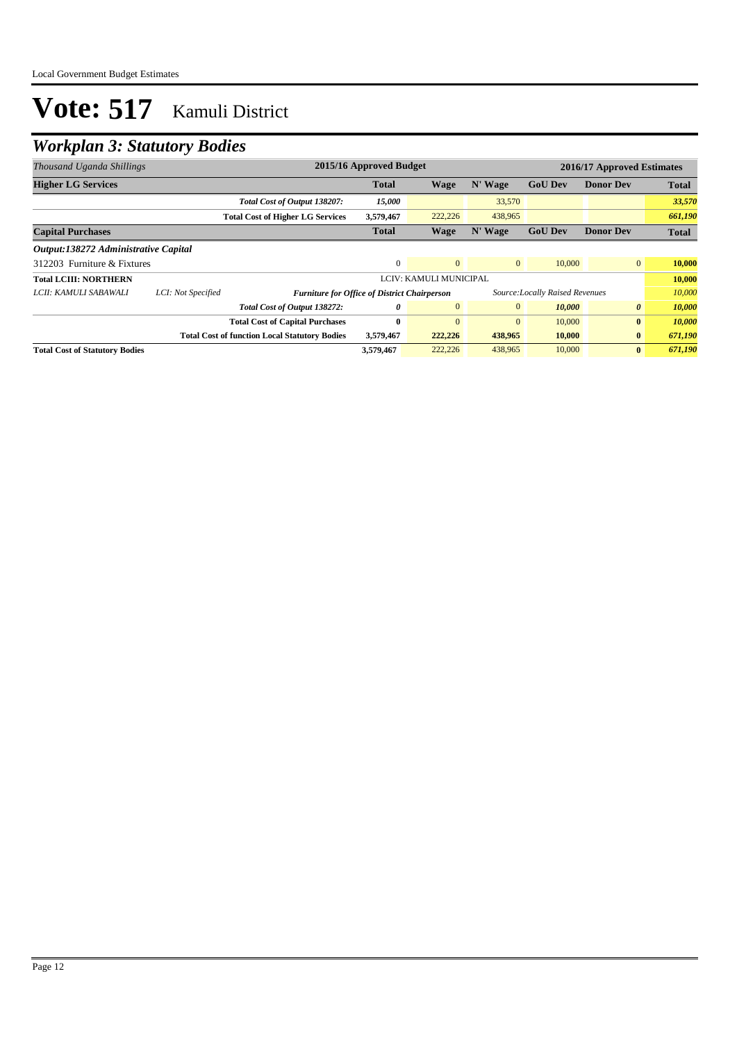# Vote: 517 Kamuli District

## *Workplan 3: Statutory Bodies*

| *Thousand Uganda Shillings* | | | 2015/16 Approved Budget | | | 2016/17 Approved Estimates | | |
|---|---|---|---|---|---|---|---|---|
| **Higher LG Services** | | | **Total** | **Wage** | **N' Wage** | **GoU Dev** | **Donor Dev** | **Total** |
| | | ***Total Cost of Output 138207:*** | ***15,000*** | | 33,570 | | | ***33,570*** |
| | | **Total Cost of Higher LG Services** | **3,579,467** | 222,226 | 438,965 | | | ***661,190*** |
| **Capital Purchases** | | | **Total** | **Wage** | **N' Wage** | **GoU Dev** | **Donor Dev** | **Total** |
| ***Output:138272 Administrative Capital*** | | | | | | | | |
| 312203 Furniture & Fixtures | | | 0 | 0 | 0 | 10,000 | 0 | **10,000** |
| **Total LCIII: NORTHERN** | | | | LCIV: KAMULI MUNICIPAL | | | | **10,000** |
| *LCII: KAMULI SABAWALI* | *LCI: Not Specified* | ***Furniture for Office of District Chairperson*** | | | | *Source:Locally Raised Revenues* | | *10,000* |
| | | ***Total Cost of Output 138272:*** | ***0*** | 0 | 0 | ***10,000*** | ***0*** | ***10,000*** |
| | | **Total Cost of Capital Purchases** | **0** | 0 | 0 | 10,000 | **0** | ***10,000*** |
| | | **Total Cost of function Local Statutory Bodies** | **3,579,467** | **222,226** | **438,965** | **10,000** | **0** | ***671,190*** |
| **Total Cost of Statutory Bodies** | | | **3,579,467** | 222,226 | 438,965 | 10,000 | **0** | ***671,190*** |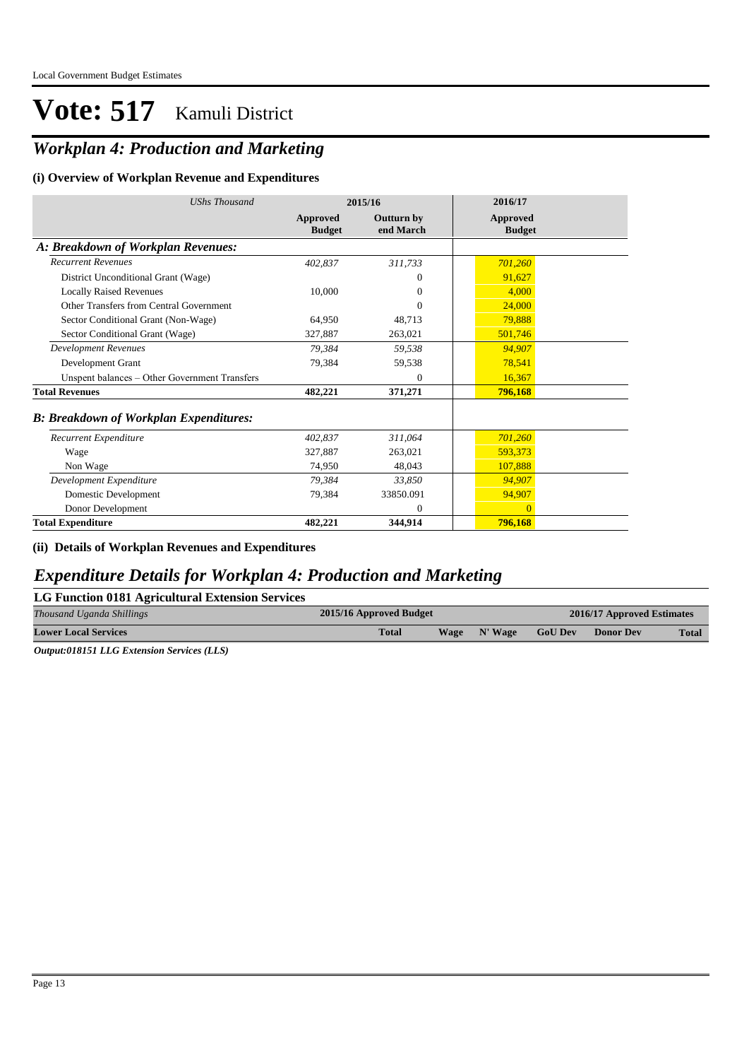Local Government Budget Estimates

# Vote: 517 Kamuli District

## *Workplan 4: Production and Marketing*

### (i) Overview of Workplan Revenue and Expenditures

| *UShs Thousand* | 2015/16 | | 2016/17 |
|---|---|---|---|
| | **Approved Budget** | **Outturn by end March** | **Approved Budget** |
| ***A: Breakdown of Workplan Revenues:*** | | | |
| *Recurrent Revenues* | *402,837* | *311,733* | *701,260* |
| District Unconditional Grant (Wage) | | 0 | 91,627 |
| Locally Raised Revenues | 10,000 | 0 | 4,000 |
| Other Transfers from Central Government | | 0 | 24,000 |
| Sector Conditional Grant (Non-Wage) | 64,950 | 48,713 | 79,888 |
| Sector Conditional Grant (Wage) | 327,887 | 263,021 | 501,746 |
| *Development Revenues* | *79,384* | *59,538* | *94,907* |
| Development Grant | 79,384 | 59,538 | 78,541 |
| Unspent balances – Other Government Transfers | | 0 | 16,367 |
| **Total Revenues** | **482,221** | **371,271** | **796,168** |
| ***B: Breakdown of Workplan Expenditures:*** | | | |
| *Recurrent Expenditure* | *402,837* | *311,064* | *701,260* |
| Wage | 327,887 | 263,021 | 593,373 |
| Non Wage | 74,950 | 48,043 | 107,888 |
| *Development Expenditure* | *79,384* | *33,850* | *94,907* |
| Domestic Development | 79,384 | 33850.091 | 94,907 |
| Donor Development | | 0 | 0 |
| **Total Expenditure** | **482,221** | **344,914** | **796,168** |

### (ii) Details of Workplan Revenues and Expenditures

## *Expenditure Details for Workplan 4: Production and Marketing*

### LG Function 0181 Agricultural Extension Services

| *Thousand Uganda Shillings* | 2015/16 Approved Budget | 2016/17 Approved Estimates | | | | |
|---|---|---|---|---|---|---|
| **Lower Local Services** | **Total** | **Wage** | **N' Wage** | **GoU Dev** | **Donor Dev** | **Total** |

***Output:018151 LLG Extension Services (LLS)***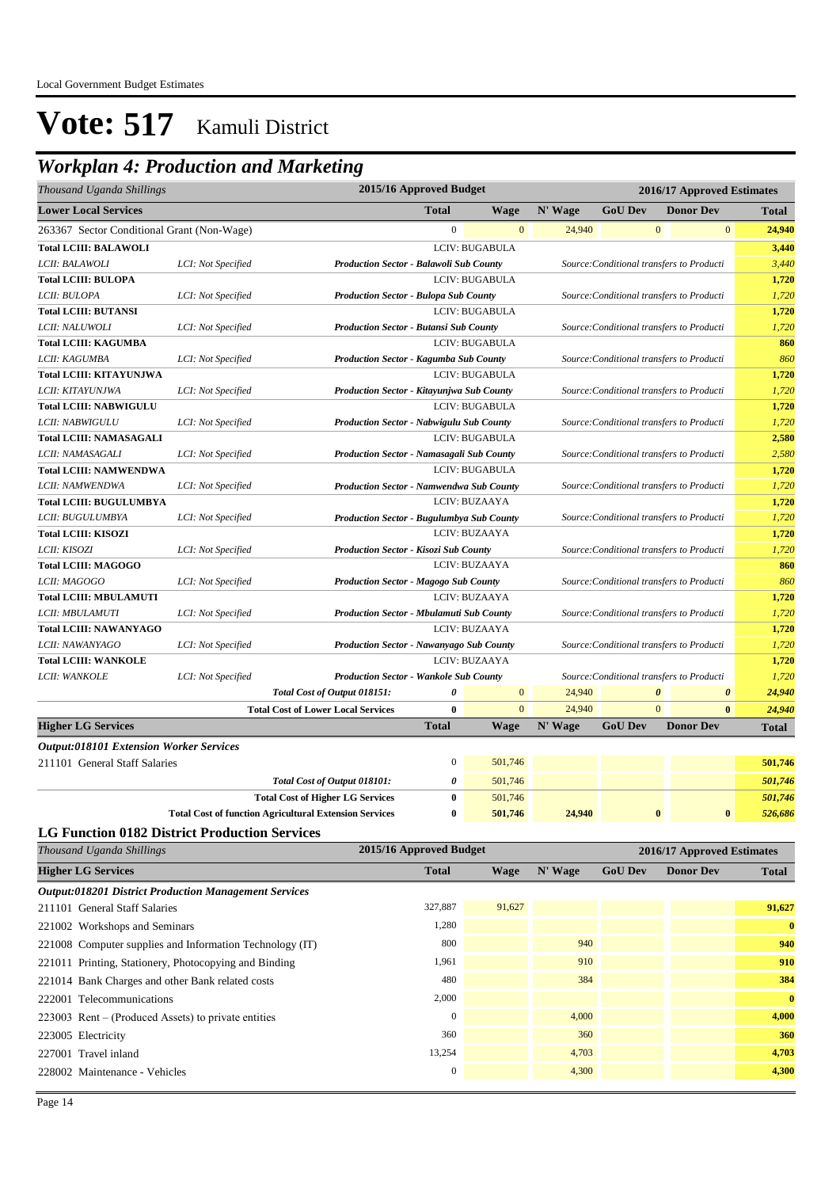Local Government Budget Estimates

# Vote: 517 Kamuli District

## *Workplan 4: Production and Marketing*

| *Thousand Uganda Shillings* | | 2015/16 Approved Budget | | 2016/17 Approved Estimates | | | |
|---|---|---|---|---|---|---|---|
| **Lower Local Services** | | **Total** | **Wage** | **N' Wage** | **GoU Dev** | **Donor Dev** | **Total** |
| 263367 Sector Conditional Grant (Non-Wage) | | 0 | 0 | 24,940 | 0 | 0 | **24,940** |
| **Total LCIII: BALAWOLI** | | LCIV: BUGABULA | | | | | **3,440** |
| *LCII: BALAWOLI* | *LCI: Not Specified* | ***Production Sector - Balawoli Sub County*** | | *Source:Conditional transfers to Producti* | | | *3,440* |
| **Total LCIII: BULOPA** | | LCIV: BUGABULA | | | | | **1,720** |
| *LCII: BULOPA* | *LCI: Not Specified* | ***Production Sector - Bulopa Sub County*** | | *Source:Conditional transfers to Producti* | | | *1,720* |
| **Total LCIII: BUTANSI** | | LCIV: BUGABULA | | | | | **1,720** |
| *LCII: NALUWOLI* | *LCI: Not Specified* | ***Production Sector - Butansi Sub County*** | | *Source:Conditional transfers to Producti* | | | *1,720* |
| **Total LCIII: KAGUMBA** | | LCIV: BUGABULA | | | | | **860** |
| *LCII: KAGUMBA* | *LCI: Not Specified* | ***Production Sector - Kagumba Sub County*** | | *Source:Conditional transfers to Producti* | | | *860* |
| **Total LCIII: KITAYUNJWA** | | LCIV: BUGABULA | | | | | **1,720** |
| *LCII: KITAYUNJWA* | *LCI: Not Specified* | ***Production Sector - Kitayunjwa Sub County*** | | *Source:Conditional transfers to Producti* | | | *1,720* |
| **Total LCIII: NABWIGULU** | | LCIV: BUGABULA | | | | | **1,720** |
| *LCII: NABWIGULU* | *LCI: Not Specified* | ***Production Sector - Nabwigulu Sub County*** | | *Source:Conditional transfers to Producti* | | | *1,720* |
| **Total LCIII: NAMASAGALI** | | LCIV: BUGABULA | | | | | **2,580** |
| *LCII: NAMASAGALI* | *LCI: Not Specified* | ***Production Sector - Namasagali Sub County*** | | *Source:Conditional transfers to Producti* | | | *2,580* |
| **Total LCIII: NAMWENDWA** | | LCIV: BUGABULA | | | | | **1,720** |
| *LCII: NAMWENDWA* | *LCI: Not Specified* | ***Production Sector - Namwendwa Sub County*** | | *Source:Conditional transfers to Producti* | | | *1,720* |
| **Total LCIII: BUGULUMBYA** | | LCIV: BUZAAYA | | | | | **1,720** |
| *LCII: BUGULUMBYA* | *LCI: Not Specified* | ***Production Sector - Bugulumbya Sub County*** | | *Source:Conditional transfers to Producti* | | | *1,720* |
| **Total LCIII: KISOZI** | | LCIV: BUZAAYA | | | | | **1,720** |
| *LCII: KISOZI* | *LCI: Not Specified* | ***Production Sector - Kisozi Sub County*** | | *Source:Conditional transfers to Producti* | | | *1,720* |
| **Total LCIII: MAGOGO** | | LCIV: BUZAAYA | | | | | **860** |
| *LCII: MAGOGO* | *LCI: Not Specified* | ***Production Sector - Magogo Sub County*** | | *Source:Conditional transfers to Producti* | | | *860* |
| **Total LCIII: MBULAMUTI** | | LCIV: BUZAAYA | | | | | **1,720** |
| *LCII: MBULAMUTI* | *LCI: Not Specified* | ***Production Sector - Mbulamuti Sub County*** | | *Source:Conditional transfers to Producti* | | | *1,720* |
| **Total LCIII: NAWANYAGO** | | LCIV: BUZAAYA | | | | | **1,720** |
| *LCII: NAWANYAGO* | *LCI: Not Specified* | ***Production Sector - Nawanyago Sub County*** | | *Source:Conditional transfers to Producti* | | | *1,720* |
| **Total LCIII: WANKOLE** | | LCIV: BUZAAYA | | | | | **1,720** |
| *LCII: WANKOLE* | *LCI: Not Specified* | ***Production Sector - Wankole Sub County*** | | *Source:Conditional transfers to Producti* | | | *1,720* |
| | ***Total Cost of Output 018151:*** | ***0*** | 0 | 24,940 | ***0*** | ***0*** | ***24,940*** |
| | **Total Cost of Lower Local Services** | **0** | 0 | 24,940 | 0 | **0** | ***24,940*** |
| **Higher LG Services** | | **Total** | **Wage** | **N' Wage** | **GoU Dev** | **Donor Dev** | **Total** |
| ***Output:018101 Extension Worker Services*** | | | | | | | |
| 211101 General Staff Salaries | | 0 | 501,746 | | | | **501,746** |
| | ***Total Cost of Output 018101:*** | ***0*** | 501,746 | | | | ***501,746*** |
| | **Total Cost of Higher LG Services** | **0** | 501,746 | | | | ***501,746*** |
| | **Total Cost of function Agricultural Extension Services** | **0** | **501,746** | **24,940** | **0** | **0** | ***526,686*** |

### LG Function 0182 District Production Services

| *Thousand Uganda Shillings* | 2015/16 Approved Budget | 2016/17 Approved Estimates | | | | |
|---|---|---|---|---|---|---|
| **Higher LG Services** | **Total** | **Wage** | **N' Wage** | **GoU Dev** | **Donor Dev** | **Total** |
| ***Output:018201 District Production Management Services*** | | | | | | |
| 211101 General Staff Salaries | 327,887 | 91,627 | | | | **91,627** |
| 221002 Workshops and Seminars | 1,280 | | | | | **0** |
| 221008 Computer supplies and Information Technology (IT) | 800 | | 940 | | | **940** |
| 221011 Printing, Stationery, Photocopying and Binding | 1,961 | | 910 | | | **910** |
| 221014 Bank Charges and other Bank related costs | 480 | | 384 | | | **384** |
| 222001 Telecommunications | 2,000 | | | | | **0** |
| 223003 Rent – (Produced Assets) to private entities | 0 | | 4,000 | | | **4,000** |
| 223005 Electricity | 360 | | 360 | | | **360** |
| 227001 Travel inland | 13,254 | | 4,703 | | | **4,703** |
| 228002 Maintenance - Vehicles | 0 | | 4,300 | | | **4,300** |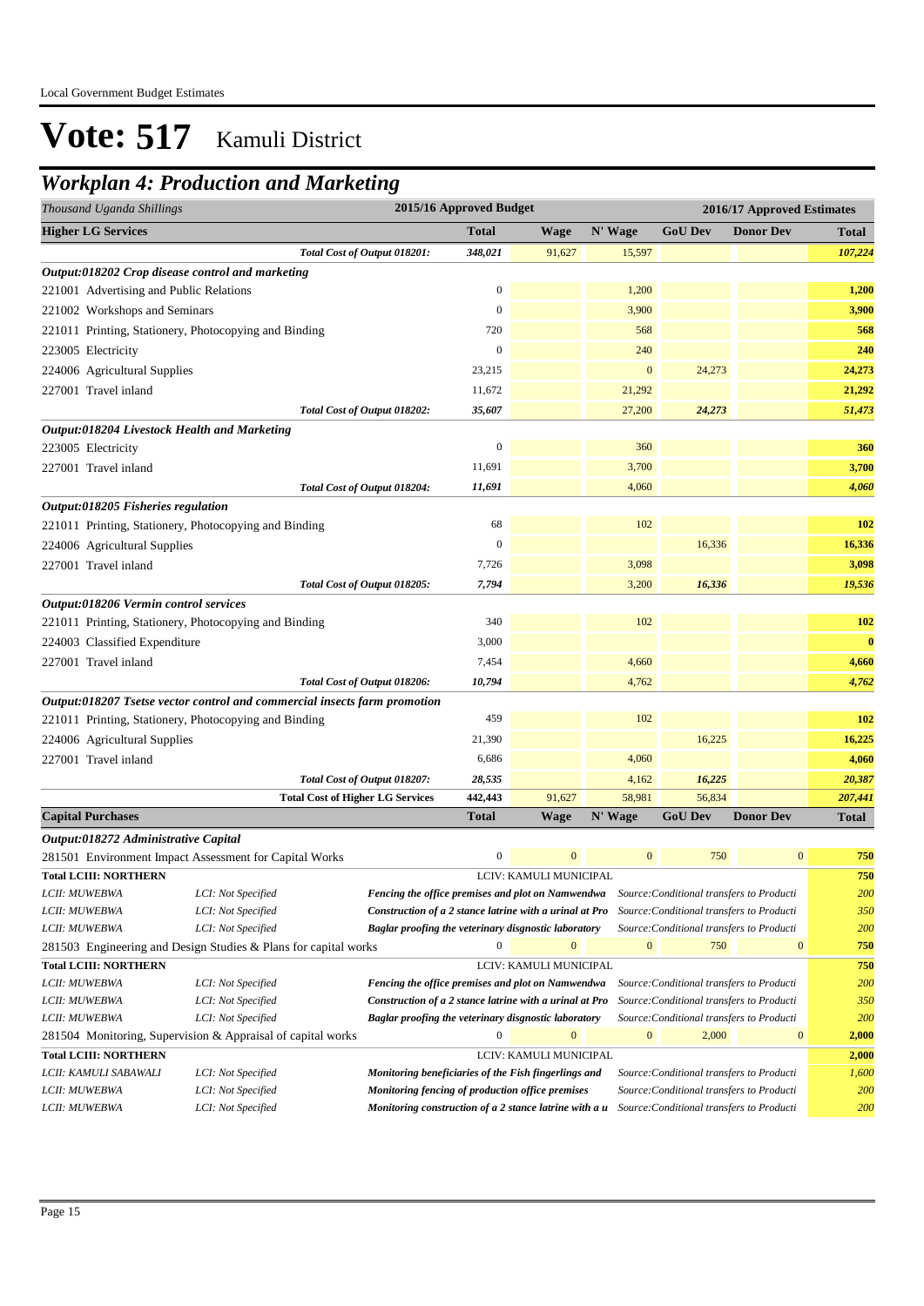# Vote: 517 Kamuli District

## *Workplan 4: Production and Marketing*

| *Thousand Uganda Shillings* | | | 2015/16 Approved Budget | | | 2016/17 Approved Estimates | | |
|---|---|---|---|---|---|---|---|---|
| **Higher LG Services** | | | **Total** | **Wage** | **N' Wage** | **GoU Dev** | **Donor Dev** | **Total** |
| | | *Total Cost of Output 018201:* | *348,021* | 91,627 | 15,597 | | | *107,224* |
| ***Output:018202 Crop disease control and marketing*** | | | | | | | | |
| 221001 Advertising and Public Relations | | | 0 | | 1,200 | | | **1,200** |
| 221002 Workshops and Seminars | | | 0 | | 3,900 | | | **3,900** |
| 221011 Printing, Stationery, Photocopying and Binding | | | 720 | | 568 | | | **568** |
| 223005 Electricity | | | 0 | | 240 | | | **240** |
| 224006 Agricultural Supplies | | | 23,215 | | 0 | 24,273 | | **24,273** |
| 227001 Travel inland | | | 11,672 | | 21,292 | | | **21,292** |
| | | *Total Cost of Output 018202:* | *35,607* | | 27,200 | *24,273* | | *51,473* |
| ***Output:018204 Livestock Health and Marketing*** | | | | | | | | |
| 223005 Electricity | | | 0 | | 360 | | | **360** |
| 227001 Travel inland | | | 11,691 | | 3,700 | | | **3,700** |
| | | *Total Cost of Output 018204:* | *11,691* | | 4,060 | | | *4,060* |
| ***Output:018205 Fisheries regulation*** | | | | | | | | |
| 221011 Printing, Stationery, Photocopying and Binding | | | 68 | | 102 | | | **102** |
| 224006 Agricultural Supplies | | | 0 | | | 16,336 | | **16,336** |
| 227001 Travel inland | | | 7,726 | | 3,098 | | | **3,098** |
| | | *Total Cost of Output 018205:* | *7,794* | | 3,200 | *16,336* | | *19,536* |
| ***Output:018206 Vermin control services*** | | | | | | | | |
| 221011 Printing, Stationery, Photocopying and Binding | | | 340 | | 102 | | | **102** |
| 224003 Classified Expenditure | | | 3,000 | | | | | **0** |
| 227001 Travel inland | | | 7,454 | | 4,660 | | | **4,660** |
| | | *Total Cost of Output 018206:* | *10,794* | | 4,762 | | | *4,762* |
| ***Output:018207 Tsetse vector control and commercial insects farm promotion*** | | | | | | | | |
| 221011 Printing, Stationery, Photocopying and Binding | | | 459 | | 102 | | | **102** |
| 224006 Agricultural Supplies | | | 21,390 | | | 16,225 | | **16,225** |
| 227001 Travel inland | | | 6,686 | | 4,060 | | | **4,060** |
| | | *Total Cost of Output 018207:* | *28,535* | | 4,162 | *16,225* | | *20,387* |
| | | **Total Cost of Higher LG Services** | **442,443** | 91,627 | 58,981 | 56,834 | | ***207,441*** |
| **Capital Purchases** | | | **Total** | **Wage** | **N' Wage** | **GoU Dev** | **Donor Dev** | **Total** |
| ***Output:018272 Administrative Capital*** | | | | | | | | |
| 281501 Environment Impact Assessment for Capital Works | | | 0 | 0 | 0 | 750 | 0 | **750** |
| **Total LCIII: NORTHERN** | | | LCIV: KAMULI MUNICIPAL | | | | | **750** |
| *LCII: MUWEBWA* | *LCI: Not Specified* | ***Fencing the office premises and plot on Namwendwa*** | | | *Source:Conditional transfers to Producti* | | | *200* |
| *LCII: MUWEBWA* | *LCI: Not Specified* | ***Construction of a 2 stance latrine with a urinal at Pro*** | | | *Source:Conditional transfers to Producti* | | | *350* |
| *LCII: MUWEBWA* | *LCI: Not Specified* | ***Baglar proofing the veterinary disgnostic laboratory*** | | | *Source:Conditional transfers to Producti* | | | *200* |
| 281503 Engineering and Design Studies & Plans for capital works | | | 0 | 0 | 0 | 750 | 0 | **750** |
| **Total LCIII: NORTHERN** | | | LCIV: KAMULI MUNICIPAL | | | | | **750** |
| *LCII: MUWEBWA* | *LCI: Not Specified* | ***Fencing the office premises and plot on Namwendwa*** | | | *Source:Conditional transfers to Producti* | | | *200* |
| *LCII: MUWEBWA* | *LCI: Not Specified* | ***Construction of a 2 stance latrine with a urinal at Pro*** | | | *Source:Conditional transfers to Producti* | | | *350* |
| *LCII: MUWEBWA* | *LCI: Not Specified* | ***Baglar proofing the veterinary disgnostic laboratory*** | | | *Source:Conditional transfers to Producti* | | | *200* |
| 281504 Monitoring, Supervision & Appraisal of capital works | | | 0 | 0 | 0 | 2,000 | 0 | **2,000** |
| **Total LCIII: NORTHERN** | | | LCIV: KAMULI MUNICIPAL | | | | | **2,000** |
| *LCII: KAMULI SABAWALI* | *LCI: Not Specified* | ***Monitoring beneficiaries of the Fish fingerlings and*** | | | *Source:Conditional transfers to Producti* | | | *1,600* |
| *LCII: MUWEBWA* | *LCI: Not Specified* | ***Monitoring fencing of production office premises*** | | | *Source:Conditional transfers to Producti* | | | *200* |
| *LCII: MUWEBWA* | *LCI: Not Specified* | ***Monitoring construction of a 2 stance latrine with a u*** | | | *Source:Conditional transfers to Producti* | | | *200* |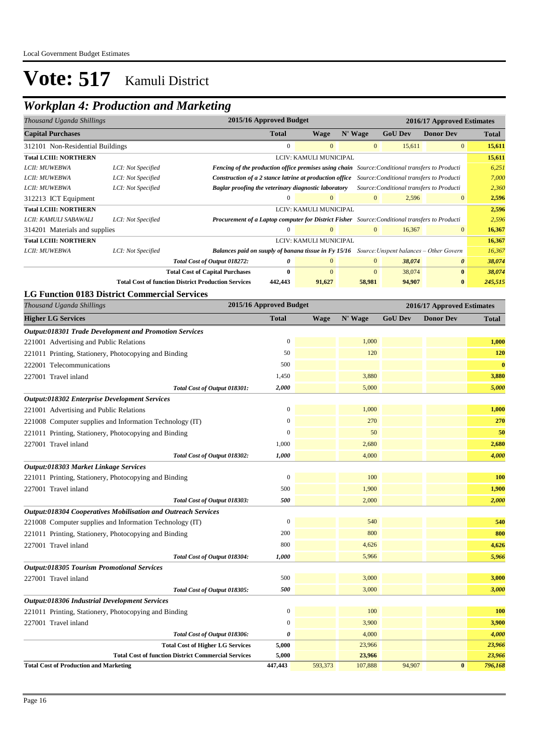# Vote: 517 Kamuli District

## Workplan 4: Production and Marketing

| Thousand Uganda Shillings | | | 2015/16 Approved Budget | 2016/17 Approved Estimates | | | | |
|---|---|---|---|---|---|---|---|---|
| **Capital Purchases** | | | **Total** | **Wage** | **N' Wage** | **GoU Dev** | **Donor Dev** | **Total** |
| 312101 Non-Residential Buildings | | | 0 | 0 | 0 | 15,611 | 0 | **15,611** |
| **Total LCIII: NORTHERN** | | | LCIV: KAMULI MUNICIPAL | | | | | **15,611** |
| *LCII: MUWEBWA* | *LCI: Not Specified* | ***Fencing of the production office premises using chain*** | *Source:Conditional transfers to Producti* | | | | | *6,251* |
| *LCII: MUWEBWA* | *LCI: Not Specified* | ***Construction of a 2 stance latrine at production office*** | *Source:Conditional transfers to Producti* | | | | | *7,000* |
| *LCII: MUWEBWA* | *LCI: Not Specified* | ***Baglar proofing the veterinary diagnostic laboratory*** | *Source:Conditional transfers to Producti* | | | | | *2,360* |
| 312213 ICT Equipment | | | 0 | 0 | 0 | 2,596 | 0 | **2,596** |
| **Total LCIII: NORTHERN** | | | LCIV: KAMULI MUNICIPAL | | | | | **2,596** |
| *LCII: KAMULI SABAWALI* | *LCI: Not Specified* | ***Procurement of a Laptop computer for District Fisher*** | *Source:Conditional transfers to Producti* | | | | | *2,596* |
| 314201 Materials and supplies | | | 0 | 0 | 0 | 16,367 | 0 | **16,367** |
| **Total LCIII: NORTHERN** | | | LCIV: KAMULI MUNICIPAL | | | | | **16,367** |
| *LCII: MUWEBWA* | *LCI: Not Specified* | ***Balances paid on suuply of banana tissue in Fy 15/16*** | *Source:Unspent balances – Other Govern* | | | | | *16,367* |
| | | *Total Cost of Output 018272:* | *0* | 0 | 0 | *38,074* | *0* | *38,074* |
| | | **Total Cost of Capital Purchases** | **0** | 0 | 0 | 38,074 | **0** | *38,074* |
| | | **Total Cost of function District Production Services** | **442,443** | **91,627** | **58,981** | **94,907** | **0** | ***245,515*** |

### LG Function 0183 District Commercial Services

| Thousand Uganda Shillings | 2015/16 Approved Budget | 2016/17 Approved Estimates | | | | |
|---|---|---|---|---|---|---|
| **Higher LG Services** | **Total** | **Wage** | **N' Wage** | **GoU Dev** | **Donor Dev** | **Total** |
| ***Output:018301 Trade Development and Promotion Services*** | | | | | | |
| 221001 Advertising and Public Relations | 0 | | 1,000 | | | **1,000** |
| 221011 Printing, Stationery, Photocopying and Binding | 50 | | 120 | | | **120** |
| 222001 Telecommunications | 500 | | | | | **0** |
| 227001 Travel inland | 1,450 | | 3,880 | | | **3,880** |
| *Total Cost of Output 018301:* | *2,000* | | 5,000 | | | *5,000* |
| ***Output:018302 Enterprise Development Services*** | | | | | | |
| 221001 Advertising and Public Relations | 0 | | 1,000 | | | **1,000** |
| 221008 Computer supplies and Information Technology (IT) | 0 | | 270 | | | **270** |
| 221011 Printing, Stationery, Photocopying and Binding | 0 | | 50 | | | **50** |
| 227001 Travel inland | 1,000 | | 2,680 | | | **2,680** |
| *Total Cost of Output 018302:* | *1,000* | | 4,000 | | | *4,000* |
| ***Output:018303 Market Linkage Services*** | | | | | | |
| 221011 Printing, Stationery, Photocopying and Binding | 0 | | 100 | | | **100** |
| 227001 Travel inland | 500 | | 1,900 | | | **1,900** |
| *Total Cost of Output 018303:* | *500* | | 2,000 | | | *2,000* |
| ***Output:018304 Cooperatives Mobilisation and Outreach Services*** | | | | | | |
| 221008 Computer supplies and Information Technology (IT) | 0 | | 540 | | | **540** |
| 221011 Printing, Stationery, Photocopying and Binding | 200 | | 800 | | | **800** |
| 227001 Travel inland | 800 | | 4,626 | | | **4,626** |
| *Total Cost of Output 018304:* | *1,000* | | 5,966 | | | *5,966* |
| ***Output:018305 Tourism Promotional Services*** | | | | | | |
| 227001 Travel inland | 500 | | 3,000 | | | **3,000** |
| *Total Cost of Output 018305:* | *500* | | 3,000 | | | *3,000* |
| ***Output:018306 Industrial Development Services*** | | | | | | |
| 221011 Printing, Stationery, Photocopying and Binding | 0 | | 100 | | | **100** |
| 227001 Travel inland | 0 | | 3,900 | | | **3,900** |
| *Total Cost of Output 018306:* | *0* | | 4,000 | | | *4,000* |
| **Total Cost of Higher LG Services** | **5,000** | | 23,966 | | | *23,966* |
| **Total Cost of function District Commercial Services** | **5,000** | | **23,966** | | | ***23,966*** |
| **Total Cost of Production and Marketing** | **447,443** | 593,373 | 107,888 | 94,907 | **0** | *796,168* |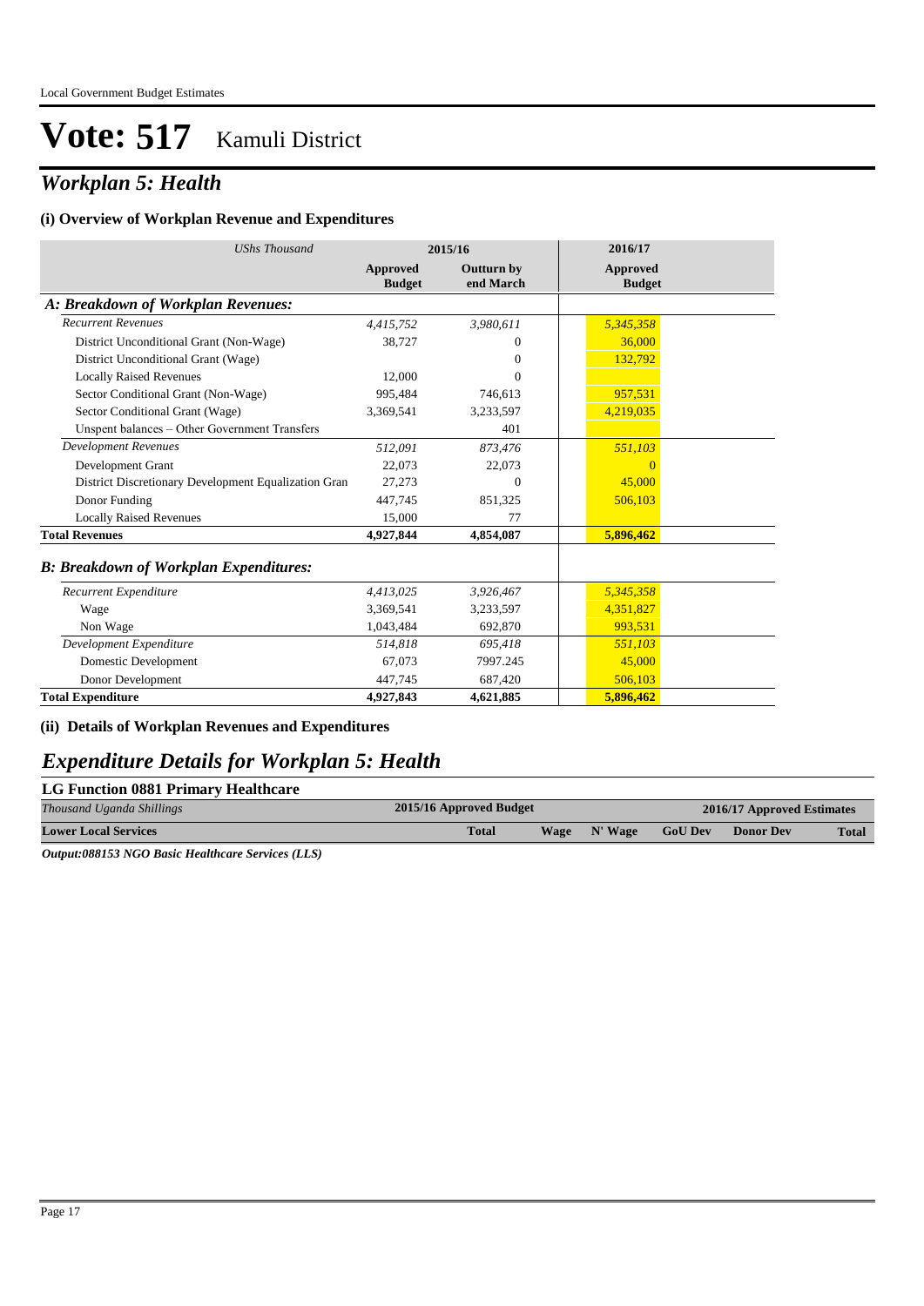# Vote: 517 Kamuli District

## *Workplan 5: Health*

### (i) Overview of Workplan Revenue and Expenditures

| *UShs Thousand* | 2015/16 | | 2016/17 |
|---|---|---|---|
| | **Approved Budget** | **Outturn by end March** | **Approved Budget** |
| ***A: Breakdown of Workplan Revenues:*** | | | |
| *Recurrent Revenues* | *4,415,752* | *3,980,611* | *5,345,358* |
| District Unconditional Grant (Non-Wage) | 38,727 | 0 | 36,000 |
| District Unconditional Grant (Wage) | | 0 | 132,792 |
| Locally Raised Revenues | 12,000 | 0 | |
| Sector Conditional Grant (Non-Wage) | 995,484 | 746,613 | 957,531 |
| Sector Conditional Grant (Wage) | 3,369,541 | 3,233,597 | 4,219,035 |
| Unspent balances – Other Government Transfers | | 401 | |
| *Development Revenues* | *512,091* | *873,476* | *551,103* |
| Development Grant | 22,073 | 22,073 | 0 |
| District Discretionary Development Equalization Gran | 27,273 | 0 | 45,000 |
| Donor Funding | 447,745 | 851,325 | 506,103 |
| Locally Raised Revenues | 15,000 | 77 | |
| **Total Revenues** | **4,927,844** | **4,854,087** | **5,896,462** |
| ***B: Breakdown of Workplan Expenditures:*** | | | |
| *Recurrent Expenditure* | *4,413,025* | *3,926,467* | *5,345,358* |
| Wage | 3,369,541 | 3,233,597 | 4,351,827 |
| Non Wage | 1,043,484 | 692,870 | 993,531 |
| *Development Expenditure* | *514,818* | *695,418* | *551,103* |
| Domestic Development | 67,073 | 7997.245 | 45,000 |
| Donor Development | 447,745 | 687,420 | 506,103 |
| **Total Expenditure** | **4,927,843** | **4,621,885** | **5,896,462** |

### (ii) Details of Workplan Revenues and Expenditures

## *Expenditure Details for Workplan 5: Health*

### LG Function 0881 Primary Healthcare

| *Thousand Uganda Shillings* | 2015/16 Approved Budget | 2016/17 Approved Estimates | | | | |
|---|---|---|---|---|---|---|
| **Lower Local Services** | **Total** | **Wage** | **N' Wage** | **GoU Dev** | **Donor Dev** | **Total** |

***Output:088153 NGO Basic Healthcare Services (LLS)***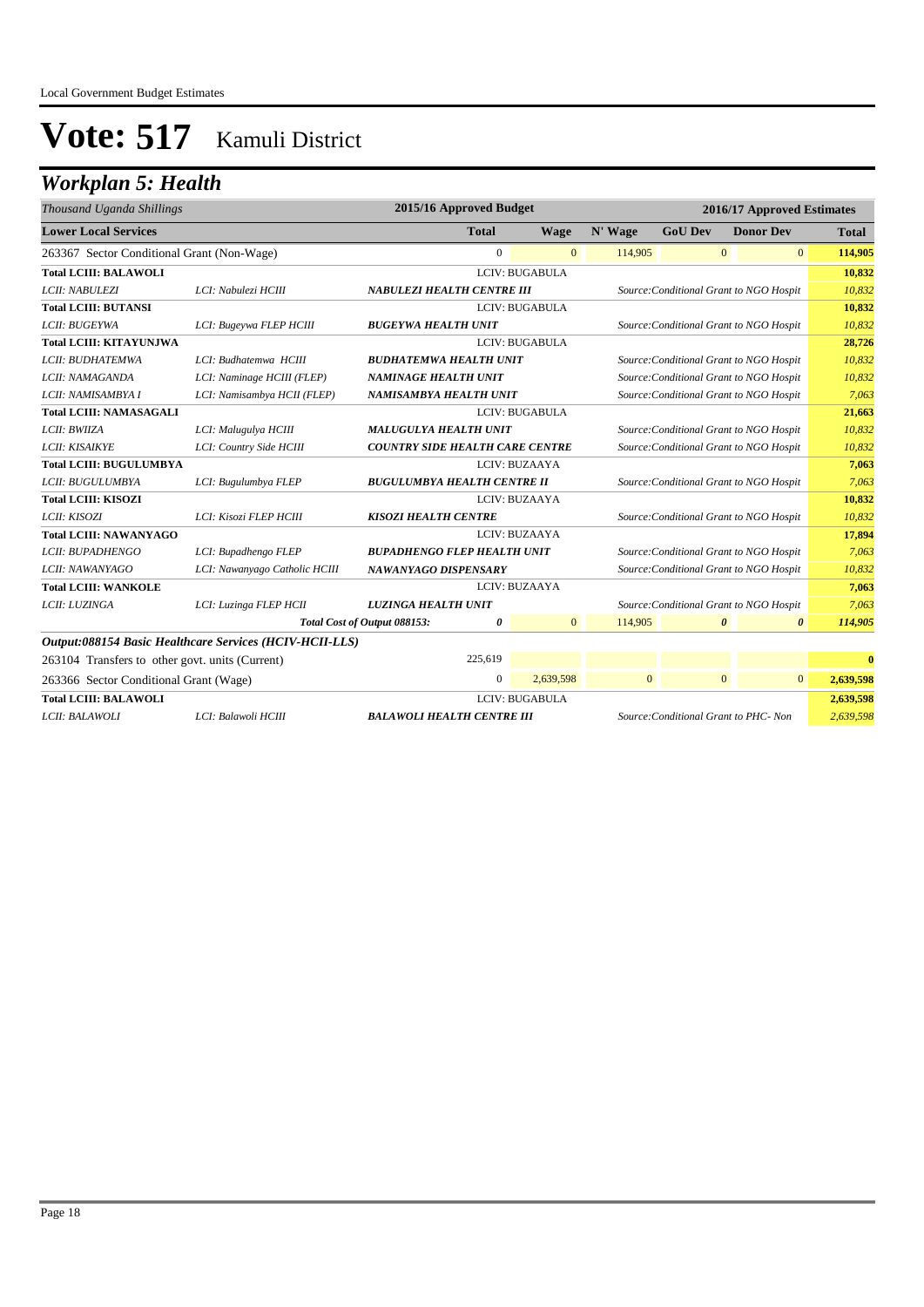# Vote: 517 Kamuli District

## *Workplan 5: Health*

| *Thousand Uganda Shillings* | | 2015/16 Approved Budget | | | 2016/17 Approved Estimates | | | |
|---|---|---|---|---|---|---|---|---|
| **Lower Local Services** | | **Total** | **Wage** | **N' Wage** | **GoU Dev** | **Donor Dev** | | **Total** |
| 263367 Sector Conditional Grant (Non-Wage) | | 0 | 0 | 114,905 | 0 | 0 | | **114,905** |
| **Total LCIII: BALAWOLI** | | | LCIV: BUGABULA | | | | | **10,832** |
| *LCII: NABULEZI* | *LCI: Nabulezi HCIII* | ***NABULEZI HEALTH CENTRE III*** | | | *Source:Conditional Grant to NGO Hospit* | | | *10,832* |
| **Total LCIII: BUTANSI** | | | LCIV: BUGABULA | | | | | **10,832** |
| *LCII: BUGEYWA* | *LCI: Bugeywa FLEP HCIII* | ***BUGEYWA HEALTH UNIT*** | | | *Source:Conditional Grant to NGO Hospit* | | | *10,832* |
| **Total LCIII: KITAYUNJWA** | | | LCIV: BUGABULA | | | | | **28,726** |
| *LCII: BUDHATEMWA* | *LCI: Budhatemwa HCIII* | ***BUDHATEMWA HEALTH UNIT*** | | | *Source:Conditional Grant to NGO Hospit* | | | *10,832* |
| *LCII: NAMAGANDA* | *LCI: Naminage HCIII (FLEP)* | ***NAMINAGE HEALTH UNIT*** | | | *Source:Conditional Grant to NGO Hospit* | | | *10,832* |
| *LCII: NAMISAMBYA I* | *LCI: Namisambya HCII (FLEP)* | ***NAMISAMBYA HEALTH UNIT*** | | | *Source:Conditional Grant to NGO Hospit* | | | *7,063* |
| **Total LCIII: NAMASAGALI** | | | LCIV: BUGABULA | | | | | **21,663** |
| *LCII: BWIIZA* | *LCI: Malugulya HCIII* | ***MALUGULYA HEALTH UNIT*** | | | *Source:Conditional Grant to NGO Hospit* | | | *10,832* |
| *LCII: KISAIKYE* | *LCI: Country Side HCIII* | ***COUNTRY SIDE HEALTH CARE CENTRE*** | | | *Source:Conditional Grant to NGO Hospit* | | | *10,832* |
| **Total LCIII: BUGULUMBYA** | | | LCIV: BUZAAYA | | | | | **7,063** |
| *LCII: BUGULUMBYA* | *LCI: Bugulumbya FLEP* | ***BUGULUMBYA HEALTH CENTRE II*** | | | *Source:Conditional Grant to NGO Hospit* | | | *7,063* |
| **Total LCIII: KISOZI** | | | LCIV: BUZAAYA | | | | | **10,832** |
| *LCII: KISOZI* | *LCI: Kisozi FLEP HCIII* | ***KISOZI HEALTH CENTRE*** | | | *Source:Conditional Grant to NGO Hospit* | | | *10,832* |
| **Total LCIII: NAWANYAGO** | | | LCIV: BUZAAYA | | | | | **17,894** |
| *LCII: BUPADHENGO* | *LCI: Bupadhengo FLEP* | ***BUPADHENGO FLEP HEALTH UNIT*** | | | *Source:Conditional Grant to NGO Hospit* | | | *7,063* |
| *LCII: NAWANYAGO* | *LCI: Nawanyago Catholic HCIII* | ***NAWANYAGO DISPENSARY*** | | | *Source:Conditional Grant to NGO Hospit* | | | *10,832* |
| **Total LCIII: WANKOLE** | | | LCIV: BUZAAYA | | | | | **7,063** |
| *LCII: LUZINGA* | *LCI: Luzinga FLEP HCII* | ***LUZINGA HEALTH UNIT*** | | | *Source:Conditional Grant to NGO Hospit* | | | *7,063* |
| | ***Total Cost of Output 088153:*** | ***0*** | 0 | 114,905 | ***0*** | ***0*** | | ***114,905*** |
| ***Output:088154 Basic Healthcare Services (HCIV-HCII-LLS)*** | | | | | | | | |
| 263104 Transfers to other govt. units (Current) | | 225,619 | | | | | | **0** |
| 263366 Sector Conditional Grant (Wage) | | 0 | 2,639,598 | 0 | 0 | 0 | | **2,639,598** |
| **Total LCIII: BALAWOLI** | | | LCIV: BUGABULA | | | | | **2,639,598** |
| *LCII: BALAWOLI* | *LCI: Balawoli HCIII* | ***BALAWOLI HEALTH CENTRE III*** | | | *Source:Conditional Grant to PHC- Non* | | | *2,639,598* |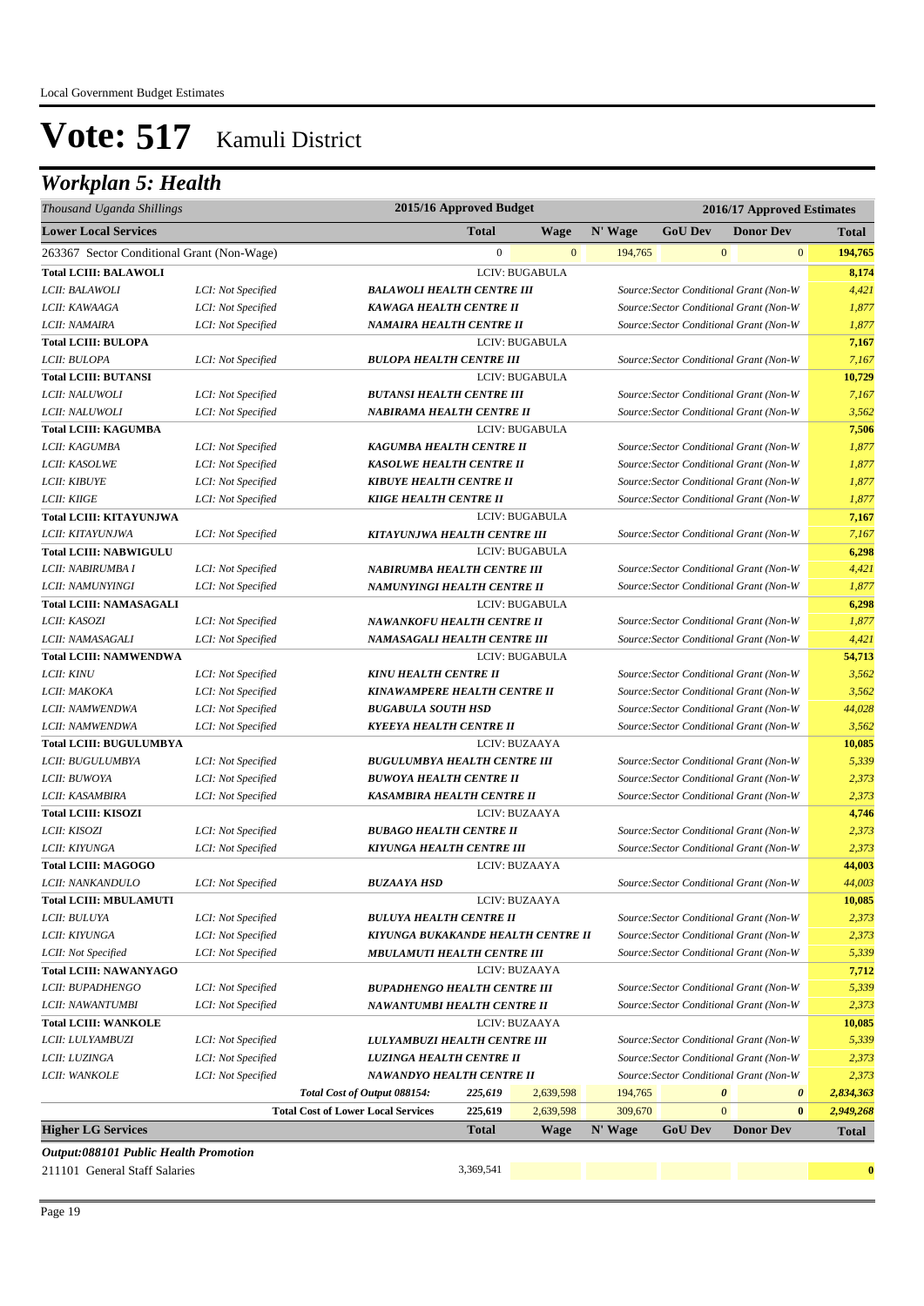# Vote: 517 Kamuli District

## Workplan 5: Health

| Thousand Uganda Shillings | | | 2015/16 Approved Budget | | 2016/17 Approved Estimates | | | |
|---|---|---|---|---|---|---|---|---|
| **Lower Local Services** | | | **Total** | **Wage** | **N' Wage** | **GoU Dev** | **Donor Dev** | **Total** |
| 263367 Sector Conditional Grant (Non-Wage) | | | 0 | 0 | 194,765 | 0 | 0 | 194,765 |
| **Total LCIII: BALAWOLI** | | | LCIV: BUGABULA | | | | | **8,174** |
| *LCII: BALAWOLI* | *LCI: Not Specified* | ***BALAWOLI HEALTH CENTRE III*** | | | *Source:Sector Conditional Grant (Non-W* | | | *4,421* |
| *LCII: KAWAAGA* | *LCI: Not Specified* | ***KAWAGA HEALTH CENTRE II*** | | | *Source:Sector Conditional Grant (Non-W* | | | *1,877* |
| *LCII: NAMAIRA* | *LCI: Not Specified* | ***NAMAIRA HEALTH CENTRE II*** | | | *Source:Sector Conditional Grant (Non-W* | | | *1,877* |
| **Total LCIII: BULOPA** | | | LCIV: BUGABULA | | | | | **7,167** |
| *LCII: BULOPA* | *LCI: Not Specified* | ***BULOPA HEALTH CENTRE III*** | | | *Source:Sector Conditional Grant (Non-W* | | | *7,167* |
| **Total LCIII: BUTANSI** | | | LCIV: BUGABULA | | | | | **10,729** |
| *LCII: NALUWOLI* | *LCI: Not Specified* | ***BUTANSI HEALTH CENTRE III*** | | | *Source:Sector Conditional Grant (Non-W* | | | *7,167* |
| *LCII: NALUWOLI* | *LCI: Not Specified* | ***NABIRAMA HEALTH CENTRE II*** | | | *Source:Sector Conditional Grant (Non-W* | | | *3,562* |
| **Total LCIII: KAGUMBA** | | | LCIV: BUGABULA | | | | | **7,506** |
| *LCII: KAGUMBA* | *LCI: Not Specified* | ***KAGUMBA HEALTH CENTRE II*** | | | *Source:Sector Conditional Grant (Non-W* | | | *1,877* |
| *LCII: KASOLWE* | *LCI: Not Specified* | ***KASOLWE HEALTH CENTRE II*** | | | *Source:Sector Conditional Grant (Non-W* | | | *1,877* |
| *LCII: KIBUYE* | *LCI: Not Specified* | ***KIBUYE HEALTH CENTRE II*** | | | *Source:Sector Conditional Grant (Non-W* | | | *1,877* |
| *LCII: KIIGE* | *LCI: Not Specified* | ***KIIGE HEALTH CENTRE II*** | | | *Source:Sector Conditional Grant (Non-W* | | | *1,877* |
| **Total LCIII: KITAYUNJWA** | | | LCIV: BUGABULA | | | | | **7,167** |
| *LCII: KITAYUNJWA* | *LCI: Not Specified* | ***KITAYUNJWA HEALTH CENTRE III*** | | | *Source:Sector Conditional Grant (Non-W* | | | *7,167* |
| **Total LCIII: NABWIGULU** | | | LCIV: BUGABULA | | | | | **6,298** |
| *LCII: NABIRUMBA I* | *LCI: Not Specified* | ***NABIRUMBA HEALTH CENTRE III*** | | | *Source:Sector Conditional Grant (Non-W* | | | *4,421* |
| *LCII: NAMUNYINGI* | *LCI: Not Specified* | ***NAMUNYINGI HEALTH CENTRE II*** | | | *Source:Sector Conditional Grant (Non-W* | | | *1,877* |
| **Total LCIII: NAMASAGALI** | | | LCIV: BUGABULA | | | | | **6,298** |
| *LCII: KASOZI* | *LCI: Not Specified* | ***NAWANKOFU HEALTH CENTRE II*** | | | *Source:Sector Conditional Grant (Non-W* | | | *1,877* |
| *LCII: NAMASAGALI* | *LCI: Not Specified* | ***NAMASAGALI HEALTH CENTRE III*** | | | *Source:Sector Conditional Grant (Non-W* | | | *4,421* |
| **Total LCIII: NAMWENDWA** | | | LCIV: BUGABULA | | | | | **54,713** |
| *LCII: KINU* | *LCI: Not Specified* | ***KINU HEALTH CENTRE II*** | | | *Source:Sector Conditional Grant (Non-W* | | | *3,562* |
| *LCII: MAKOKA* | *LCI: Not Specified* | ***KINAWAMPERE HEALTH CENTRE II*** | | | *Source:Sector Conditional Grant (Non-W* | | | *3,562* |
| *LCII: NAMWENDWA* | *LCI: Not Specified* | ***BUGABULA SOUTH HSD*** | | | *Source:Sector Conditional Grant (Non-W* | | | *44,028* |
| *LCII: NAMWENDWA* | *LCI: Not Specified* | ***KYEEYA HEALTH CENTRE II*** | | | *Source:Sector Conditional Grant (Non-W* | | | *3,562* |
| **Total LCIII: BUGULUMBYA** | | | LCIV: BUZAAYA | | | | | **10,085** |
| *LCII: BUGULUMBYA* | *LCI: Not Specified* | ***BUGULUMBYA HEALTH CENTRE III*** | | | *Source:Sector Conditional Grant (Non-W* | | | *5,339* |
| *LCII: BUWOYA* | *LCI: Not Specified* | ***BUWOYA HEALTH CENTRE II*** | | | *Source:Sector Conditional Grant (Non-W* | | | *2,373* |
| *LCII: KASAMBIRA* | *LCI: Not Specified* | ***KASAMBIRA HEALTH CENTRE II*** | | | *Source:Sector Conditional Grant (Non-W* | | | *2,373* |
| **Total LCIII: KISOZI** | | | LCIV: BUZAAYA | | | | | **4,746** |
| *LCII: KISOZI* | *LCI: Not Specified* | ***BUBAGO HEALTH CENTRE II*** | | | *Source:Sector Conditional Grant (Non-W* | | | *2,373* |
| *LCII: KIYUNGA* | *LCI: Not Specified* | ***KIYUNGA HEALTH CENTRE III*** | | | *Source:Sector Conditional Grant (Non-W* | | | *2,373* |
| **Total LCIII: MAGOGO** | | | LCIV: BUZAAYA | | | | | **44,003** |
| *LCII: NANKANDULO* | *LCI: Not Specified* | ***BUZAAYA HSD*** | | | *Source:Sector Conditional Grant (Non-W* | | | *44,003* |
| **Total LCIII: MBULAMUTI** | | | LCIV: BUZAAYA | | | | | **10,085** |
| *LCII: BULUYA* | *LCI: Not Specified* | ***BULUYA HEALTH CENTRE II*** | | | *Source:Sector Conditional Grant (Non-W* | | | *2,373* |
| *LCII: KIYUNGA* | *LCI: Not Specified* | ***KIYUNGA BUKAKANDE HEALTH CENTRE II*** | | | *Source:Sector Conditional Grant (Non-W* | | | *2,373* |
| *LCII: Not Specified* | *LCI: Not Specified* | ***MBULAMUTI HEALTH CENTRE III*** | | | *Source:Sector Conditional Grant (Non-W* | | | *5,339* |
| **Total LCIII: NAWANYAGO** | | | LCIV: BUZAAYA | | | | | **7,712** |
| *LCII: BUPADHENGO* | *LCI: Not Specified* | ***BUPADHENGO HEALTH CENTRE III*** | | | *Source:Sector Conditional Grant (Non-W* | | | *5,339* |
| *LCII: NAWANTUMBI* | *LCI: Not Specified* | ***NAWANTUMBI HEALTH CENTRE II*** | | | *Source:Sector Conditional Grant (Non-W* | | | *2,373* |
| **Total LCIII: WANKOLE** | | | LCIV: BUZAAYA | | | | | **10,085** |
| *LCII: LULYAMBUZI* | *LCI: Not Specified* | ***LULYAMBUZI HEALTH CENTRE III*** | | | *Source:Sector Conditional Grant (Non-W* | | | *5,339* |
| *LCII: LUZINGA* | *LCI: Not Specified* | ***LUZINGA HEALTH CENTRE II*** | | | *Source:Sector Conditional Grant (Non-W* | | | *2,373* |
| *LCII: WANKOLE* | *LCI: Not Specified* | ***NAWANDYO HEALTH CENTRE II*** | | | *Source:Sector Conditional Grant (Non-W* | | | *2,373* |
| | | ***Total Cost of Output 088154:*** | ***225,619*** | 2,639,598 | 194,765 | ***0*** | ***0*** | ***2,834,363*** |
| | | **Total Cost of Lower Local Services** | ***225,619*** | 2,639,598 | 309,670 | 0 | **0** | ***2,949,268*** |
| **Higher LG Services** | | | **Total** | **Wage** | **N' Wage** | **GoU Dev** | **Donor Dev** | **Total** |
| ***Output:088101 Public Health Promotion*** | | | | | | | | |
| 211101 General Staff Salaries | | | 3,369,541 | | | | | **0** |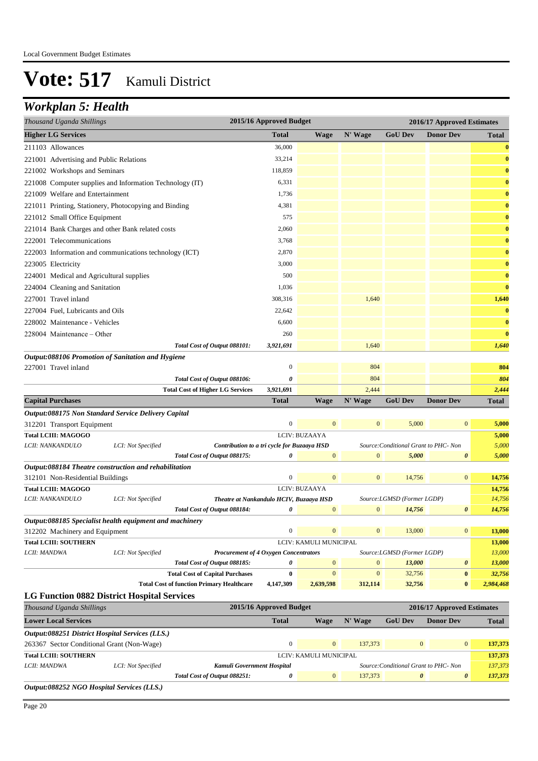Local Government Budget Estimates

# Vote: 517 Kamuli District

## Workplan 5: Health

| Thousand Uganda Shillings | | | 2015/16 Approved Budget | | | 2016/17 Approved Estimates | | |
|---|---|---|---|---|---|---|---|---|
| **Higher LG Services** | | | **Total** | **Wage** | **N' Wage** | **GoU Dev** | **Donor Dev** | **Total** |
| 211103 Allowances | | | 36,000 | | | | | 0 |
| 221001 Advertising and Public Relations | | | 33,214 | | | | | 0 |
| 221002 Workshops and Seminars | | | 118,859 | | | | | 0 |
| 221008 Computer supplies and Information Technology (IT) | | | 6,331 | | | | | 0 |
| 221009 Welfare and Entertainment | | | 1,736 | | | | | 0 |
| 221011 Printing, Stationery, Photocopying and Binding | | | 4,381 | | | | | 0 |
| 221012 Small Office Equipment | | | 575 | | | | | 0 |
| 221014 Bank Charges and other Bank related costs | | | 2,060 | | | | | 0 |
| 222001 Telecommunications | | | 3,768 | | | | | 0 |
| 222003 Information and communications technology (ICT) | | | 2,870 | | | | | 0 |
| 223005 Electricity | | | 3,000 | | | | | 0 |
| 224001 Medical and Agricultural supplies | | | 500 | | | | | 0 |
| 224004 Cleaning and Sanitation | | | 1,036 | | | | | 0 |
| 227001 Travel inland | | | 308,316 | | 1,640 | | | 1,640 |
| 227004 Fuel, Lubricants and Oils | | | 22,642 | | | | | 0 |
| 228002 Maintenance - Vehicles | | | 6,600 | | | | | 0 |
| 228004 Maintenance – Other | | | 260 | | | | | 0 |
| | | *Total Cost of Output 088101:* | *3,921,691* | | *1,640* | | | *1,640* |
| ***Output:088106 Promotion of Sanitation and Hygiene*** | | | | | | | | |
| 227001 Travel inland | | | 0 | | 804 | | | 804 |
| | | *Total Cost of Output 088106:* | *0* | | *804* | | | *804* |
| | | **Total Cost of Higher LG Services** | **3,921,691** | | **2,444** | | | **2,444** |
| **Capital Purchases** | | | **Total** | **Wage** | **N' Wage** | **GoU Dev** | **Donor Dev** | **Total** |
| ***Output:088175 Non Standard Service Delivery Capital*** | | | | | | | | |
| 312201 Transport Equipment | | | 0 | 0 | 0 | 5,000 | 0 | 5,000 |
| **Total LCIII: MAGOGO** | | | | LCIV: BUZAAYA | | | | 5,000 |
| *LCII: NANKANDULO* | *LCI: Not Specified* | *Contribution to a tri cycle for Buzaaya HSD* | | | *Source:Conditional Grant to PHC- Non* | | | *5,000* |
| | | *Total Cost of Output 088175:* | *0* | 0 | 0 | *5,000* | *0* | *5,000* |
| ***Output:088184 Theatre construction and rehabilitation*** | | | | | | | | |
| 312101 Non-Residential Buildings | | | 0 | 0 | 0 | 14,756 | 0 | 14,756 |
| **Total LCIII: MAGOGO** | | | | LCIV: BUZAAYA | | | | 14,756 |
| *LCII: NANKANDULO* | *LCI: Not Specified* | *Theatre at Nankandulo HCIV, Buzaaya HSD* | | | *Source:LGMSD (Former LGDP)* | | | *14,756* |
| | | *Total Cost of Output 088184:* | *0* | 0 | 0 | *14,756* | *0* | *14,756* |
| ***Output:088185 Specialist health equipment and machinery*** | | | | | | | | |
| 312202 Machinery and Equipment | | | 0 | 0 | 0 | 13,000 | 0 | 13,000 |
| **Total LCIII: SOUTHERN** | | | | LCIV: KAMULI MUNICIPAL | | | | 13,000 |
| *LCII: MANDWA* | *LCI: Not Specified* | *Procurement of 4 Oxygen Concentrators* | | | *Source:LGMSD (Former LGDP)* | | | *13,000* |
| | | *Total Cost of Output 088185:* | *0* | 0 | 0 | *13,000* | *0* | *13,000* |
| | | **Total Cost of Capital Purchases** | **0** | 0 | 0 | 32,756 | **0** | *32,756* |
| | | **Total Cost of function Primary Healthcare** | **4,147,309** | **2,639,598** | **312,114** | **32,756** | **0** | ***2,984,468*** |

### LG Function 0882 District Hospital Services

| Thousand Uganda Shillings | | | 2015/16 Approved Budget | | | 2016/17 Approved Estimates | | |
|---|---|---|---|---|---|---|---|---|
| **Lower Local Services** | | | **Total** | **Wage** | **N' Wage** | **GoU Dev** | **Donor Dev** | **Total** |
| ***Output:088251 District Hospital Services (LLS.)*** | | | | | | | | |
| 263367 Sector Conditional Grant (Non-Wage) | | | 0 | 0 | 137,373 | 0 | 0 | 137,373 |
| **Total LCIII: SOUTHERN** | | | | LCIV: KAMULI MUNICIPAL | | | | 137,373 |
| *LCII: MANDWA* | *LCI: Not Specified* | *Kamuli Government Hospital* | | | *Source:Conditional Grant to PHC- Non* | | | *137,373* |
| | | *Total Cost of Output 088251:* | *0* | 0 | 137,373 | *0* | *0* | *137,373* |
| ***Output:088252 NGO Hospital Services (LLS.)*** | | | | | | | | |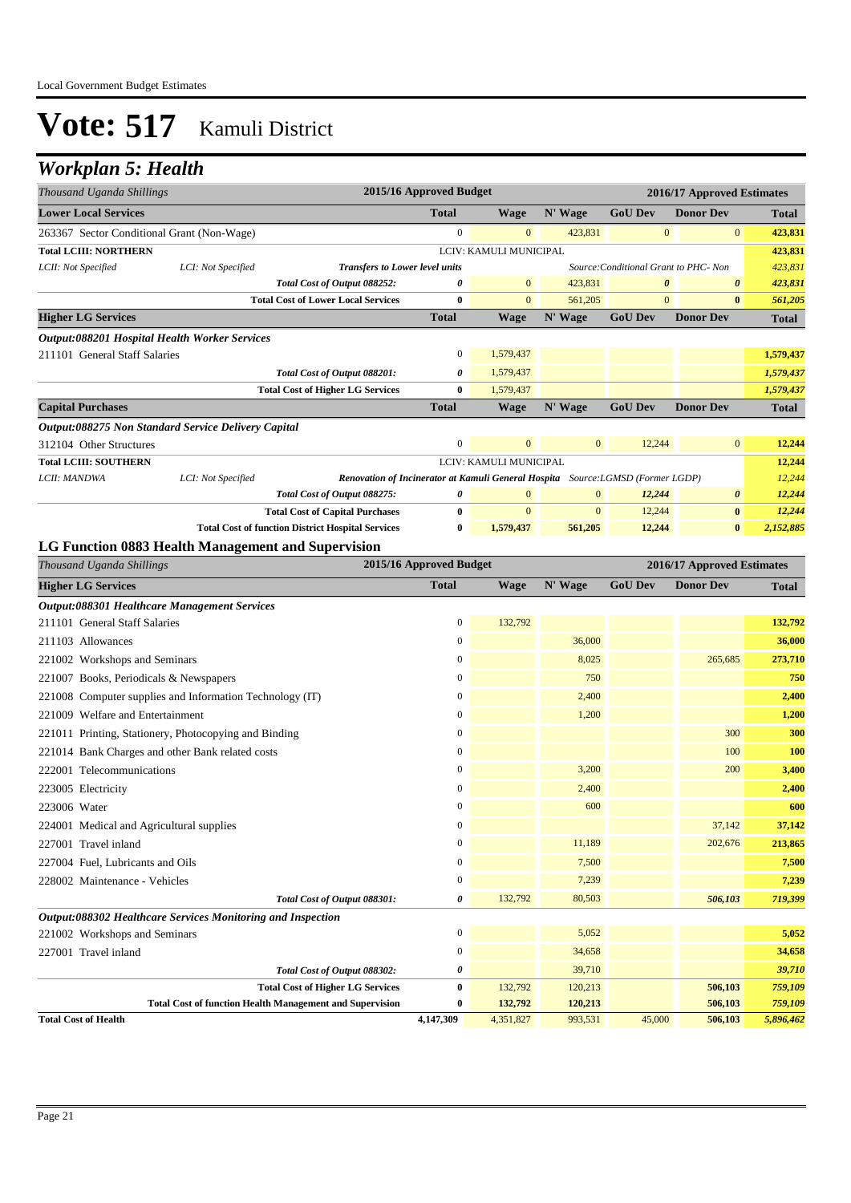Local Government Budget Estimates

# Vote: 517 Kamuli District

## Workplan 5: Health

| Thousand Uganda Shillings | | | 2015/16 Approved Budget | | | 2016/17 Approved Estimates | | |
|---|---|---|---|---|---|---|---|---|
| **Lower Local Services** | | | **Total** | **Wage** | **N' Wage** | **GoU Dev** | **Donor Dev** | **Total** |
| 263367 Sector Conditional Grant (Non-Wage) | | | 0 | 0 | 423,831 | 0 | 0 | **423,831** |
| **Total LCIII: NORTHERN** | | | LCIV: KAMULI MUNICIPAL | | | | | **423,831** |
| *LCII: Not Specified* | *LCI: Not Specified* | ***Transfers to Lower level units*** | | | | *Source:Conditional Grant to PHC- Non* | | *423,831* |
| | | ***Total Cost of Output 088252:*** | ***0*** | 0 | 423,831 | ***0*** | ***0*** | ***423,831*** |
| | | **Total Cost of Lower Local Services** | **0** | 0 | 561,205 | 0 | **0** | ***561,205*** |
| **Higher LG Services** | | | **Total** | **Wage** | **N' Wage** | **GoU Dev** | **Donor Dev** | **Total** |
| ***Output:088201 Hospital Health Worker Services*** | | | | | | | | |
| 211101 General Staff Salaries | | | 0 | 1,579,437 | | | | **1,579,437** |
| | | ***Total Cost of Output 088201:*** | ***0*** | 1,579,437 | | | | ***1,579,437*** |
| | | **Total Cost of Higher LG Services** | **0** | 1,579,437 | | | | ***1,579,437*** |
| **Capital Purchases** | | | **Total** | **Wage** | **N' Wage** | **GoU Dev** | **Donor Dev** | **Total** |
| ***Output:088275 Non Standard Service Delivery Capital*** | | | | | | | | |
| 312104 Other Structures | | | 0 | 0 | 0 | 12,244 | 0 | **12,244** |
| **Total LCIII: SOUTHERN** | | | LCIV: KAMULI MUNICIPAL | | | | | **12,244** |
| *LCII: MANDWA* | *LCI: Not Specified* | ***Renovation of Incinerator at Kamuli General Hospita*** | | | *Source:LGMSD (Former LGDP)* | | | *12,244* |
| | | ***Total Cost of Output 088275:*** | ***0*** | 0 | 0 | ***12,244*** | ***0*** | ***12,244*** |
| | | **Total Cost of Capital Purchases** | **0** | 0 | 0 | 12,244 | **0** | ***12,244*** |
| | | **Total Cost of function District Hospital Services** | **0** | **1,579,437** | **561,205** | **12,244** | **0** | ***2,152,885*** |

### LG Function 0883 Health Management and Supervision

| Thousand Uganda Shillings | 2015/16 Approved Budget | | | 2016/17 Approved Estimates | | |
|---|---|---|---|---|---|---|
| **Higher LG Services** | **Total** | **Wage** | **N' Wage** | **GoU Dev** | **Donor Dev** | **Total** |
| ***Output:088301 Healthcare Management Services*** | | | | | | |
| 211101 General Staff Salaries | 0 | 132,792 | | | | **132,792** |
| 211103 Allowances | 0 | | 36,000 | | | **36,000** |
| 221002 Workshops and Seminars | 0 | | 8,025 | | 265,685 | **273,710** |
| 221007 Books, Periodicals & Newspapers | 0 | | 750 | | | **750** |
| 221008 Computer supplies and Information Technology (IT) | 0 | | 2,400 | | | **2,400** |
| 221009 Welfare and Entertainment | 0 | | 1,200 | | | **1,200** |
| 221011 Printing, Stationery, Photocopying and Binding | 0 | | | | 300 | **300** |
| 221014 Bank Charges and other Bank related costs | 0 | | | | 100 | **100** |
| 222001 Telecommunications | 0 | | 3,200 | | 200 | **3,400** |
| 223005 Electricity | 0 | | 2,400 | | | **2,400** |
| 223006 Water | 0 | | 600 | | | **600** |
| 224001 Medical and Agricultural supplies | 0 | | | | 37,142 | **37,142** |
| 227001 Travel inland | 0 | | 11,189 | | 202,676 | **213,865** |
| 227004 Fuel, Lubricants and Oils | 0 | | 7,500 | | | **7,500** |
| 228002 Maintenance - Vehicles | 0 | | 7,239 | | | **7,239** |
| ***Total Cost of Output 088301:*** | ***0*** | 132,792 | 80,503 | | ***506,103*** | ***719,399*** |
| ***Output:088302 Healthcare Services Monitoring and Inspection*** | | | | | | |
| 221002 Workshops and Seminars | 0 | | 5,052 | | | **5,052** |
| 227001 Travel inland | 0 | | 34,658 | | | **34,658** |
| ***Total Cost of Output 088302:*** | ***0*** | | 39,710 | | | ***39,710*** |
| **Total Cost of Higher LG Services** | **0** | 132,792 | 120,213 | | **506,103** | ***759,109*** |
| **Total Cost of function Health Management and Supervision** | **0** | **132,792** | **120,213** | | **506,103** | ***759,109*** |
| **Total Cost of Health** | **4,147,309** | 4,351,827 | 993,531 | 45,000 | **506,103** | ***5,896,462*** |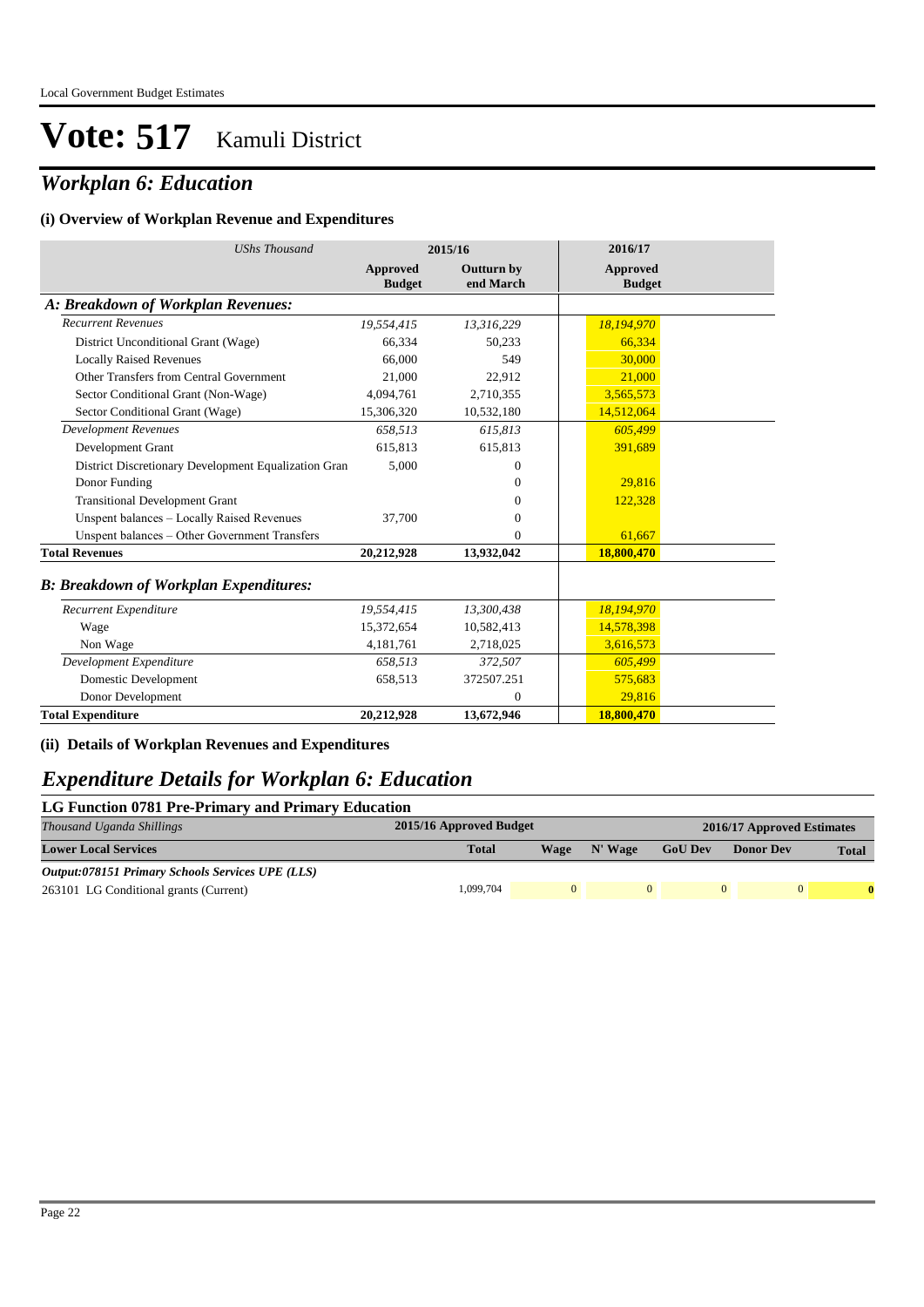# Vote: 517 Kamuli District

## *Workplan 6: Education*

### (i) Overview of Workplan Revenue and Expenditures

| *UShs Thousand* | 2015/16 | | 2016/17 |
|---|---|---|---|
| | **Approved Budget** | **Outturn by end March** | **Approved Budget** |
| ***A: Breakdown of Workplan Revenues:*** | | | |
| *Recurrent Revenues* | *19,554,415* | *13,316,229* | *18,194,970* |
| District Unconditional Grant (Wage) | 66,334 | 50,233 | 66,334 |
| Locally Raised Revenues | 66,000 | 549 | 30,000 |
| Other Transfers from Central Government | 21,000 | 22,912 | 21,000 |
| Sector Conditional Grant (Non-Wage) | 4,094,761 | 2,710,355 | 3,565,573 |
| Sector Conditional Grant (Wage) | 15,306,320 | 10,532,180 | 14,512,064 |
| *Development Revenues* | *658,513* | *615,813* | *605,499* |
| Development Grant | 615,813 | 615,813 | 391,689 |
| District Discretionary Development Equalization Gran | 5,000 | 0 | |
| Donor Funding | | 0 | 29,816 |
| Transitional Development Grant | | 0 | 122,328 |
| Unspent balances – Locally Raised Revenues | 37,700 | 0 | |
| Unspent balances – Other Government Transfers | | 0 | 61,667 |
| **Total Revenues** | **20,212,928** | **13,932,042** | **18,800,470** |
| ***B: Breakdown of Workplan Expenditures:*** | | | |
| *Recurrent Expenditure* | *19,554,415* | *13,300,438* | *18,194,970* |
| Wage | 15,372,654 | 10,582,413 | 14,578,398 |
| Non Wage | 4,181,761 | 2,718,025 | 3,616,573 |
| *Development Expenditure* | *658,513* | *372,507* | *605,499* |
| Domestic Development | 658,513 | 372507.251 | 575,683 |
| Donor Development | | 0 | 29,816 |
| **Total Expenditure** | **20,212,928** | **13,672,946** | **18,800,470** |

### (ii) Details of Workplan Revenues and Expenditures

## *Expenditure Details for Workplan 6: Education*

### LG Function 0781 Pre-Primary and Primary Education

| *Thousand Uganda Shillings* | 2015/16 Approved Budget | 2016/17 Approved Estimates | | | | |
|---|---|---|---|---|---|---|
| **Lower Local Services** | **Total** | **Wage** | **N' Wage** | **GoU Dev** | **Donor Dev** | **Total** |
| ***Output:078151 Primary Schools Services UPE (LLS)*** | | | | | | |
| 263101 LG Conditional grants (Current) | 1,099,704 | 0 | 0 | 0 | 0 | **0** |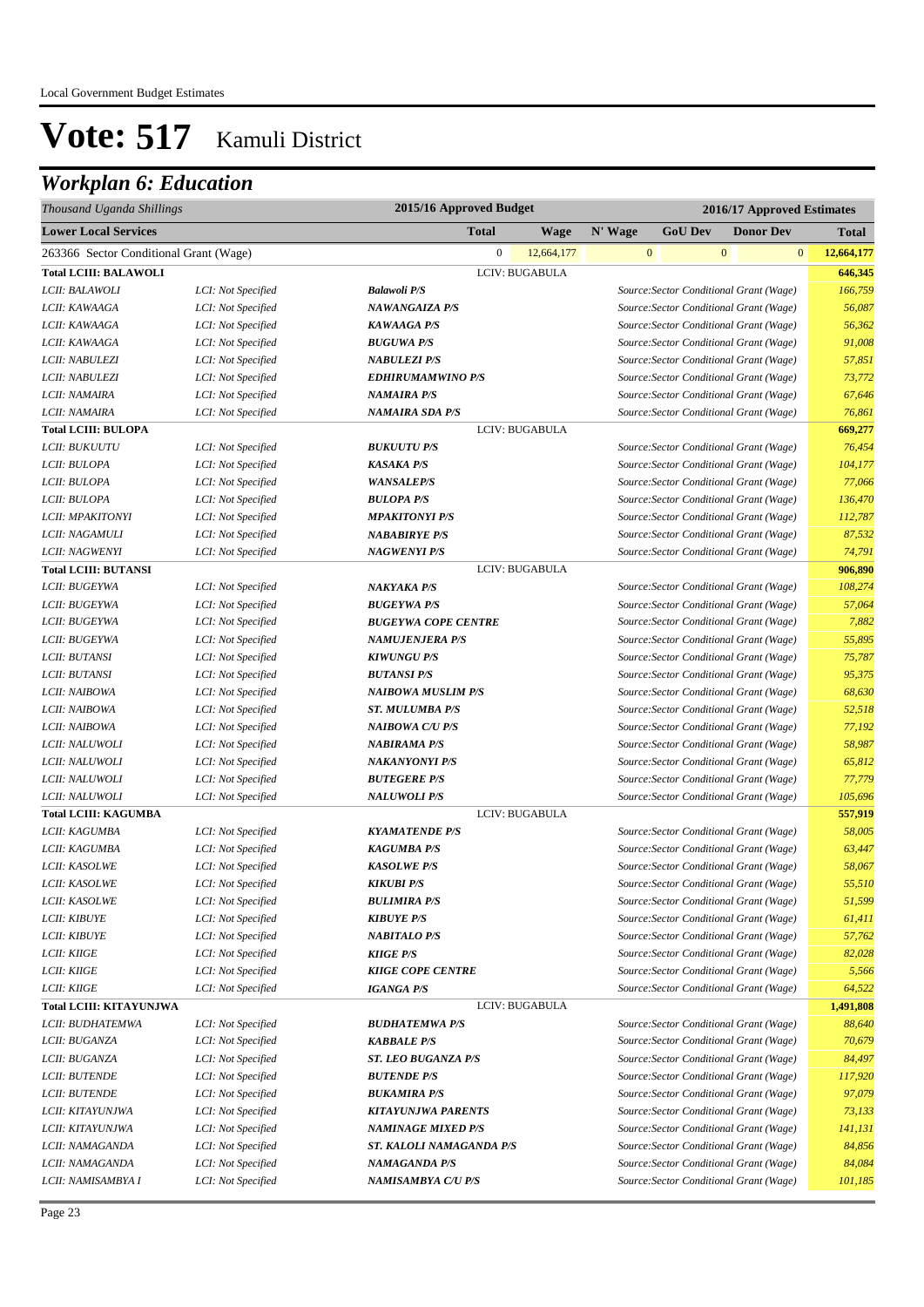Local Government Budget Estimates

# Vote: 517 Kamuli District

## Workplan 6: Education

| Thousand Uganda Shillings | | 2015/16 Approved Budget | | | 2016/17 Approved Estimates | | | |
|---|---|---|---|---|---|---|---|---|
| **Lower Local Services** | | | **Total** | **Wage** | **N' Wage** | **GoU Dev** | **Donor Dev** | **Total** |
| 263366 Sector Conditional Grant (Wage) | | | 0 | 12,664,177 | 0 | 0 | 0 | 12,664,177 |
| **Total LCIII: BALAWOLI** | | | LCIV: BUGABULA | | | | | **646,345** |
| *LCII: BALAWOLI* | *LCI: Not Specified* | ***Balawoli P/S*** | | | *Source:Sector Conditional Grant (Wage)* | | | *166,759* |
| *LCII: KAWAAGA* | *LCI: Not Specified* | ***NAWANGAIZA P/S*** | | | *Source:Sector Conditional Grant (Wage)* | | | *56,087* |
| *LCII: KAWAAGA* | *LCI: Not Specified* | ***KAWAAGA P/S*** | | | *Source:Sector Conditional Grant (Wage)* | | | *56,362* |
| *LCII: KAWAAGA* | *LCI: Not Specified* | ***BUGUWA P/S*** | | | *Source:Sector Conditional Grant (Wage)* | | | *91,008* |
| *LCII: NABULEZI* | *LCI: Not Specified* | ***NABULEZI P/S*** | | | *Source:Sector Conditional Grant (Wage)* | | | *57,851* |
| *LCII: NABULEZI* | *LCI: Not Specified* | ***EDHIRUMAMWINO P/S*** | | | *Source:Sector Conditional Grant (Wage)* | | | *73,772* |
| *LCII: NAMAIRA* | *LCI: Not Specified* | ***NAMAIRA P/S*** | | | *Source:Sector Conditional Grant (Wage)* | | | *67,646* |
| *LCII: NAMAIRA* | *LCI: Not Specified* | ***NAMAIRA SDA P/S*** | | | *Source:Sector Conditional Grant (Wage)* | | | *76,861* |
| **Total LCIII: BULOPA** | | | LCIV: BUGABULA | | | | | **669,277** |
| *LCII: BUKUUTU* | *LCI: Not Specified* | ***BUKUUTU P/S*** | | | *Source:Sector Conditional Grant (Wage)* | | | *76,454* |
| *LCII: BULOPA* | *LCI: Not Specified* | ***KASAKA P/S*** | | | *Source:Sector Conditional Grant (Wage)* | | | *104,177* |
| *LCII: BULOPA* | *LCI: Not Specified* | ***WANSALEP/S*** | | | *Source:Sector Conditional Grant (Wage)* | | | *77,066* |
| *LCII: BULOPA* | *LCI: Not Specified* | ***BULOPA P/S*** | | | *Source:Sector Conditional Grant (Wage)* | | | *136,470* |
| *LCII: MPAKITONYI* | *LCI: Not Specified* | ***MPAKITONYI P/S*** | | | *Source:Sector Conditional Grant (Wage)* | | | *112,787* |
| *LCII: NAGAMULI* | *LCI: Not Specified* | ***NABABIRYE P/S*** | | | *Source:Sector Conditional Grant (Wage)* | | | *87,532* |
| *LCII: NAGWENYI* | *LCI: Not Specified* | ***NAGWENYI P/S*** | | | *Source:Sector Conditional Grant (Wage)* | | | *74,791* |
| **Total LCIII: BUTANSI** | | | LCIV: BUGABULA | | | | | **906,890** |
| *LCII: BUGEYWA* | *LCI: Not Specified* | ***NAKYAKA P/S*** | | | *Source:Sector Conditional Grant (Wage)* | | | *108,274* |
| *LCII: BUGEYWA* | *LCI: Not Specified* | ***BUGEYWA P/S*** | | | *Source:Sector Conditional Grant (Wage)* | | | *57,064* |
| *LCII: BUGEYWA* | *LCI: Not Specified* | ***BUGEYWA COPE CENTRE*** | | | *Source:Sector Conditional Grant (Wage)* | | | *7,882* |
| *LCII: BUGEYWA* | *LCI: Not Specified* | ***NAMUJENJERA P/S*** | | | *Source:Sector Conditional Grant (Wage)* | | | *55,895* |
| *LCII: BUTANSI* | *LCI: Not Specified* | ***KIWUNGU P/S*** | | | *Source:Sector Conditional Grant (Wage)* | | | *75,787* |
| *LCII: BUTANSI* | *LCI: Not Specified* | ***BUTANSI P/S*** | | | *Source:Sector Conditional Grant (Wage)* | | | *95,375* |
| *LCII: NAIBOWA* | *LCI: Not Specified* | ***NAIBOWA MUSLIM P/S*** | | | *Source:Sector Conditional Grant (Wage)* | | | *68,630* |
| *LCII: NAIBOWA* | *LCI: Not Specified* | ***ST. MULUMBA P/S*** | | | *Source:Sector Conditional Grant (Wage)* | | | *52,518* |
| *LCII: NAIBOWA* | *LCI: Not Specified* | ***NAIBOWA C/U P/S*** | | | *Source:Sector Conditional Grant (Wage)* | | | *77,192* |
| *LCII: NALUWOLI* | *LCI: Not Specified* | ***NABIRAMA P/S*** | | | *Source:Sector Conditional Grant (Wage)* | | | *58,987* |
| *LCII: NALUWOLI* | *LCI: Not Specified* | ***NAKANYONYI P/S*** | | | *Source:Sector Conditional Grant (Wage)* | | | *65,812* |
| *LCII: NALUWOLI* | *LCI: Not Specified* | ***BUTEGERE P/S*** | | | *Source:Sector Conditional Grant (Wage)* | | | *77,779* |
| *LCII: NALUWOLI* | *LCI: Not Specified* | ***NALUWOLI P/S*** | | | *Source:Sector Conditional Grant (Wage)* | | | *105,696* |
| **Total LCIII: KAGUMBA** | | | LCIV: BUGABULA | | | | | **557,919** |
| *LCII: KAGUMBA* | *LCI: Not Specified* | ***KYAMATENDE P/S*** | | | *Source:Sector Conditional Grant (Wage)* | | | *58,005* |
| *LCII: KAGUMBA* | *LCI: Not Specified* | ***KAGUMBA P/S*** | | | *Source:Sector Conditional Grant (Wage)* | | | *63,447* |
| *LCII: KASOLWE* | *LCI: Not Specified* | ***KASOLWE P/S*** | | | *Source:Sector Conditional Grant (Wage)* | | | *58,067* |
| *LCII: KASOLWE* | *LCI: Not Specified* | ***KIKUBI P/S*** | | | *Source:Sector Conditional Grant (Wage)* | | | *55,510* |
| *LCII: KASOLWE* | *LCI: Not Specified* | ***BULIMIRA P/S*** | | | *Source:Sector Conditional Grant (Wage)* | | | *51,599* |
| *LCII: KIBUYE* | *LCI: Not Specified* | ***KIBUYE P/S*** | | | *Source:Sector Conditional Grant (Wage)* | | | *61,411* |
| *LCII: KIBUYE* | *LCI: Not Specified* | ***NABITALO P/S*** | | | *Source:Sector Conditional Grant (Wage)* | | | *57,762* |
| *LCII: KIIGE* | *LCI: Not Specified* | ***KIIGE P/S*** | | | *Source:Sector Conditional Grant (Wage)* | | | *82,028* |
| *LCII: KIIGE* | *LCI: Not Specified* | ***KIIGE COPE CENTRE*** | | | *Source:Sector Conditional Grant (Wage)* | | | *5,566* |
| *LCII: KIIGE* | *LCI: Not Specified* | ***IGANGA P/S*** | | | *Source:Sector Conditional Grant (Wage)* | | | *64,522* |
| **Total LCIII: KITAYUNJWA** | | | LCIV: BUGABULA | | | | | **1,491,808** |
| *LCII: BUDHATEMWA* | *LCI: Not Specified* | ***BUDHATEMWA P/S*** | | | *Source:Sector Conditional Grant (Wage)* | | | *88,640* |
| *LCII: BUGANZA* | *LCI: Not Specified* | ***KABBALE P/S*** | | | *Source:Sector Conditional Grant (Wage)* | | | *70,679* |
| *LCII: BUGANZA* | *LCI: Not Specified* | ***ST. LEO BUGANZA P/S*** | | | *Source:Sector Conditional Grant (Wage)* | | | *84,497* |
| *LCII: BUTENDE* | *LCI: Not Specified* | ***BUTENDE P/S*** | | | *Source:Sector Conditional Grant (Wage)* | | | *117,920* |
| *LCII: BUTENDE* | *LCI: Not Specified* | ***BUKAMIRA P/S*** | | | *Source:Sector Conditional Grant (Wage)* | | | *97,079* |
| *LCII: KITAYUNJWA* | *LCI: Not Specified* | ***KITAYUNJWA PARENTS*** | | | *Source:Sector Conditional Grant (Wage)* | | | *73,133* |
| *LCII: KITAYUNJWA* | *LCI: Not Specified* | ***NAMINAGE MIXED P/S*** | | | *Source:Sector Conditional Grant (Wage)* | | | *141,131* |
| *LCII: NAMAGANDA* | *LCI: Not Specified* | ***ST. KALOLI NAMAGANDA P/S*** | | | *Source:Sector Conditional Grant (Wage)* | | | *84,856* |
| *LCII: NAMAGANDA* | *LCI: Not Specified* | ***NAMAGANDA P/S*** | | | *Source:Sector Conditional Grant (Wage)* | | | *84,084* |
| *LCII: NAMISAMBYA I* | *LCI: Not Specified* | ***NAMISAMBYA C/U P/S*** | | | *Source:Sector Conditional Grant (Wage)* | | | *101,185* |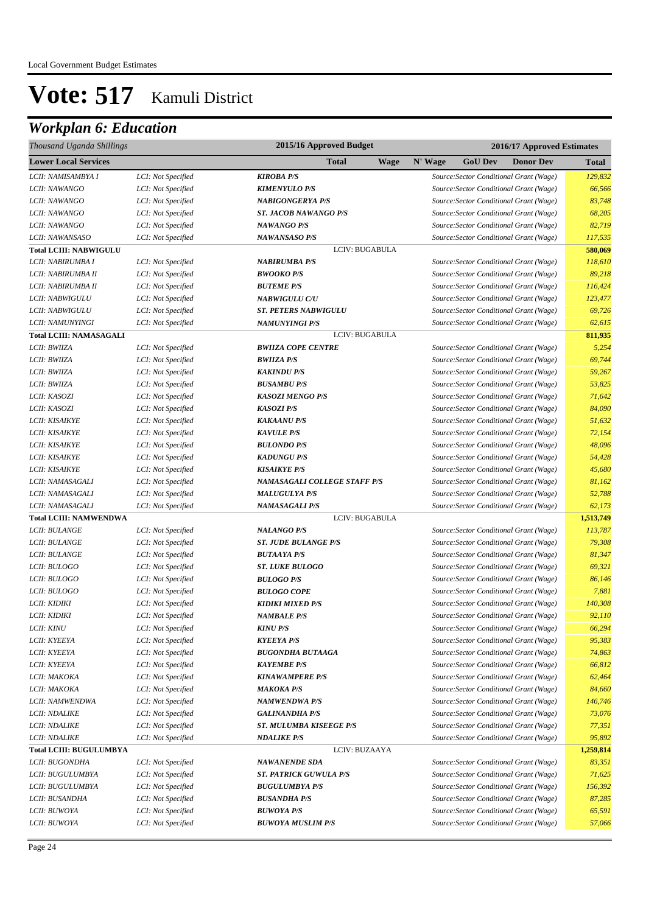Local Government Budget Estimates

# Vote: 517 Kamuli District

## *Workplan 6: Education*

| *Thousand Uganda Shillings* | | 2015/16 Approved Budget | | | 2016/17 Approved Estimates | | | |
|---|---|---|---|---|---|---|---|---|
| **Lower Local Services** | | **Total** | **Wage** | **N' Wage** | **GoU Dev** | **Donor Dev** | | **Total** |
| *LCII: NAMISAMBYA I* | *LCI: Not Specified* | ***KIROBA P/S*** | | | *Source:Sector Conditional Grant (Wage)* | | | *129,832* |
| *LCII: NAWANGO* | *LCI: Not Specified* | ***KIMENYULO P/S*** | | | *Source:Sector Conditional Grant (Wage)* | | | *66,566* |
| *LCII: NAWANGO* | *LCI: Not Specified* | ***NABIGONGERYA P/S*** | | | *Source:Sector Conditional Grant (Wage)* | | | *83,748* |
| *LCII: NAWANGO* | *LCI: Not Specified* | ***ST. JACOB NAWANGO P/S*** | | | *Source:Sector Conditional Grant (Wage)* | | | *68,205* |
| *LCII: NAWANGO* | *LCI: Not Specified* | ***NAWANGO P/S*** | | | *Source:Sector Conditional Grant (Wage)* | | | *82,719* |
| *LCII: NAWANSASO* | *LCI: Not Specified* | ***NAWANSASO P/S*** | | | *Source:Sector Conditional Grant (Wage)* | | | *117,535* |
| **Total LCIII: NABWIGULU** | | LCIV: BUGABULA | | | | | | **580,069** |
| *LCII: NABIRUMBA I* | *LCI: Not Specified* | ***NABIRUMBA P/S*** | | | *Source:Sector Conditional Grant (Wage)* | | | *118,610* |
| *LCII: NABIRUMBA II* | *LCI: Not Specified* | ***BWOOKO P/S*** | | | *Source:Sector Conditional Grant (Wage)* | | | *89,218* |
| *LCII: NABIRUMBA II* | *LCI: Not Specified* | ***BUTEME P/S*** | | | *Source:Sector Conditional Grant (Wage)* | | | *116,424* |
| *LCII: NABWIGULU* | *LCI: Not Specified* | ***NABWIGULU C/U*** | | | *Source:Sector Conditional Grant (Wage)* | | | *123,477* |
| *LCII: NABWIGULU* | *LCI: Not Specified* | ***ST. PETERS NABWIGULU*** | | | *Source:Sector Conditional Grant (Wage)* | | | *69,726* |
| *LCII: NAMUNYINGI* | *LCI: Not Specified* | ***NAMUNYINGI P/S*** | | | *Source:Sector Conditional Grant (Wage)* | | | *62,615* |
| **Total LCIII: NAMASAGALI** | | LCIV: BUGABULA | | | | | | **811,935** |
| *LCII: BWIIZA* | *LCI: Not Specified* | ***BWIIZA COPE CENTRE*** | | | *Source:Sector Conditional Grant (Wage)* | | | *5,254* |
| *LCII: BWIIZA* | *LCI: Not Specified* | ***BWIIZA P/S*** | | | *Source:Sector Conditional Grant (Wage)* | | | *69,744* |
| *LCII: BWIIZA* | *LCI: Not Specified* | ***KAKINDU P/S*** | | | *Source:Sector Conditional Grant (Wage)* | | | *59,267* |
| *LCII: BWIIZA* | *LCI: Not Specified* | ***BUSAMBU P/S*** | | | *Source:Sector Conditional Grant (Wage)* | | | *53,825* |
| *LCII: KASOZI* | *LCI: Not Specified* | ***KASOZI MENGO P/S*** | | | *Source:Sector Conditional Grant (Wage)* | | | *71,642* |
| *LCII: KASOZI* | *LCI: Not Specified* | ***KASOZI P/S*** | | | *Source:Sector Conditional Grant (Wage)* | | | *84,090* |
| *LCII: KISAIKYE* | *LCI: Not Specified* | ***KAKAANU P/S*** | | | *Source:Sector Conditional Grant (Wage)* | | | *51,632* |
| *LCII: KISAIKYE* | *LCI: Not Specified* | ***KAVULE P/S*** | | | *Source:Sector Conditional Grant (Wage)* | | | *72,154* |
| *LCII: KISAIKYE* | *LCI: Not Specified* | ***BULONDO P/S*** | | | *Source:Sector Conditional Grant (Wage)* | | | *48,096* |
| *LCII: KISAIKYE* | *LCI: Not Specified* | ***KADUNGU P/S*** | | | *Source:Sector Conditional Grant (Wage)* | | | *54,428* |
| *LCII: KISAIKYE* | *LCI: Not Specified* | ***KISAIKYE P/S*** | | | *Source:Sector Conditional Grant (Wage)* | | | *45,680* |
| *LCII: NAMASAGALI* | *LCI: Not Specified* | ***NAMASAGALI COLLEGE STAFF P/S*** | | | *Source:Sector Conditional Grant (Wage)* | | | *81,162* |
| *LCII: NAMASAGALI* | *LCI: Not Specified* | ***MALUGULYA P/S*** | | | *Source:Sector Conditional Grant (Wage)* | | | *52,788* |
| *LCII: NAMASAGALI* | *LCI: Not Specified* | ***NAMASAGALI P/S*** | | | *Source:Sector Conditional Grant (Wage)* | | | *62,173* |
| **Total LCIII: NAMWENDWA** | | LCIV: BUGABULA | | | | | | **1,513,749** |
| *LCII: BULANGE* | *LCI: Not Specified* | ***NALANGO P/S*** | | | *Source:Sector Conditional Grant (Wage)* | | | *113,787* |
| *LCII: BULANGE* | *LCI: Not Specified* | ***ST. JUDE BULANGE P/S*** | | | *Source:Sector Conditional Grant (Wage)* | | | *79,308* |
| *LCII: BULANGE* | *LCI: Not Specified* | ***BUTAAYA P/S*** | | | *Source:Sector Conditional Grant (Wage)* | | | *81,347* |
| *LCII: BULOGO* | *LCI: Not Specified* | ***ST. LUKE BULOGO*** | | | *Source:Sector Conditional Grant (Wage)* | | | *69,321* |
| *LCII: BULOGO* | *LCI: Not Specified* | ***BULOGO P/S*** | | | *Source:Sector Conditional Grant (Wage)* | | | *86,146* |
| *LCII: BULOGO* | *LCI: Not Specified* | ***BULOGO COPE*** | | | *Source:Sector Conditional Grant (Wage)* | | | *7,881* |
| *LCII: KIDIKI* | *LCI: Not Specified* | ***KIDIKI MIXED P/S*** | | | *Source:Sector Conditional Grant (Wage)* | | | *140,308* |
| *LCII: KIDIKI* | *LCI: Not Specified* | ***NAMBALE P/S*** | | | *Source:Sector Conditional Grant (Wage)* | | | *92,110* |
| *LCII: KINU* | *LCI: Not Specified* | ***KINU P/S*** | | | *Source:Sector Conditional Grant (Wage)* | | | *66,294* |
| *LCII: KYEEYA* | *LCI: Not Specified* | ***KYEEYA P/S*** | | | *Source:Sector Conditional Grant (Wage)* | | | *95,383* |
| *LCII: KYEEYA* | *LCI: Not Specified* | ***BUGONDHA BUTAAGA*** | | | *Source:Sector Conditional Grant (Wage)* | | | *74,863* |
| *LCII: KYEEYA* | *LCI: Not Specified* | ***KAYEMBE P/S*** | | | *Source:Sector Conditional Grant (Wage)* | | | *66,812* |
| *LCII: MAKOKA* | *LCI: Not Specified* | ***KINAWAMPERE P/S*** | | | *Source:Sector Conditional Grant (Wage)* | | | *62,464* |
| *LCII: MAKOKA* | *LCI: Not Specified* | ***MAKOKA P/S*** | | | *Source:Sector Conditional Grant (Wage)* | | | *84,660* |
| *LCII: NAMWENDWA* | *LCI: Not Specified* | ***NAMWENDWA P/S*** | | | *Source:Sector Conditional Grant (Wage)* | | | *146,746* |
| *LCII: NDALIKE* | *LCI: Not Specified* | ***GALINANDHA P/S*** | | | *Source:Sector Conditional Grant (Wage)* | | | *73,076* |
| *LCII: NDALIKE* | *LCI: Not Specified* | ***ST. MULUMBA KISEEGE P/S*** | | | *Source:Sector Conditional Grant (Wage)* | | | *77,351* |
| *LCII: NDALIKE* | *LCI: Not Specified* | ***NDALIKE P/S*** | | | *Source:Sector Conditional Grant (Wage)* | | | *95,892* |
| **Total LCIII: BUGULUMBYA** | | LCIV: BUZAAYA | | | | | | **1,259,814** |
| *LCII: BUGONDHA* | *LCI: Not Specified* | ***NAWANENDE SDA*** | | | *Source:Sector Conditional Grant (Wage)* | | | *83,351* |
| *LCII: BUGULUMBYA* | *LCI: Not Specified* | ***ST. PATRICK GUWULA P/S*** | | | *Source:Sector Conditional Grant (Wage)* | | | *71,625* |
| *LCII: BUGULUMBYA* | *LCI: Not Specified* | ***BUGULUMBYA P/S*** | | | *Source:Sector Conditional Grant (Wage)* | | | *156,392* |
| *LCII: BUSANDHA* | *LCI: Not Specified* | ***BUSANDHA P/S*** | | | *Source:Sector Conditional Grant (Wage)* | | | *87,285* |
| *LCII: BUWOYA* | *LCI: Not Specified* | ***BUWOYA P/S*** | | | *Source:Sector Conditional Grant (Wage)* | | | *65,591* |
| *LCII: BUWOYA* | *LCI: Not Specified* | ***BUWOYA MUSLIM P/S*** | | | *Source:Sector Conditional Grant (Wage)* | | | *57,066* |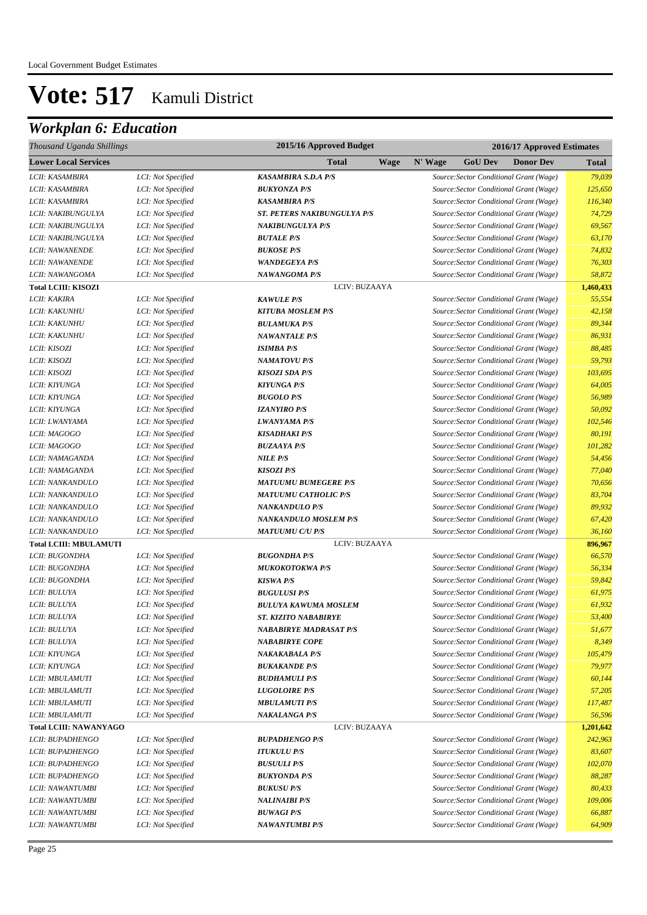# Vote: 517 Kamuli District

## Workplan 6: Education

| Thousand Uganda Shillings | | | 2015/16 Approved Budget | | 2016/17 Approved Estimates | | | |
|---|---|---|---|---|---|---|---|---|
| **Lower Local Services** | | | **Total** | **Wage** | **N' Wage** | **GoU Dev** | **Donor Dev** | **Total** |
| *LCII: KASAMBIRA* | *LCI: Not Specified* | ***KASAMBIRA S.D.A P/S*** | | | *Source:Sector Conditional Grant (Wage)* | | | *79,039* |
| *LCII: KASAMBIRA* | *LCI: Not Specified* | ***BUKYONZA P/S*** | | | *Source:Sector Conditional Grant (Wage)* | | | *125,650* |
| *LCII: KASAMBIRA* | *LCI: Not Specified* | ***KASAMBIRA P/S*** | | | *Source:Sector Conditional Grant (Wage)* | | | *116,340* |
| *LCII: NAKIBUNGULYA* | *LCI: Not Specified* | ***ST. PETERS NAKIBUNGULYA P/S*** | | | *Source:Sector Conditional Grant (Wage)* | | | *74,729* |
| *LCII: NAKIBUNGULYA* | *LCI: Not Specified* | ***NAKIBUNGULYA P/S*** | | | *Source:Sector Conditional Grant (Wage)* | | | *69,567* |
| *LCII: NAKIBUNGULYA* | *LCI: Not Specified* | ***BUTALE P/S*** | | | *Source:Sector Conditional Grant (Wage)* | | | *63,170* |
| *LCII: NAWANENDE* | *LCI: Not Specified* | ***BUKOSE P/S*** | | | *Source:Sector Conditional Grant (Wage)* | | | *74,832* |
| *LCII: NAWANENDE* | *LCI: Not Specified* | ***WANDEGEYA P/S*** | | | *Source:Sector Conditional Grant (Wage)* | | | *76,303* |
| *LCII: NAWANGOMA* | *LCI: Not Specified* | ***NAWANGOMA P/S*** | | | *Source:Sector Conditional Grant (Wage)* | | | *58,872* |
| **Total LCIII: KISOZI** | | | LCIV: BUZAAYA | | | | | **1,460,433** |
| *LCII: KAKIRA* | *LCI: Not Specified* | ***KAWULE P/S*** | | | *Source:Sector Conditional Grant (Wage)* | | | *55,554* |
| *LCII: KAKUNHU* | *LCI: Not Specified* | ***KITUBA MOSLEM P/S*** | | | *Source:Sector Conditional Grant (Wage)* | | | *42,158* |
| *LCII: KAKUNHU* | *LCI: Not Specified* | ***BULAMUKA P/S*** | | | *Source:Sector Conditional Grant (Wage)* | | | *89,344* |
| *LCII: KAKUNHU* | *LCI: Not Specified* | ***NAWANTALE P/S*** | | | *Source:Sector Conditional Grant (Wage)* | | | *86,931* |
| *LCII: KISOZI* | *LCI: Not Specified* | ***ISIMBA P/S*** | | | *Source:Sector Conditional Grant (Wage)* | | | *88,485* |
| *LCII: KISOZI* | *LCI: Not Specified* | ***NAMATOVU P/S*** | | | *Source:Sector Conditional Grant (Wage)* | | | *59,793* |
| *LCII: KISOZI* | *LCI: Not Specified* | ***KISOZI SDA P/S*** | | | *Source:Sector Conditional Grant (Wage)* | | | *103,695* |
| *LCII: KIYUNGA* | *LCI: Not Specified* | ***KIYUNGA P/S*** | | | *Source:Sector Conditional Grant (Wage)* | | | *64,005* |
| *LCII: KIYUNGA* | *LCI: Not Specified* | ***BUGOLO P/S*** | | | *Source:Sector Conditional Grant (Wage)* | | | *56,989* |
| *LCII: KIYUNGA* | *LCI: Not Specified* | ***IZANYIRO P/S*** | | | *Source:Sector Conditional Grant (Wage)* | | | *50,092* |
| *LCII: LWANYAMA* | *LCI: Not Specified* | ***LWANYAMA P/S*** | | | *Source:Sector Conditional Grant (Wage)* | | | *102,546* |
| *LCII: MAGOGO* | *LCI: Not Specified* | ***KISADHAKI P/S*** | | | *Source:Sector Conditional Grant (Wage)* | | | *80,191* |
| *LCII: MAGOGO* | *LCI: Not Specified* | ***BUZAAYA P/S*** | | | *Source:Sector Conditional Grant (Wage)* | | | *101,282* |
| *LCII: NAMAGANDA* | *LCI: Not Specified* | ***NILE P/S*** | | | *Source:Sector Conditional Grant (Wage)* | | | *54,456* |
| *LCII: NAMAGANDA* | *LCI: Not Specified* | ***KISOZI P/S*** | | | *Source:Sector Conditional Grant (Wage)* | | | *77,040* |
| *LCII: NANKANDULO* | *LCI: Not Specified* | ***MATUUMU BUMEGERE P/S*** | | | *Source:Sector Conditional Grant (Wage)* | | | *70,656* |
| *LCII: NANKANDULO* | *LCI: Not Specified* | ***MATUUMU CATHOLIC P/S*** | | | *Source:Sector Conditional Grant (Wage)* | | | *83,704* |
| *LCII: NANKANDULO* | *LCI: Not Specified* | ***NANKANDULO P/S*** | | | *Source:Sector Conditional Grant (Wage)* | | | *89,932* |
| *LCII: NANKANDULO* | *LCI: Not Specified* | ***NANKANDULO MOSLEM P/S*** | | | *Source:Sector Conditional Grant (Wage)* | | | *67,420* |
| *LCII: NANKANDULO* | *LCI: Not Specified* | ***MATUUMU C/U P/S*** | | | *Source:Sector Conditional Grant (Wage)* | | | *36,160* |
| **Total LCIII: MBULAMUTI** | | | LCIV: BUZAAYA | | | | | **896,967** |
| *LCII: BUGONDHA* | *LCI: Not Specified* | ***BUGONDHA P/S*** | | | *Source:Sector Conditional Grant (Wage)* | | | *66,570* |
| *LCII: BUGONDHA* | *LCI: Not Specified* | ***MUKOKOTOKWA P/S*** | | | *Source:Sector Conditional Grant (Wage)* | | | *56,334* |
| *LCII: BUGONDHA* | *LCI: Not Specified* | ***KISWA P/S*** | | | *Source:Sector Conditional Grant (Wage)* | | | *59,842* |
| *LCII: BULUYA* | *LCI: Not Specified* | ***BUGULUSI P/S*** | | | *Source:Sector Conditional Grant (Wage)* | | | *61,975* |
| *LCII: BULUYA* | *LCI: Not Specified* | ***BULUYA KAWUMA MOSLEM*** | | | *Source:Sector Conditional Grant (Wage)* | | | *61,932* |
| *LCII: BULUYA* | *LCI: Not Specified* | ***ST. KIZITO NABABIRYE*** | | | *Source:Sector Conditional Grant (Wage)* | | | *53,400* |
| *LCII: BULUYA* | *LCI: Not Specified* | ***NABABIRYE MADRASAT P/S*** | | | *Source:Sector Conditional Grant (Wage)* | | | *51,677* |
| *LCII: BULUYA* | *LCI: Not Specified* | ***NABABIRYE COPE*** | | | *Source:Sector Conditional Grant (Wage)* | | | *8,349* |
| *LCII: KIYUNGA* | *LCI: Not Specified* | ***NAKAKABALA P/S*** | | | *Source:Sector Conditional Grant (Wage)* | | | *105,479* |
| *LCII: KIYUNGA* | *LCI: Not Specified* | ***BUKAKANDE P/S*** | | | *Source:Sector Conditional Grant (Wage)* | | | *79,977* |
| *LCII: MBULAMUTI* | *LCI: Not Specified* | ***BUDHAMULI P/S*** | | | *Source:Sector Conditional Grant (Wage)* | | | *60,144* |
| *LCII: MBULAMUTI* | *LCI: Not Specified* | ***LUGOLOIRE P/S*** | | | *Source:Sector Conditional Grant (Wage)* | | | *57,205* |
| *LCII: MBULAMUTI* | *LCI: Not Specified* | ***MBULAMUTI P/S*** | | | *Source:Sector Conditional Grant (Wage)* | | | *117,487* |
| *LCII: MBULAMUTI* | *LCI: Not Specified* | ***NAKALANGA P/S*** | | | *Source:Sector Conditional Grant (Wage)* | | | *56,596* |
| **Total LCIII: NAWANYAGO** | | | LCIV: BUZAAYA | | | | | **1,201,642** |
| *LCII: BUPADHENGO* | *LCI: Not Specified* | ***BUPADHENGO P/S*** | | | *Source:Sector Conditional Grant (Wage)* | | | *242,963* |
| *LCII: BUPADHENGO* | *LCI: Not Specified* | ***ITUKULU P/S*** | | | *Source:Sector Conditional Grant (Wage)* | | | *83,607* |
| *LCII: BUPADHENGO* | *LCI: Not Specified* | ***BUSUULI P/S*** | | | *Source:Sector Conditional Grant (Wage)* | | | *102,070* |
| *LCII: BUPADHENGO* | *LCI: Not Specified* | ***BUKYONDA P/S*** | | | *Source:Sector Conditional Grant (Wage)* | | | *88,287* |
| *LCII: NAWANTUMBI* | *LCI: Not Specified* | ***BUKUSU P/S*** | | | *Source:Sector Conditional Grant (Wage)* | | | *80,433* |
| *LCII: NAWANTUMBI* | *LCI: Not Specified* | ***NALINAIBI P/S*** | | | *Source:Sector Conditional Grant (Wage)* | | | *109,006* |
| *LCII: NAWANTUMBI* | *LCI: Not Specified* | ***BUWAGI P/S*** | | | *Source:Sector Conditional Grant (Wage)* | | | *66,887* |
| *LCII: NAWANTUMBI* | *LCI: Not Specified* | ***NAWANTUMBI P/S*** | | | *Source:Sector Conditional Grant (Wage)* | | | *64,909* |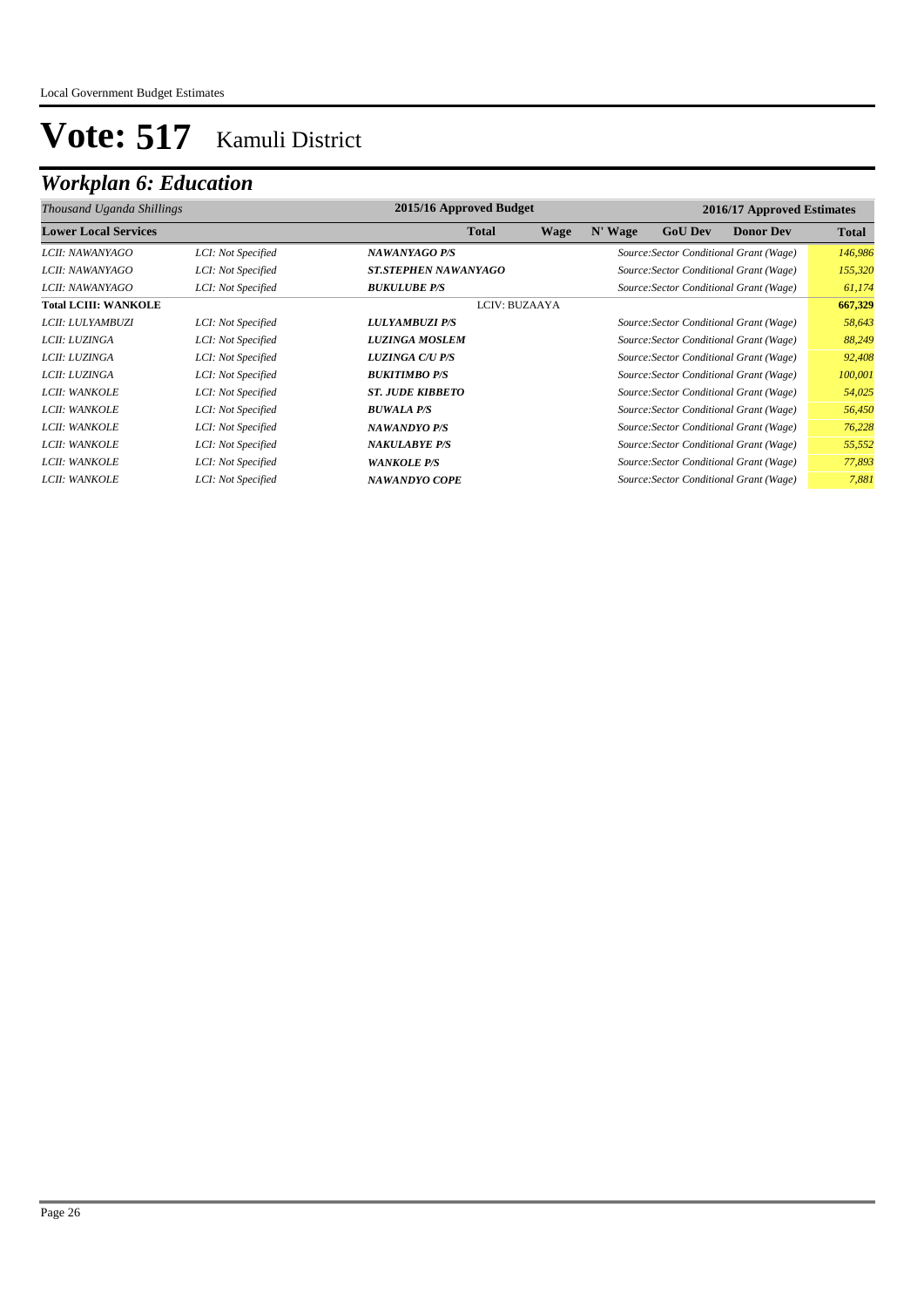Local Government Budget Estimates

# Vote: 517 Kamuli District

## Workplan 6: Education

| *Thousand Uganda Shillings* | | | 2015/16 Approved Budget | | 2016/17 Approved Estimates | | | |
|---|---|---|---|---|---|---|---|---|
| **Lower Local Services** | | | **Total** | **Wage** | **N' Wage** | **GoU Dev** | **Donor Dev** | **Total** |
| *LCII: NAWANYAGO* | *LCI: Not Specified* | ***NAWANYAGO P/S*** | | | *Source:Sector Conditional Grant (Wage)* | | | *146,986* |
| *LCII: NAWANYAGO* | *LCI: Not Specified* | ***ST.STEPHEN NAWANYAGO*** | | | *Source:Sector Conditional Grant (Wage)* | | | *155,320* |
| *LCII: NAWANYAGO* | *LCI: Not Specified* | ***BUKULUBE P/S*** | | | *Source:Sector Conditional Grant (Wage)* | | | *61,174* |
| **Total LCIII: WANKOLE** | | | LCIV: BUZAAYA | | | | | **667,329** |
| *LCII: LULYAMBUZI* | *LCI: Not Specified* | ***LULYAMBUZI P/S*** | | | *Source:Sector Conditional Grant (Wage)* | | | *58,643* |
| *LCII: LUZINGA* | *LCI: Not Specified* | ***LUZINGA MOSLEM*** | | | *Source:Sector Conditional Grant (Wage)* | | | *88,249* |
| *LCII: LUZINGA* | *LCI: Not Specified* | ***LUZINGA C/U P/S*** | | | *Source:Sector Conditional Grant (Wage)* | | | *92,408* |
| *LCII: LUZINGA* | *LCI: Not Specified* | ***BUKITIMBO P/S*** | | | *Source:Sector Conditional Grant (Wage)* | | | *100,001* |
| *LCII: WANKOLE* | *LCI: Not Specified* | ***ST. JUDE KIBBETO*** | | | *Source:Sector Conditional Grant (Wage)* | | | *54,025* |
| *LCII: WANKOLE* | *LCI: Not Specified* | ***BUWALA P/S*** | | | *Source:Sector Conditional Grant (Wage)* | | | *56,450* |
| *LCII: WANKOLE* | *LCI: Not Specified* | ***NAWANDYO P/S*** | | | *Source:Sector Conditional Grant (Wage)* | | | *76,228* |
| *LCII: WANKOLE* | *LCI: Not Specified* | ***NAKULABYE P/S*** | | | *Source:Sector Conditional Grant (Wage)* | | | *55,552* |
| *LCII: WANKOLE* | *LCI: Not Specified* | ***WANKOLE P/S*** | | | *Source:Sector Conditional Grant (Wage)* | | | *77,893* |
| *LCII: WANKOLE* | *LCI: Not Specified* | ***NAWANDYO COPE*** | | | *Source:Sector Conditional Grant (Wage)* | | | *7,881* |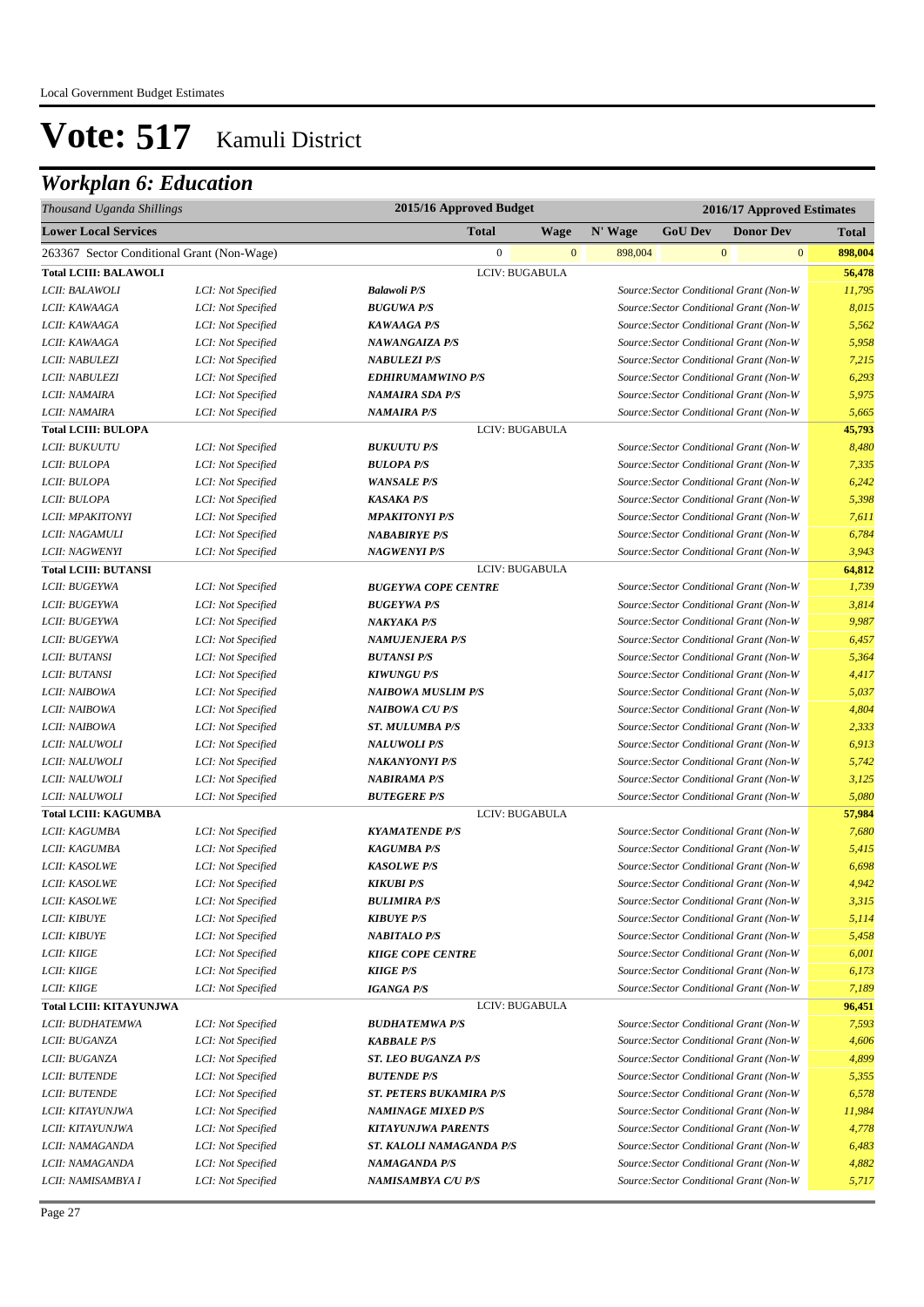Local Government Budget Estimates

# Vote: 517 Kamuli District

## *Workplan 6: Education*

| *Thousand Uganda Shillings* | | 2015/16 Approved Budget | | | 2016/17 Approved Estimates | | | |
|---|---|---|---|---|---|---|---|---|
| **Lower Local Services** | | | **Total** | **Wage** | **N' Wage** | **GoU Dev** | **Donor Dev** | **Total** |
| 263367 Sector Conditional Grant (Non-Wage) | | | 0 | 0 | 898,004 | 0 | 0 | **898,004** |
| **Total LCIII: BALAWOLI** | | | LCIV: BUGABULA | | | | | **56,478** |
| *LCII: BALAWOLI* | *LCI: Not Specified* | ***Balawoli P/S*** | | | *Source:Sector Conditional Grant (Non-W* | | | *11,795* |
| *LCII: KAWAAGA* | *LCI: Not Specified* | ***BUGUWA P/S*** | | | *Source:Sector Conditional Grant (Non-W* | | | *8,015* |
| *LCII: KAWAAGA* | *LCI: Not Specified* | ***KAWAAGA P/S*** | | | *Source:Sector Conditional Grant (Non-W* | | | *5,562* |
| *LCII: KAWAAGA* | *LCI: Not Specified* | ***NAWANGAIZA P/S*** | | | *Source:Sector Conditional Grant (Non-W* | | | *5,958* |
| *LCII: NABULEZI* | *LCI: Not Specified* | ***NABULEZI P/S*** | | | *Source:Sector Conditional Grant (Non-W* | | | *7,215* |
| *LCII: NABULEZI* | *LCI: Not Specified* | ***EDHIRUMAMWINO P/S*** | | | *Source:Sector Conditional Grant (Non-W* | | | *6,293* |
| *LCII: NAMAIRA* | *LCI: Not Specified* | ***NAMAIRA SDA P/S*** | | | *Source:Sector Conditional Grant (Non-W* | | | *5,975* |
| *LCII: NAMAIRA* | *LCI: Not Specified* | ***NAMAIRA P/S*** | | | *Source:Sector Conditional Grant (Non-W* | | | *5,665* |
| **Total LCIII: BULOPA** | | | LCIV: BUGABULA | | | | | **45,793** |
| *LCII: BUKUUTU* | *LCI: Not Specified* | ***BUKUUTU P/S*** | | | *Source:Sector Conditional Grant (Non-W* | | | *8,480* |
| *LCII: BULOPA* | *LCI: Not Specified* | ***BULOPA P/S*** | | | *Source:Sector Conditional Grant (Non-W* | | | *7,335* |
| *LCII: BULOPA* | *LCI: Not Specified* | ***WANSALE P/S*** | | | *Source:Sector Conditional Grant (Non-W* | | | *6,242* |
| *LCII: BULOPA* | *LCI: Not Specified* | ***KASAKA P/S*** | | | *Source:Sector Conditional Grant (Non-W* | | | *5,398* |
| *LCII: MPAKITONYI* | *LCI: Not Specified* | ***MPAKITONYI P/S*** | | | *Source:Sector Conditional Grant (Non-W* | | | *7,611* |
| *LCII: NAGAMULI* | *LCI: Not Specified* | ***NABABIRYE P/S*** | | | *Source:Sector Conditional Grant (Non-W* | | | *6,784* |
| *LCII: NAGWENYI* | *LCI: Not Specified* | ***NAGWENYI P/S*** | | | *Source:Sector Conditional Grant (Non-W* | | | *3,943* |
| **Total LCIII: BUTANSI** | | | LCIV: BUGABULA | | | | | **64,812** |
| *LCII: BUGEYWA* | *LCI: Not Specified* | ***BUGEYWA COPE CENTRE*** | | | *Source:Sector Conditional Grant (Non-W* | | | *1,739* |
| *LCII: BUGEYWA* | *LCI: Not Specified* | ***BUGEYWA P/S*** | | | *Source:Sector Conditional Grant (Non-W* | | | *3,814* |
| *LCII: BUGEYWA* | *LCI: Not Specified* | ***NAKYAKA P/S*** | | | *Source:Sector Conditional Grant (Non-W* | | | *9,987* |
| *LCII: BUGEYWA* | *LCI: Not Specified* | ***NAMUJENJERA P/S*** | | | *Source:Sector Conditional Grant (Non-W* | | | *6,457* |
| *LCII: BUTANSI* | *LCI: Not Specified* | ***BUTANSI P/S*** | | | *Source:Sector Conditional Grant (Non-W* | | | *5,364* |
| *LCII: BUTANSI* | *LCI: Not Specified* | ***KIWUNGU P/S*** | | | *Source:Sector Conditional Grant (Non-W* | | | *4,417* |
| *LCII: NAIBOWA* | *LCI: Not Specified* | ***NAIBOWA MUSLIM P/S*** | | | *Source:Sector Conditional Grant (Non-W* | | | *5,037* |
| *LCII: NAIBOWA* | *LCI: Not Specified* | ***NAIBOWA C/U P/S*** | | | *Source:Sector Conditional Grant (Non-W* | | | *4,804* |
| *LCII: NAIBOWA* | *LCI: Not Specified* | ***ST. MULUMBA P/S*** | | | *Source:Sector Conditional Grant (Non-W* | | | *2,333* |
| *LCII: NALUWOLI* | *LCI: Not Specified* | ***NALUWOLI P/S*** | | | *Source:Sector Conditional Grant (Non-W* | | | *6,913* |
| *LCII: NALUWOLI* | *LCI: Not Specified* | ***NAKANYONYI P/S*** | | | *Source:Sector Conditional Grant (Non-W* | | | *5,742* |
| *LCII: NALUWOLI* | *LCI: Not Specified* | ***NABIRAMA P/S*** | | | *Source:Sector Conditional Grant (Non-W* | | | *3,125* |
| *LCII: NALUWOLI* | *LCI: Not Specified* | ***BUTEGERE P/S*** | | | *Source:Sector Conditional Grant (Non-W* | | | *5,080* |
| **Total LCIII: KAGUMBA** | | | LCIV: BUGABULA | | | | | **57,984** |
| *LCII: KAGUMBA* | *LCI: Not Specified* | ***KYAMATENDE P/S*** | | | *Source:Sector Conditional Grant (Non-W* | | | *7,680* |
| *LCII: KAGUMBA* | *LCI: Not Specified* | ***KAGUMBA P/S*** | | | *Source:Sector Conditional Grant (Non-W* | | | *5,415* |
| *LCII: KASOLWE* | *LCI: Not Specified* | ***KASOLWE P/S*** | | | *Source:Sector Conditional Grant (Non-W* | | | *6,698* |
| *LCII: KASOLWE* | *LCI: Not Specified* | ***KIKUBI P/S*** | | | *Source:Sector Conditional Grant (Non-W* | | | *4,942* |
| *LCII: KASOLWE* | *LCI: Not Specified* | ***BULIMIRA P/S*** | | | *Source:Sector Conditional Grant (Non-W* | | | *3,315* |
| *LCII: KIBUYE* | *LCI: Not Specified* | ***KIBUYE P/S*** | | | *Source:Sector Conditional Grant (Non-W* | | | *5,114* |
| *LCII: KIBUYE* | *LCI: Not Specified* | ***NABITALO P/S*** | | | *Source:Sector Conditional Grant (Non-W* | | | *5,458* |
| *LCII: KIIGE* | *LCI: Not Specified* | ***KIIGE COPE CENTRE*** | | | *Source:Sector Conditional Grant (Non-W* | | | *6,001* |
| *LCII: KIIGE* | *LCI: Not Specified* | ***KIIGE P/S*** | | | *Source:Sector Conditional Grant (Non-W* | | | *6,173* |
| *LCII: KIIGE* | *LCI: Not Specified* | ***IGANGA P/S*** | | | *Source:Sector Conditional Grant (Non-W* | | | *7,189* |
| **Total LCIII: KITAYUNJWA** | | | LCIV: BUGABULA | | | | | **96,451** |
| *LCII: BUDHATEMWA* | *LCI: Not Specified* | ***BUDHATEMWA P/S*** | | | *Source:Sector Conditional Grant (Non-W* | | | *7,593* |
| *LCII: BUGANZA* | *LCI: Not Specified* | ***KABBALE P/S*** | | | *Source:Sector Conditional Grant (Non-W* | | | *4,606* |
| *LCII: BUGANZA* | *LCI: Not Specified* | ***ST. LEO BUGANZA P/S*** | | | *Source:Sector Conditional Grant (Non-W* | | | *4,899* |
| *LCII: BUTENDE* | *LCI: Not Specified* | ***BUTENDE P/S*** | | | *Source:Sector Conditional Grant (Non-W* | | | *5,355* |
| *LCII: BUTENDE* | *LCI: Not Specified* | ***ST. PETERS BUKAMIRA P/S*** | | | *Source:Sector Conditional Grant (Non-W* | | | *6,578* |
| *LCII: KITAYUNJWA* | *LCI: Not Specified* | ***NAMINAGE MIXED P/S*** | | | *Source:Sector Conditional Grant (Non-W* | | | *11,984* |
| *LCII: KITAYUNJWA* | *LCI: Not Specified* | ***KITAYUNJWA PARENTS*** | | | *Source:Sector Conditional Grant (Non-W* | | | *4,778* |
| *LCII: NAMAGANDA* | *LCI: Not Specified* | ***ST. KALOLI NAMAGANDA P/S*** | | | *Source:Sector Conditional Grant (Non-W* | | | *6,483* |
| *LCII: NAMAGANDA* | *LCI: Not Specified* | ***NAMAGANDA P/S*** | | | *Source:Sector Conditional Grant (Non-W* | | | *4,882* |
| *LCII: NAMISAMBYA I* | *LCI: Not Specified* | ***NAMISAMBYA C/U P/S*** | | | *Source:Sector Conditional Grant (Non-W* | | | *5,717* |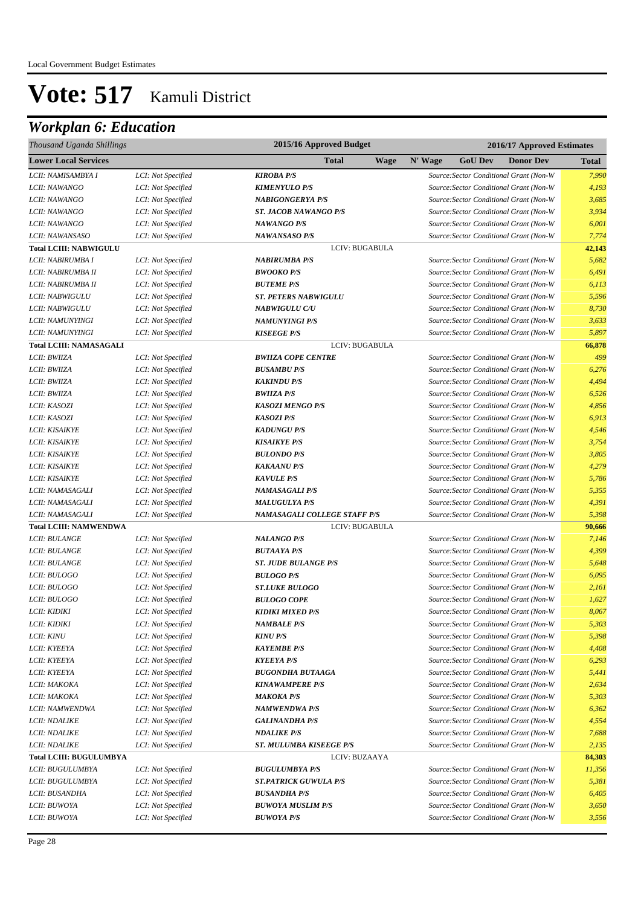# Vote: 517 Kamuli District

## *Workplan 6: Education*

| *Thousand Uganda Shillings* | | 2015/16 Approved Budget | | | 2016/17 Approved Estimates | | | |
|---|---|---|---|---|---|---|---|---|
| **Lower Local Services** | | | **Total** | **Wage** | **N' Wage** | **GoU Dev** | **Donor Dev** | **Total** |
| *LCII: NAMISAMBYA I* | *LCI: Not Specified* | ***KIROBA P/S*** | | | *Source:Sector Conditional Grant (Non-W* | | | *7,990* |
| *LCII: NAWANGO* | *LCI: Not Specified* | ***KIMENYULO P/S*** | | | *Source:Sector Conditional Grant (Non-W* | | | *4,193* |
| *LCII: NAWANGO* | *LCI: Not Specified* | ***NABIGONGERYA P/S*** | | | *Source:Sector Conditional Grant (Non-W* | | | *3,685* |
| *LCII: NAWANGO* | *LCI: Not Specified* | ***ST. JACOB NAWANGO P/S*** | | | *Source:Sector Conditional Grant (Non-W* | | | *3,934* |
| *LCII: NAWANGO* | *LCI: Not Specified* | ***NAWANGO P/S*** | | | *Source:Sector Conditional Grant (Non-W* | | | *6,001* |
| *LCII: NAWANSASO* | *LCI: Not Specified* | ***NAWANSASO P/S*** | | | *Source:Sector Conditional Grant (Non-W* | | | *7,774* |
| **Total LCIII: NABWIGULU** | | LCIV: BUGABULA | | | | | | **42,143** |
| *LCII: NABIRUMBA I* | *LCI: Not Specified* | ***NABIRUMBA P/S*** | | | *Source:Sector Conditional Grant (Non-W* | | | *5,682* |
| *LCII: NABIRUMBA II* | *LCI: Not Specified* | ***BWOOKO P/S*** | | | *Source:Sector Conditional Grant (Non-W* | | | *6,491* |
| *LCII: NABIRUMBA II* | *LCI: Not Specified* | ***BUTEME P/S*** | | | *Source:Sector Conditional Grant (Non-W* | | | *6,113* |
| *LCII: NABWIGULU* | *LCI: Not Specified* | ***ST. PETERS NABWIGULU*** | | | *Source:Sector Conditional Grant (Non-W* | | | *5,596* |
| *LCII: NABWIGULU* | *LCI: Not Specified* | ***NABWIGULU C/U*** | | | *Source:Sector Conditional Grant (Non-W* | | | *8,730* |
| *LCII: NAMUNYINGI* | *LCI: Not Specified* | ***NAMUNYINGI P/S*** | | | *Source:Sector Conditional Grant (Non-W* | | | *3,633* |
| *LCII: NAMUNYINGI* | *LCI: Not Specified* | ***KISEEGE P/S*** | | | *Source:Sector Conditional Grant (Non-W* | | | *5,897* |
| **Total LCIII: NAMASAGALI** | | LCIV: BUGABULA | | | | | | **66,878** |
| *LCII: BWIIZA* | *LCI: Not Specified* | ***BWIIZA COPE CENTRE*** | | | *Source:Sector Conditional Grant (Non-W* | | | *499* |
| *LCII: BWIIZA* | *LCI: Not Specified* | ***BUSAMBU P/S*** | | | *Source:Sector Conditional Grant (Non-W* | | | *6,276* |
| *LCII: BWIIZA* | *LCI: Not Specified* | ***KAKINDU P/S*** | | | *Source:Sector Conditional Grant (Non-W* | | | *4,494* |
| *LCII: BWIIZA* | *LCI: Not Specified* | ***BWIIZA P/S*** | | | *Source:Sector Conditional Grant (Non-W* | | | *6,526* |
| *LCII: KASOZI* | *LCI: Not Specified* | ***KASOZI MENGO P/S*** | | | *Source:Sector Conditional Grant (Non-W* | | | *4,856* |
| *LCII: KASOZI* | *LCI: Not Specified* | ***KASOZI P/S*** | | | *Source:Sector Conditional Grant (Non-W* | | | *6,913* |
| *LCII: KISAIKYE* | *LCI: Not Specified* | ***KADUNGU P/S*** | | | *Source:Sector Conditional Grant (Non-W* | | | *4,546* |
| *LCII: KISAIKYE* | *LCI: Not Specified* | ***KISAIKYE P/S*** | | | *Source:Sector Conditional Grant (Non-W* | | | *3,754* |
| *LCII: KISAIKYE* | *LCI: Not Specified* | ***BULONDO P/S*** | | | *Source:Sector Conditional Grant (Non-W* | | | *3,805* |
| *LCII: KISAIKYE* | *LCI: Not Specified* | ***KAKAANU P/S*** | | | *Source:Sector Conditional Grant (Non-W* | | | *4,279* |
| *LCII: KISAIKYE* | *LCI: Not Specified* | ***KAVULE P/S*** | | | *Source:Sector Conditional Grant (Non-W* | | | *5,786* |
| *LCII: NAMASAGALI* | *LCI: Not Specified* | ***NAMASAGALI P/S*** | | | *Source:Sector Conditional Grant (Non-W* | | | *5,355* |
| *LCII: NAMASAGALI* | *LCI: Not Specified* | ***MALUGULYA P/S*** | | | *Source:Sector Conditional Grant (Non-W* | | | *4,391* |
| *LCII: NAMASAGALI* | *LCI: Not Specified* | ***NAMASAGALI COLLEGE STAFF P/S*** | | | *Source:Sector Conditional Grant (Non-W* | | | *5,398* |
| **Total LCIII: NAMWENDWA** | | LCIV: BUGABULA | | | | | | **90,666** |
| *LCII: BULANGE* | *LCI: Not Specified* | ***NALANGO P/S*** | | | *Source:Sector Conditional Grant (Non-W* | | | *7,146* |
| *LCII: BULANGE* | *LCI: Not Specified* | ***BUTAAYA P/S*** | | | *Source:Sector Conditional Grant (Non-W* | | | *4,399* |
| *LCII: BULANGE* | *LCI: Not Specified* | ***ST. JUDE BULANGE P/S*** | | | *Source:Sector Conditional Grant (Non-W* | | | *5,648* |
| *LCII: BULOGO* | *LCI: Not Specified* | ***BULOGO P/S*** | | | *Source:Sector Conditional Grant (Non-W* | | | *6,095* |
| *LCII: BULOGO* | *LCI: Not Specified* | ***ST.LUKE BULOGO*** | | | *Source:Sector Conditional Grant (Non-W* | | | *2,161* |
| *LCII: BULOGO* | *LCI: Not Specified* | ***BULOGO COPE*** | | | *Source:Sector Conditional Grant (Non-W* | | | *1,627* |
| *LCII: KIDIKI* | *LCI: Not Specified* | ***KIDIKI MIXED P/S*** | | | *Source:Sector Conditional Grant (Non-W* | | | *8,067* |
| *LCII: KIDIKI* | *LCI: Not Specified* | ***NAMBALE P/S*** | | | *Source:Sector Conditional Grant (Non-W* | | | *5,303* |
| *LCII: KINU* | *LCI: Not Specified* | ***KINU P/S*** | | | *Source:Sector Conditional Grant (Non-W* | | | *5,398* |
| *LCII: KYEEYA* | *LCI: Not Specified* | ***KAYEMBE P/S*** | | | *Source:Sector Conditional Grant (Non-W* | | | *4,408* |
| *LCII: KYEEYA* | *LCI: Not Specified* | ***KYEEYA P/S*** | | | *Source:Sector Conditional Grant (Non-W* | | | *6,293* |
| *LCII: KYEEYA* | *LCI: Not Specified* | ***BUGONDHA BUTAAGA*** | | | *Source:Sector Conditional Grant (Non-W* | | | *5,441* |
| *LCII: MAKOKA* | *LCI: Not Specified* | ***KINAWAMPERE P/S*** | | | *Source:Sector Conditional Grant (Non-W* | | | *2,634* |
| *LCII: MAKOKA* | *LCI: Not Specified* | ***MAKOKA P/S*** | | | *Source:Sector Conditional Grant (Non-W* | | | *5,303* |
| *LCII: NAMWENDWA* | *LCI: Not Specified* | ***NAMWENDWA P/S*** | | | *Source:Sector Conditional Grant (Non-W* | | | *6,362* |
| *LCII: NDALIKE* | *LCI: Not Specified* | ***GALINANDHA P/S*** | | | *Source:Sector Conditional Grant (Non-W* | | | *4,554* |
| *LCII: NDALIKE* | *LCI: Not Specified* | ***NDALIKE P/S*** | | | *Source:Sector Conditional Grant (Non-W* | | | *7,688* |
| *LCII: NDALIKE* | *LCI: Not Specified* | ***ST. MULUMBA KISEEGE P/S*** | | | *Source:Sector Conditional Grant (Non-W* | | | *2,135* |
| **Total LCIII: BUGULUMBYA** | | LCIV: BUZAAYA | | | | | | **84,303** |
| *LCII: BUGULUMBYA* | *LCI: Not Specified* | ***BUGULUMBYA P/S*** | | | *Source:Sector Conditional Grant (Non-W* | | | *11,356* |
| *LCII: BUGULUMBYA* | *LCI: Not Specified* | ***ST.PATRICK GUWULA P/S*** | | | *Source:Sector Conditional Grant (Non-W* | | | *5,381* |
| *LCII: BUSANDHA* | *LCI: Not Specified* | ***BUSANDHA P/S*** | | | *Source:Sector Conditional Grant (Non-W* | | | *6,405* |
| *LCII: BUWOYA* | *LCI: Not Specified* | ***BUWOYA MUSLIM P/S*** | | | *Source:Sector Conditional Grant (Non-W* | | | *3,650* |
| *LCII: BUWOYA* | *LCI: Not Specified* | ***BUWOYA P/S*** | | | *Source:Sector Conditional Grant (Non-W* | | | *3,556* |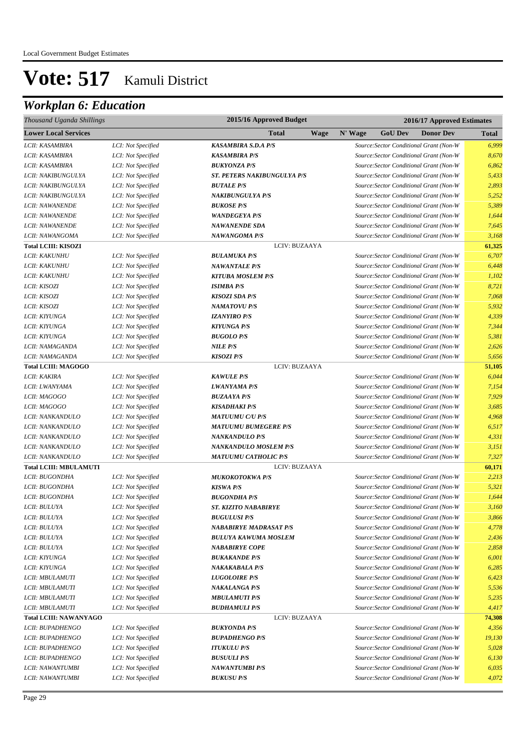Local Government Budget Estimates

# Vote: 517 Kamuli District

## *Workplan 6: Education*

| *Thousand Uganda Shillings* | | 2015/16 Approved Budget | | | 2016/17 Approved Estimates | | | |
|---|---|---|---|---|---|---|---|---|
| **Lower Local Services** | | **Total** | **Wage** | **N' Wage** | **GoU Dev** | **Donor Dev** | | **Total** |
| *LCII: KASAMBIRA* | *LCI: Not Specified* | ***KASAMBIRA S.D.A P/S*** | | | *Source:Sector Conditional Grant (Non-W* | | | *6,999* |
| *LCII: KASAMBIRA* | *LCI: Not Specified* | ***KASAMBIRA P/S*** | | | *Source:Sector Conditional Grant (Non-W* | | | *8,670* |
| *LCII: KASAMBIRA* | *LCI: Not Specified* | ***BUKYONZA P/S*** | | | *Source:Sector Conditional Grant (Non-W* | | | *6,862* |
| *LCII: NAKIBUNGULYA* | *LCI: Not Specified* | ***ST. PETERS NAKIBUNGULYA P/S*** | | | *Source:Sector Conditional Grant (Non-W* | | | *5,433* |
| *LCII: NAKIBUNGULYA* | *LCI: Not Specified* | ***BUTALE P/S*** | | | *Source:Sector Conditional Grant (Non-W* | | | *2,893* |
| *LCII: NAKIBUNGULYA* | *LCI: Not Specified* | ***NAKIBUNGULYA P/S*** | | | *Source:Sector Conditional Grant (Non-W* | | | *5,252* |
| *LCII: NAWANENDE* | *LCI: Not Specified* | ***BUKOSE P/S*** | | | *Source:Sector Conditional Grant (Non-W* | | | *5,389* |
| *LCII: NAWANENDE* | *LCI: Not Specified* | ***WANDEGEYA P/S*** | | | *Source:Sector Conditional Grant (Non-W* | | | *1,644* |
| *LCII: NAWANENDE* | *LCI: Not Specified* | ***NAWANENDE SDA*** | | | *Source:Sector Conditional Grant (Non-W* | | | *7,645* |
| *LCII: NAWANGOMA* | *LCI: Not Specified* | ***NAWANGOMA P/S*** | | | *Source:Sector Conditional Grant (Non-W* | | | *3,168* |
| **Total LCIII: KISOZI** | | LCIV: BUZAAYA | | | | | | **61,325** |
| *LCII: KAKUNHU* | *LCI: Not Specified* | ***BULAMUKA P/S*** | | | *Source:Sector Conditional Grant (Non-W* | | | *6,707* |
| *LCII: KAKUNHU* | *LCI: Not Specified* | ***NAWANTALE P/S*** | | | *Source:Sector Conditional Grant (Non-W* | | | *6,448* |
| *LCII: KAKUNHU* | *LCI: Not Specified* | ***KITUBA MOSLEM P/S*** | | | *Source:Sector Conditional Grant (Non-W* | | | *1,102* |
| *LCII: KISOZI* | *LCI: Not Specified* | ***ISIMBA P/S*** | | | *Source:Sector Conditional Grant (Non-W* | | | *8,721* |
| *LCII: KISOZI* | *LCI: Not Specified* | ***KISOZI SDA P/S*** | | | *Source:Sector Conditional Grant (Non-W* | | | *7,068* |
| *LCII: KISOZI* | *LCI: Not Specified* | ***NAMATOVU P/S*** | | | *Source:Sector Conditional Grant (Non-W* | | | *5,932* |
| *LCII: KIYUNGA* | *LCI: Not Specified* | ***IZANYIRO P/S*** | | | *Source:Sector Conditional Grant (Non-W* | | | *4,339* |
| *LCII: KIYUNGA* | *LCI: Not Specified* | ***KIYUNGA P/S*** | | | *Source:Sector Conditional Grant (Non-W* | | | *7,344* |
| *LCII: KIYUNGA* | *LCI: Not Specified* | ***BUGOLO P/S*** | | | *Source:Sector Conditional Grant (Non-W* | | | *5,381* |
| *LCII: NAMAGANDA* | *LCI: Not Specified* | ***NILE P/S*** | | | *Source:Sector Conditional Grant (Non-W* | | | *2,626* |
| *LCII: NAMAGANDA* | *LCI: Not Specified* | ***KISOZI P/S*** | | | *Source:Sector Conditional Grant (Non-W* | | | *5,656* |
| **Total LCIII: MAGOGO** | | LCIV: BUZAAYA | | | | | | **51,105** |
| *LCII: KAKIRA* | *LCI: Not Specified* | ***KAWULE P/S*** | | | *Source:Sector Conditional Grant (Non-W* | | | *6,044* |
| *LCII: LWANYAMA* | *LCI: Not Specified* | ***LWANYAMA P/S*** | | | *Source:Sector Conditional Grant (Non-W* | | | *7,154* |
| *LCII: MAGOGO* | *LCI: Not Specified* | ***BUZAAYA P/S*** | | | *Source:Sector Conditional Grant (Non-W* | | | *7,929* |
| *LCII: MAGOGO* | *LCI: Not Specified* | ***KISADHAKI P/S*** | | | *Source:Sector Conditional Grant (Non-W* | | | *3,685* |
| *LCII: NANKANDULO* | *LCI: Not Specified* | ***MATUUMU C/U P/S*** | | | *Source:Sector Conditional Grant (Non-W* | | | *4,968* |
| *LCII: NANKANDULO* | *LCI: Not Specified* | ***MATUUMU BUMEGERE P/S*** | | | *Source:Sector Conditional Grant (Non-W* | | | *6,517* |
| *LCII: NANKANDULO* | *LCI: Not Specified* | ***NANKANDULO P/S*** | | | *Source:Sector Conditional Grant (Non-W* | | | *4,331* |
| *LCII: NANKANDULO* | *LCI: Not Specified* | ***NANKANDULO MOSLEM P/S*** | | | *Source:Sector Conditional Grant (Non-W* | | | *3,151* |
| *LCII: NANKANDULO* | *LCI: Not Specified* | ***MATUUMU CATHOLIC P/S*** | | | *Source:Sector Conditional Grant (Non-W* | | | *7,327* |
| **Total LCIII: MBULAMUTI** | | LCIV: BUZAAYA | | | | | | **60,171** |
| *LCII: BUGONDHA* | *LCI: Not Specified* | ***MUKOKOTOKWA P/S*** | | | *Source:Sector Conditional Grant (Non-W* | | | *2,213* |
| *LCII: BUGONDHA* | *LCI: Not Specified* | ***KISWA P/S*** | | | *Source:Sector Conditional Grant (Non-W* | | | *5,321* |
| *LCII: BUGONDHA* | *LCI: Not Specified* | ***BUGONDHA P/S*** | | | *Source:Sector Conditional Grant (Non-W* | | | *1,644* |
| *LCII: BULUYA* | *LCI: Not Specified* | ***ST. KIZITO NABABIRYE*** | | | *Source:Sector Conditional Grant (Non-W* | | | *3,160* |
| *LCII: BULUYA* | *LCI: Not Specified* | ***BUGULUSI P/S*** | | | *Source:Sector Conditional Grant (Non-W* | | | *3,866* |
| *LCII: BULUYA* | *LCI: Not Specified* | ***NABABIRYE MADRASAT P/S*** | | | *Source:Sector Conditional Grant (Non-W* | | | *4,778* |
| *LCII: BULUYA* | *LCI: Not Specified* | ***BULUYA KAWUMA MOSLEM*** | | | *Source:Sector Conditional Grant (Non-W* | | | *2,436* |
| *LCII: BULUYA* | *LCI: Not Specified* | ***NABABIRYE COPE*** | | | *Source:Sector Conditional Grant (Non-W* | | | *2,858* |
| *LCII: KIYUNGA* | *LCI: Not Specified* | ***BUKAKANDE P/S*** | | | *Source:Sector Conditional Grant (Non-W* | | | *6,001* |
| *LCII: KIYUNGA* | *LCI: Not Specified* | ***NAKAKABALA P/S*** | | | *Source:Sector Conditional Grant (Non-W* | | | *6,285* |
| *LCII: MBULAMUTI* | *LCI: Not Specified* | ***LUGOLOIRE P/S*** | | | *Source:Sector Conditional Grant (Non-W* | | | *6,423* |
| *LCII: MBULAMUTI* | *LCI: Not Specified* | ***NAKALANGA P/S*** | | | *Source:Sector Conditional Grant (Non-W* | | | *5,536* |
| *LCII: MBULAMUTI* | *LCI: Not Specified* | ***MBULAMUTI P/S*** | | | *Source:Sector Conditional Grant (Non-W* | | | *5,235* |
| *LCII: MBULAMUTI* | *LCI: Not Specified* | ***BUDHAMULI P/S*** | | | *Source:Sector Conditional Grant (Non-W* | | | *4,417* |
| **Total LCIII: NAWANYAGO** | | LCIV: BUZAAYA | | | | | | **74,308** |
| *LCII: BUPADHENGO* | *LCI: Not Specified* | ***BUKYONDA P/S*** | | | *Source:Sector Conditional Grant (Non-W* | | | *4,356* |
| *LCII: BUPADHENGO* | *LCI: Not Specified* | ***BUPADHENGO P/S*** | | | *Source:Sector Conditional Grant (Non-W* | | | *19,130* |
| *LCII: BUPADHENGO* | *LCI: Not Specified* | ***ITUKULU P/S*** | | | *Source:Sector Conditional Grant (Non-W* | | | *5,028* |
| *LCII: BUPADHENGO* | *LCI: Not Specified* | ***BUSUULI P/S*** | | | *Source:Sector Conditional Grant (Non-W* | | | *6,130* |
| *LCII: NAWANTUMBI* | *LCI: Not Specified* | ***NAWANTUMBI P/S*** | | | *Source:Sector Conditional Grant (Non-W* | | | *6,035* |
| *LCII: NAWANTUMBI* | *LCI: Not Specified* | ***BUKUSU P/S*** | | | *Source:Sector Conditional Grant (Non-W* | | | *4,072* |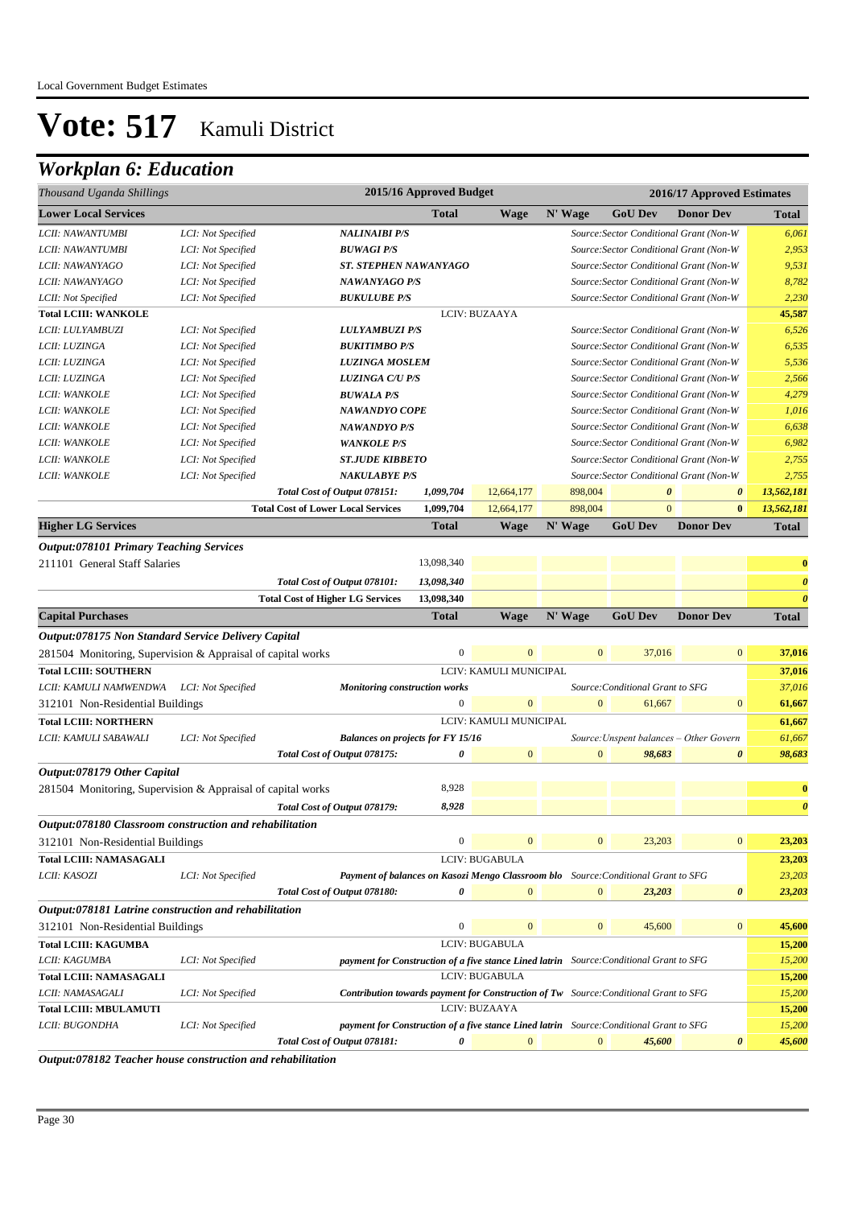Local Government Budget Estimates

# Vote: 517 Kamuli District

## Workplan 6: Education

| Thousand Uganda Shillings | | | 2015/16 Approved Budget | 2016/17 Approved Estimates | | | | |
|---|---|---|---|---|---|---|---|---|
| **Lower Local Services** | | | **Total** | **Wage** | **N' Wage** | **GoU Dev** | **Donor Dev** | **Total** |
| *LCII: NAWANTUMBI* | *LCI: Not Specified* | ***NALINAIBI P/S*** | | | | *Source:Sector Conditional Grant (Non-W* | | *6,061* |
| *LCII: NAWANTUMBI* | *LCI: Not Specified* | ***BUWAGI P/S*** | | | | *Source:Sector Conditional Grant (Non-W* | | *2,953* |
| *LCII: NAWANYAGO* | *LCI: Not Specified* | ***ST. STEPHEN NAWANYAGO*** | | | | *Source:Sector Conditional Grant (Non-W* | | *9,531* |
| *LCII: NAWANYAGO* | *LCI: Not Specified* | ***NAWANYAGO P/S*** | | | | *Source:Sector Conditional Grant (Non-W* | | *8,782* |
| *LCII: Not Specified* | *LCI: Not Specified* | ***BUKULUBE P/S*** | | | | *Source:Sector Conditional Grant (Non-W* | | *2,230* |
| **Total LCIII: WANKOLE** | | | | LCIV: BUZAAYA | | | | **45,587** |
| *LCII: LULYAMBUZI* | *LCI: Not Specified* | ***LULYAMBUZI P/S*** | | | | *Source:Sector Conditional Grant (Non-W* | | *6,526* |
| *LCII: LUZINGA* | *LCI: Not Specified* | ***BUKITIMBO P/S*** | | | | *Source:Sector Conditional Grant (Non-W* | | *6,535* |
| *LCII: LUZINGA* | *LCI: Not Specified* | ***LUZINGA MOSLEM*** | | | | *Source:Sector Conditional Grant (Non-W* | | *5,536* |
| *LCII: LUZINGA* | *LCI: Not Specified* | ***LUZINGA C/U P/S*** | | | | *Source:Sector Conditional Grant (Non-W* | | *2,566* |
| *LCII: WANKOLE* | *LCI: Not Specified* | ***BUWALA P/S*** | | | | *Source:Sector Conditional Grant (Non-W* | | *4,279* |
| *LCII: WANKOLE* | *LCI: Not Specified* | ***NAWANDYO COPE*** | | | | *Source:Sector Conditional Grant (Non-W* | | *1,016* |
| *LCII: WANKOLE* | *LCI: Not Specified* | ***NAWANDYO P/S*** | | | | *Source:Sector Conditional Grant (Non-W* | | *6,638* |
| *LCII: WANKOLE* | *LCI: Not Specified* | ***WANKOLE P/S*** | | | | *Source:Sector Conditional Grant (Non-W* | | *6,982* |
| *LCII: WANKOLE* | *LCI: Not Specified* | ***ST.JUDE KIBBETO*** | | | | *Source:Sector Conditional Grant (Non-W* | | *2,755* |
| *LCII: WANKOLE* | *LCI: Not Specified* | ***NAKULABYE P/S*** | | | | *Source:Sector Conditional Grant (Non-W* | | *2,755* |
| | | *Total Cost of Output 078151:* | *1,099,704* | 12,664,177 | 898,004 | *0* | *0* | *13,562,181* |
| | | **Total Cost of Lower Local Services** | **1,099,704** | 12,664,177 | 898,004 | 0 | **0** | *13,562,181* |
| **Higher LG Services** | | | **Total** | **Wage** | **N' Wage** | **GoU Dev** | **Donor Dev** | **Total** |
| ***Output:078101 Primary Teaching Services*** | | | | | | | | |
| 211101 General Staff Salaries | | | 13,098,340 | | | | | **0** |
| | | *Total Cost of Output 078101:* | *13,098,340* | | | | | *0* |
| | | **Total Cost of Higher LG Services** | **13,098,340** | | | | | *0* |
| **Capital Purchases** | | | **Total** | **Wage** | **N' Wage** | **GoU Dev** | **Donor Dev** | **Total** |
| ***Output:078175 Non Standard Service Delivery Capital*** | | | | | | | | |
| 281504 Monitoring, Supervision & Appraisal of capital works | | | 0 | 0 | 0 | 37,016 | 0 | **37,016** |
| **Total LCIII: SOUTHERN** | | | | LCIV: KAMULI MUNICIPAL | | | | **37,016** |
| *LCII: KAMULI NAMWENDWA* | *LCI: Not Specified* | ***Monitoring construction works*** | | | | *Source:Conditional Grant to SFG* | | *37,016* |
| 312101 Non-Residential Buildings | | | 0 | 0 | 0 | 61,667 | 0 | **61,667** |
| **Total LCIII: NORTHERN** | | | | LCIV: KAMULI MUNICIPAL | | | | **61,667** |
| *LCII: KAMULI SABAWALI* | *LCI: Not Specified* | ***Balances on projects for FY 15/16*** | | | | *Source:Unspent balances – Other Govern* | | *61,667* |
| | | *Total Cost of Output 078175:* | *0* | 0 | 0 | *98,683* | *0* | *98,683* |
| ***Output:078179 Other Capital*** | | | | | | | | |
| 281504 Monitoring, Supervision & Appraisal of capital works | | | 8,928 | | | | | **0** |
| | | *Total Cost of Output 078179:* | *8,928* | | | | | *0* |
| ***Output:078180 Classroom construction and rehabilitation*** | | | | | | | | |
| 312101 Non-Residential Buildings | | | 0 | 0 | 0 | 23,203 | 0 | **23,203** |
| **Total LCIII: NAMASAGALI** | | | | LCIV: BUGABULA | | | | **23,203** |
| *LCII: KASOZI* | *LCI: Not Specified* | ***Payment of balances on Kasozi Mengo Classroom blo*** | | | | *Source:Conditional Grant to SFG* | | *23,203* |
| | | *Total Cost of Output 078180:* | *0* | 0 | 0 | *23,203* | *0* | *23,203* |
| ***Output:078181 Latrine construction and rehabilitation*** | | | | | | | | |
| 312101 Non-Residential Buildings | | | 0 | 0 | 0 | 45,600 | 0 | **45,600** |
| **Total LCIII: KAGUMBA** | | | | LCIV: BUGABULA | | | | **15,200** |
| *LCII: KAGUMBA* | *LCI: Not Specified* | ***payment for Construction of a five stance Lined latrin*** | | | | *Source:Conditional Grant to SFG* | | *15,200* |
| **Total LCIII: NAMASAGALI** | | | | LCIV: BUGABULA | | | | **15,200** |
| *LCII: NAMASAGALI* | *LCI: Not Specified* | ***Contribution towards payment for Construction of Tw*** | | | | *Source:Conditional Grant to SFG* | | *15,200* |
| **Total LCIII: MBULAMUTI** | | | | LCIV: BUZAAYA | | | | **15,200** |
| *LCII: BUGONDHA* | *LCI: Not Specified* | ***payment for Construction of a five stance Lined latrin*** | | | | *Source:Conditional Grant to SFG* | | *15,200* |
| | | *Total Cost of Output 078181:* | *0* | 0 | 0 | *45,600* | *0* | *45,600* |

***Output:078182 Teacher house construction and rehabilitation***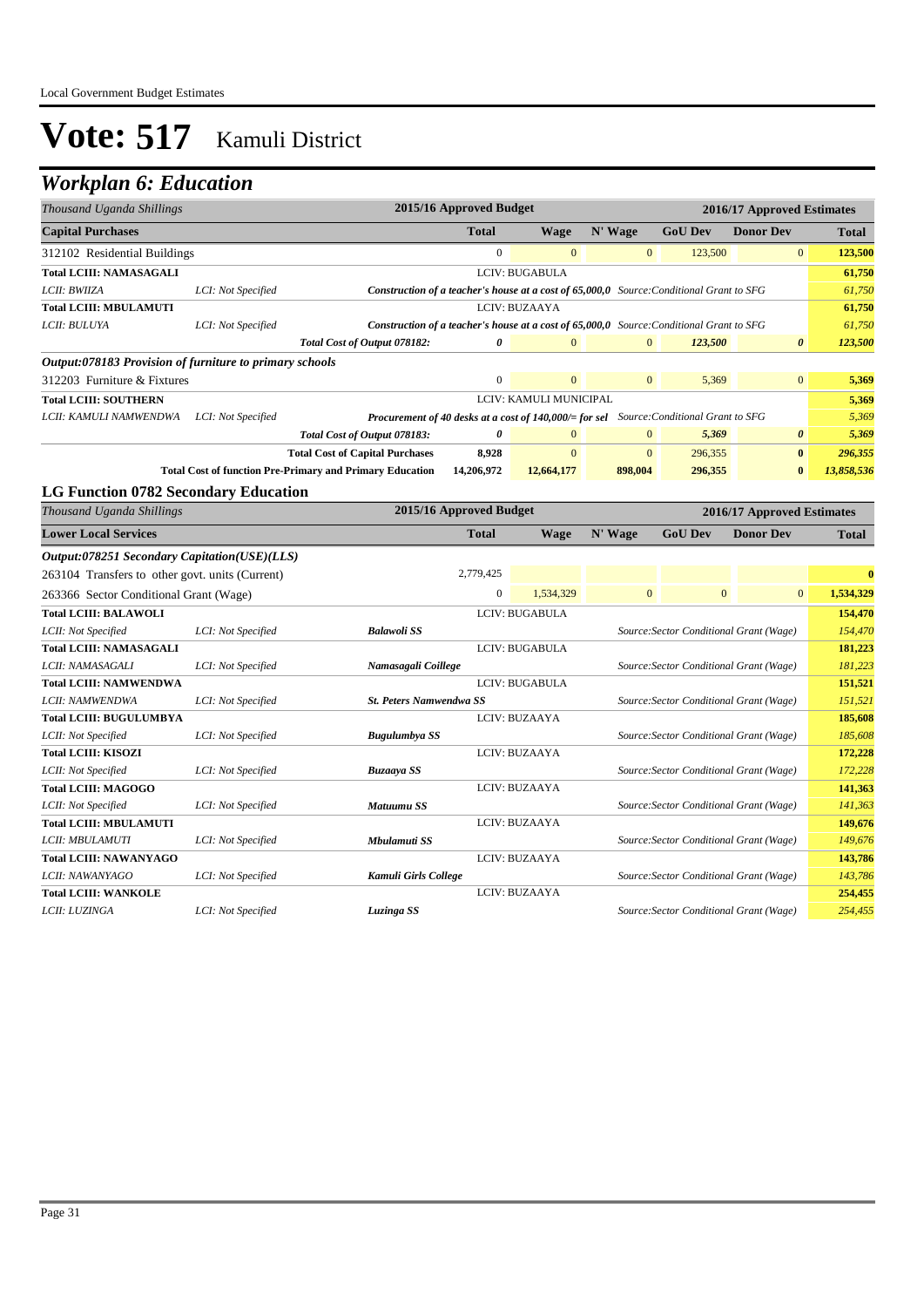# Vote: 517 Kamuli District

## Workplan 6: Education

| Thousand Uganda Shillings | | | 2015/16 Approved Budget | 2016/17 Approved Estimates | | | | |
|---|---|---|---|---|---|---|---|---|
| **Capital Purchases** | | | **Total** | **Wage** | **N' Wage** | **GoU Dev** | **Donor Dev** | **Total** |
| 312102 Residential Buildings | | | 0 | 0 | 0 | 123,500 | 0 | **123,500** |
| **Total LCIII: NAMASAGALI** | | | LCIV: BUGABULA | | | | | **61,750** |
| *LCII: BWIIZA* | *LCI: Not Specified* | ***Construction of a teacher's house at a cost of 65,000,0*** | | *Source:Conditional Grant to SFG* | | | | *61,750* |
| **Total LCIII: MBULAMUTI** | | | LCIV: BUZAAYA | | | | | **61,750** |
| *LCII: BULUYA* | *LCI: Not Specified* | ***Construction of a teacher's house at a cost of 65,000,0*** | | *Source:Conditional Grant to SFG* | | | | *61,750* |
| | | ***Total Cost of Output 078182:*** | ***0*** | 0 | 0 | ***123,500*** | ***0*** | ***123,500*** |
| ***Output:078183 Provision of furniture to primary schools*** | | | | | | | | |
| 312203 Furniture & Fixtures | | | 0 | 0 | 0 | 5,369 | 0 | **5,369** |
| **Total LCIII: SOUTHERN** | | | LCIV: KAMULI MUNICIPAL | | | | | **5,369** |
| *LCII: KAMULI NAMWENDWA* | *LCI: Not Specified* | ***Procurement of 40 desks at a cost of 140,000/= for sel*** | | *Source:Conditional Grant to SFG* | | | | *5,369* |
| | | ***Total Cost of Output 078183:*** | ***0*** | 0 | 0 | ***5,369*** | ***0*** | ***5,369*** |
| | | **Total Cost of Capital Purchases** | **8,928** | 0 | 0 | 296,355 | **0** | ***296,355*** |
| | | **Total Cost of function Pre-Primary and Primary Education** | **14,206,972** | **12,664,177** | **898,004** | **296,355** | **0** | ***13,858,536*** |

### LG Function 0782 Secondary Education

| Thousand Uganda Shillings | | | 2015/16 Approved Budget | 2016/17 Approved Estimates | | | | |
|---|---|---|---|---|---|---|---|---|
| **Lower Local Services** | | | **Total** | **Wage** | **N' Wage** | **GoU Dev** | **Donor Dev** | **Total** |
| ***Output:078251 Secondary Capitation(USE)(LLS)*** | | | | | | | | |
| 263104 Transfers to other govt. units (Current) | | | 2,779,425 | | | | | **0** |
| 263366 Sector Conditional Grant (Wage) | | | 0 | 1,534,329 | 0 | 0 | 0 | **1,534,329** |
| **Total LCIII: BALAWOLI** | | | LCIV: BUGABULA | | | | | **154,470** |
| *LCII: Not Specified* | *LCI: Not Specified* | ***Balawoli SS*** | | | *Source:Sector Conditional Grant (Wage)* | | | *154,470* |
| **Total LCIII: NAMASAGALI** | | | LCIV: BUGABULA | | | | | **181,223** |
| *LCII: NAMASAGALI* | *LCI: Not Specified* | ***Namasagali Coillege*** | | | *Source:Sector Conditional Grant (Wage)* | | | *181,223* |
| **Total LCIII: NAMWENDWA** | | | LCIV: BUGABULA | | | | | **151,521** |
| *LCII: NAMWENDWA* | *LCI: Not Specified* | ***St. Peters Namwendwa SS*** | | | *Source:Sector Conditional Grant (Wage)* | | | *151,521* |
| **Total LCIII: BUGULUMBYA** | | | LCIV: BUZAAYA | | | | | **185,608** |
| *LCII: Not Specified* | *LCI: Not Specified* | ***Bugulumbya SS*** | | | *Source:Sector Conditional Grant (Wage)* | | | *185,608* |
| **Total LCIII: KISOZI** | | | LCIV: BUZAAYA | | | | | **172,228** |
| *LCII: Not Specified* | *LCI: Not Specified* | ***Buzaaya SS*** | | | *Source:Sector Conditional Grant (Wage)* | | | *172,228* |
| **Total LCIII: MAGOGO** | | | LCIV: BUZAAYA | | | | | **141,363** |
| *LCII: Not Specified* | *LCI: Not Specified* | ***Matuumu SS*** | | | *Source:Sector Conditional Grant (Wage)* | | | *141,363* |
| **Total LCIII: MBULAMUTI** | | | LCIV: BUZAAYA | | | | | **149,676** |
| *LCII: MBULAMUTI* | *LCI: Not Specified* | ***Mbulamuti SS*** | | | *Source:Sector Conditional Grant (Wage)* | | | *149,676* |
| **Total LCIII: NAWANYAGO** | | | LCIV: BUZAAYA | | | | | **143,786** |
| *LCII: NAWANYAGO* | *LCI: Not Specified* | ***Kamuli Girls College*** | | | *Source:Sector Conditional Grant (Wage)* | | | *143,786* |
| **Total LCIII: WANKOLE** | | | LCIV: BUZAAYA | | | | | **254,455** |
| *LCII: LUZINGA* | *LCI: Not Specified* | ***Luzinga SS*** | | | *Source:Sector Conditional Grant (Wage)* | | | *254,455* |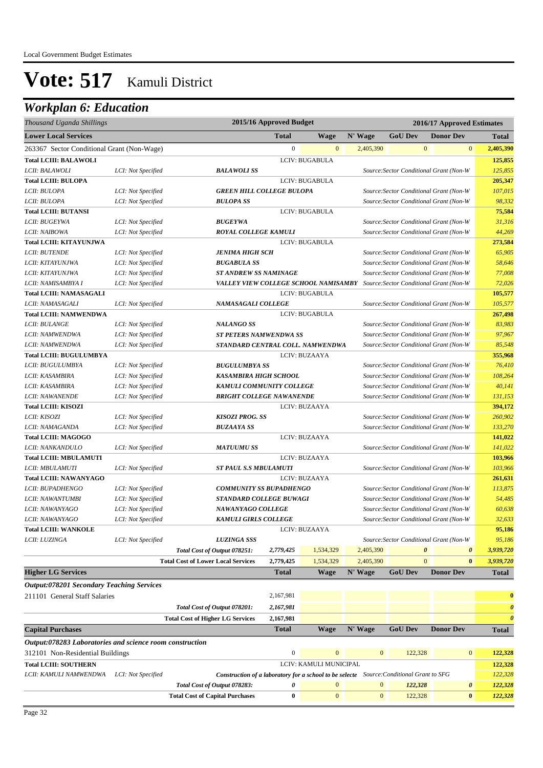# Vote: 517 Kamuli District

## *Workplan 6: Education*

| *Thousand Uganda Shillings* | | | 2015/16 Approved Budget | | | 2016/17 Approved Estimates | | |
|---|---|---|---|---|---|---|---|---|
| **Lower Local Services** | | | **Total** | **Wage** | **N' Wage** | **GoU Dev** | **Donor Dev** | **Total** |
| 263367 Sector Conditional Grant (Non-Wage) | | | 0 | 0 | 2,405,390 | 0 | 0 | **2,405,390** |
| **Total LCIII: BALAWOLI** | | | | LCIV: BUGABULA | | | | **125,855** |
| *LCII: BALAWOLI* | *LCI: Not Specified* | ***BALAWOLI SS*** | | | | *Source:Sector Conditional Grant (Non-W* | | *125,855* |
| **Total LCIII: BULOPA** | | | | LCIV: BUGABULA | | | | **205,347** |
| *LCII: BULOPA* | *LCI: Not Specified* | ***GREEN HILL COLLEGE BULOPA*** | | | | *Source:Sector Conditional Grant (Non-W* | | *107,015* |
| *LCII: BULOPA* | *LCI: Not Specified* | ***BULOPA SS*** | | | | *Source:Sector Conditional Grant (Non-W* | | *98,332* |
| **Total LCIII: BUTANSI** | | | | LCIV: BUGABULA | | | | **75,584** |
| *LCII: BUGEYWA* | *LCI: Not Specified* | ***BUGEYWA*** | | | | *Source:Sector Conditional Grant (Non-W* | | *31,316* |
| *LCII: NAIBOWA* | *LCI: Not Specified* | ***ROYAL COLLEGE KAMULI*** | | | | *Source:Sector Conditional Grant (Non-W* | | *44,269* |
| **Total LCIII: KITAYUNJWA** | | | | LCIV: BUGABULA | | | | **273,584** |
| *LCII: BUTENDE* | *LCI: Not Specified* | ***JENIMA HIGH SCH*** | | | | *Source:Sector Conditional Grant (Non-W* | | *65,905* |
| *LCII: KITAYUNJWA* | *LCI: Not Specified* | ***BUGABULA SS*** | | | | *Source:Sector Conditional Grant (Non-W* | | *58,646* |
| *LCII: KITAYUNJWA* | *LCI: Not Specified* | ***ST ANDREW SS NAMINAGE*** | | | | *Source:Sector Conditional Grant (Non-W* | | *77,008* |
| *LCII: NAMISAMBYA I* | *LCI: Not Specified* | ***VALLEY VIEW COLLEGE SCHOOL NAMISAMBY*** | | | | *Source:Sector Conditional Grant (Non-W* | | *72,026* |
| **Total LCIII: NAMASAGALI** | | | | LCIV: BUGABULA | | | | **105,577** |
| *LCII: NAMASAGALI* | *LCI: Not Specified* | ***NAMASAGALI COLLEGE*** | | | | *Source:Sector Conditional Grant (Non-W* | | *105,577* |
| **Total LCIII: NAMWENDWA** | | | | LCIV: BUGABULA | | | | **267,498** |
| *LCII: BULANGE* | *LCI: Not Specified* | ***NALANGO SS*** | | | | *Source:Sector Conditional Grant (Non-W* | | *83,983* |
| *LCII: NAMWENDWA* | *LCI: Not Specified* | ***ST PETERS NAMWENDWA SS*** | | | | *Source:Sector Conditional Grant (Non-W* | | *97,967* |
| *LCII: NAMWENDWA* | *LCI: Not Specified* | ***STANDARD CENTRAL COLL. NAMWENDWA*** | | | | *Source:Sector Conditional Grant (Non-W* | | *85,548* |
| **Total LCIII: BUGULUMBYA** | | | | LCIV: BUZAAYA | | | | **355,968** |
| *LCII: BUGULUMBYA* | *LCI: Not Specified* | ***BUGULUMBYA SS*** | | | | *Source:Sector Conditional Grant (Non-W* | | *76,410* |
| *LCII: KASAMBIRA* | *LCI: Not Specified* | ***KASAMBIRA HIGH SCHOOL*** | | | | *Source:Sector Conditional Grant (Non-W* | | *108,264* |
| *LCII: KASAMBIRA* | *LCI: Not Specified* | ***KAMULI COMMUNITY COLLEGE*** | | | | *Source:Sector Conditional Grant (Non-W* | | *40,141* |
| *LCII: NAWANENDE* | *LCI: Not Specified* | ***BRIGHT COLLEGE NAWANENDE*** | | | | *Source:Sector Conditional Grant (Non-W* | | *131,153* |
| **Total LCIII: KISOZI** | | | | LCIV: BUZAAYA | | | | **394,172** |
| *LCII: KISOZI* | *LCI: Not Specified* | ***KISOZI PROG. SS*** | | | | *Source:Sector Conditional Grant (Non-W* | | *260,902* |
| *LCII: NAMAGANDA* | *LCI: Not Specified* | ***BUZAAYA SS*** | | | | *Source:Sector Conditional Grant (Non-W* | | *133,270* |
| **Total LCIII: MAGOGO** | | | | LCIV: BUZAAYA | | | | **141,022** |
| *LCII: NANKANDULO* | *LCI: Not Specified* | ***MATUUMU SS*** | | | | *Source:Sector Conditional Grant (Non-W* | | *141,022* |
| **Total LCIII: MBULAMUTI** | | | | LCIV: BUZAAYA | | | | **103,966** |
| *LCII: MBULAMUTI* | *LCI: Not Specified* | ***ST PAUL S.S MBULAMUTI*** | | | | *Source:Sector Conditional Grant (Non-W* | | *103,966* |
| **Total LCIII: NAWANYAGO** | | | | LCIV: BUZAAYA | | | | **261,631** |
| *LCII: BUPADHENGO* | *LCI: Not Specified* | ***COMMUNITY SS BUPADHENGO*** | | | | *Source:Sector Conditional Grant (Non-W* | | *113,875* |
| *LCII: NAWANTUMBI* | *LCI: Not Specified* | ***STANDARD COLLEGE BUWAGI*** | | | | *Source:Sector Conditional Grant (Non-W* | | *54,485* |
| *LCII: NAWANYAGO* | *LCI: Not Specified* | ***NAWANYAGO COLLEGE*** | | | | *Source:Sector Conditional Grant (Non-W* | | *60,638* |
| *LCII: NAWANYAGO* | *LCI: Not Specified* | ***KAMULI GIRLS COLLEGE*** | | | | *Source:Sector Conditional Grant (Non-W* | | *32,633* |
| **Total LCIII: WANKOLE** | | | | LCIV: BUZAAYA | | | | **95,186** |
| *LCII: LUZINGA* | *LCI: Not Specified* | ***LUZINGA SSS*** | | | | *Source:Sector Conditional Grant (Non-W* | | *95,186* |
| | | *Total Cost of Output 078251:* | *2,779,425* | 1,534,329 | 2,405,390 | *0* | *0* | *3,939,720* |
| | | **Total Cost of Lower Local Services** | **2,779,425** | 1,534,329 | 2,405,390 | 0 | **0** | ***3,939,720*** |
| **Higher LG Services** | | | **Total** | **Wage** | **N' Wage** | **GoU Dev** | **Donor Dev** | **Total** |
| ***Output:078201 Secondary Teaching Services*** | | | | | | | | |
| 211101 General Staff Salaries | | | 2,167,981 | | | | | **0** |
| | | *Total Cost of Output 078201:* | *2,167,981* | | | | | *0* |
| | | **Total Cost of Higher LG Services** | **2,167,981** | | | | | *0* |
| **Capital Purchases** | | | **Total** | **Wage** | **N' Wage** | **GoU Dev** | **Donor Dev** | **Total** |
| ***Output:078283 Laboratories and science room construction*** | | | | | | | | |
| 312101 Non-Residential Buildings | | | 0 | 0 | 0 | 122,328 | 0 | **122,328** |
| **Total LCIII: SOUTHERN** | | | | LCIV: KAMULI MUNICIPAL | | | | **122,328** |
| *LCII: KAMULI NAMWENDWA* | *LCI: Not Specified* | ***Construction of a laboratory for a school to be selecte*** | | | | *Source:Conditional Grant to SFG* | | *122,328* |
| | | *Total Cost of Output 078283:* | *0* | 0 | 0 | *122,328* | *0* | *122,328* |
| | | **Total Cost of Capital Purchases** | **0** | 0 | 0 | 122,328 | **0** | ***122,328*** |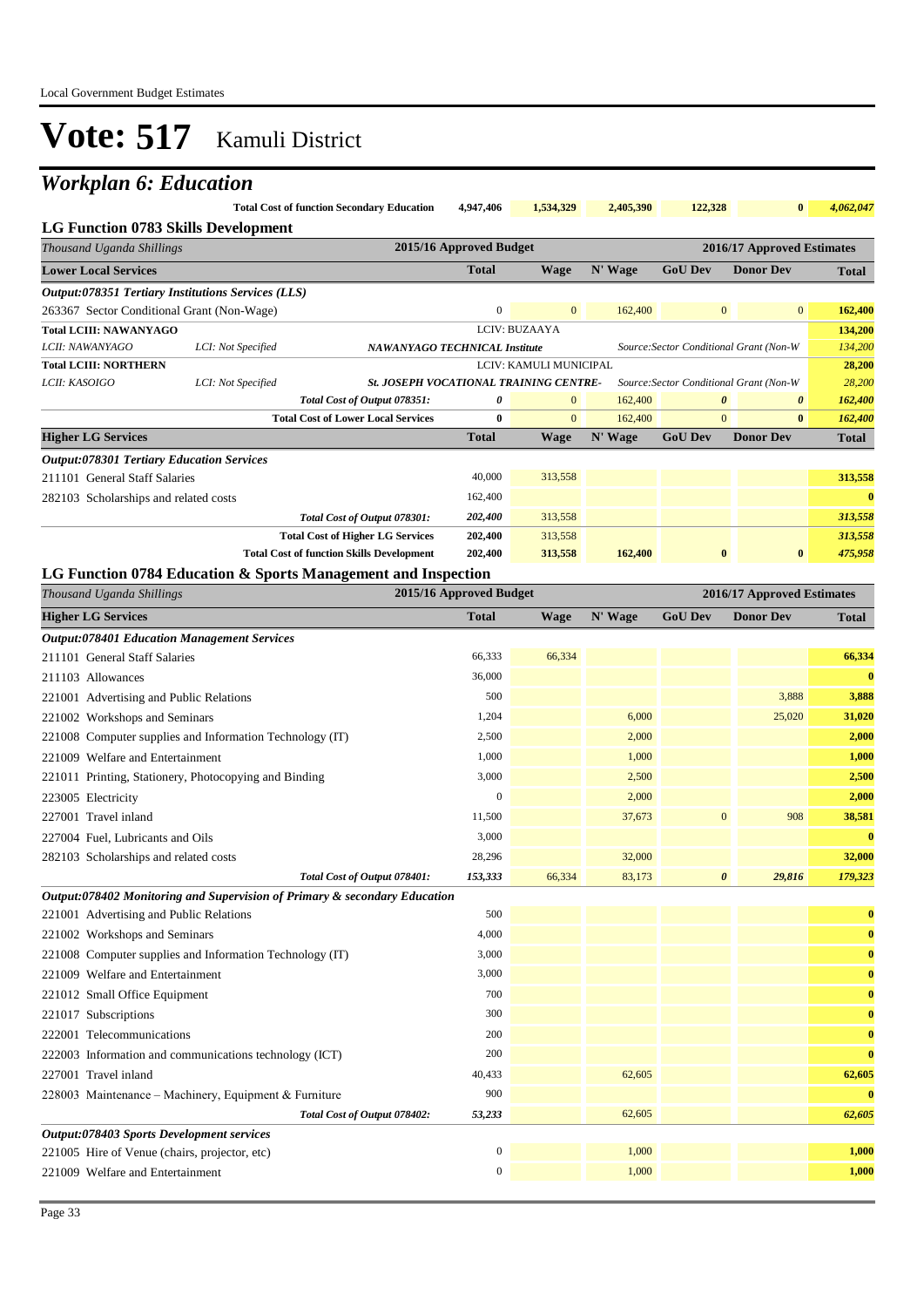# Vote: 517 Kamuli District

## Workplan 6: Education

| | | 2015/16 Approved Budget | Wage | N' Wage | GoU Dev | Donor Dev | Total |
|---|---|---|---|---|---|---|---|
| | **Total Cost of function Secondary Education** | **4,947,406** | **1,534,329** | **2,405,390** | **122,328** | **0** | ***4,062,047*** |

### LG Function 0783 Skills Development

| *Thousand Uganda Shillings* | | | 2015/16 Approved Budget | 2016/17 Approved Estimates | | | | |
|---|---|---|---|---|---|---|---|---|
| **Lower Local Services** | | | **Total** | **Wage** | **N' Wage** | **GoU Dev** | **Donor Dev** | **Total** |
| ***Output:078351 Tertiary Institutions Services (LLS)*** | | | | | | | | |
| 263367 Sector Conditional Grant (Non-Wage) | | | 0 | 0 | 162,400 | 0 | 0 | **162,400** |
| **Total LCIII: NAWANYAGO** | | | LCIV: BUZAAYA | | | | | **134,200** |
| *LCII: NAWANYAGO* | *LCI: Not Specified* | ***NAWANYAGO TECHNICAL Institute*** | | | *Source:Sector Conditional Grant (Non-W* | | | *134,200* |
| **Total LCIII: NORTHERN** | | | LCIV: KAMULI MUNICIPAL | | | | | **28,200** |
| *LCII: KASOIGO* | *LCI: Not Specified* | ***St. JOSEPH VOCATIONAL TRAINING CENTRE-*** | | | *Source:Sector Conditional Grant (Non-W* | | | *28,200* |
| | | *Total Cost of Output 078351:* | *0* | 0 | 162,400 | *0* | *0* | *162,400* |
| | | **Total Cost of Lower Local Services** | **0** | 0 | 162,400 | 0 | **0** | *162,400* |
| **Higher LG Services** | | | **Total** | **Wage** | **N' Wage** | **GoU Dev** | **Donor Dev** | **Total** |
| ***Output:078301 Tertiary Education Services*** | | | | | | | | |
| 211101 General Staff Salaries | | | 40,000 | 313,558 | | | | **313,558** |
| 282103 Scholarships and related costs | | | 162,400 | | | | | **0** |
| | | *Total Cost of Output 078301:* | *202,400* | 313,558 | | | | *313,558* |
| | | **Total Cost of Higher LG Services** | **202,400** | 313,558 | | | | *313,558* |
| | | **Total Cost of function Skills Development** | **202,400** | **313,558** | **162,400** | **0** | **0** | ***475,958*** |

### LG Function 0784 Education & Sports Management and Inspection

| *Thousand Uganda Shillings* | 2015/16 Approved Budget | 2016/17 Approved Estimates | | | | |
|---|---|---|---|---|---|---|
| **Higher LG Services** | **Total** | **Wage** | **N' Wage** | **GoU Dev** | **Donor Dev** | **Total** |
| ***Output:078401 Education Management Services*** | | | | | | |
| 211101 General Staff Salaries | 66,333 | 66,334 | | | | **66,334** |
| 211103 Allowances | 36,000 | | | | | **0** |
| 221001 Advertising and Public Relations | 500 | | | | 3,888 | **3,888** |
| 221002 Workshops and Seminars | 1,204 | | 6,000 | | 25,020 | **31,020** |
| 221008 Computer supplies and Information Technology (IT) | 2,500 | | 2,000 | | | **2,000** |
| 221009 Welfare and Entertainment | 1,000 | | 1,000 | | | **1,000** |
| 221011 Printing, Stationery, Photocopying and Binding | 3,000 | | 2,500 | | | **2,500** |
| 223005 Electricity | 0 | | 2,000 | | | **2,000** |
| 227001 Travel inland | 11,500 | | 37,673 | 0 | 908 | **38,581** |
| 227004 Fuel, Lubricants and Oils | 3,000 | | | | | **0** |
| 282103 Scholarships and related costs | 28,296 | | 32,000 | | | **32,000** |
| *Total Cost of Output 078401:* | *153,333* | 66,334 | 83,173 | *0* | *29,816* | *179,323* |
| ***Output:078402 Monitoring and Supervision of Primary & secondary Education*** | | | | | | |
| 221001 Advertising and Public Relations | 500 | | | | | **0** |
| 221002 Workshops and Seminars | 4,000 | | | | | **0** |
| 221008 Computer supplies and Information Technology (IT) | 3,000 | | | | | **0** |
| 221009 Welfare and Entertainment | 3,000 | | | | | **0** |
| 221012 Small Office Equipment | 700 | | | | | **0** |
| 221017 Subscriptions | 300 | | | | | **0** |
| 222001 Telecommunications | 200 | | | | | **0** |
| 222003 Information and communications technology (ICT) | 200 | | | | | **0** |
| 227001 Travel inland | 40,433 | | 62,605 | | | **62,605** |
| 228003 Maintenance – Machinery, Equipment & Furniture | 900 | | | | | **0** |
| *Total Cost of Output 078402:* | *53,233* | | 62,605 | | | *62,605* |
| ***Output:078403 Sports Development services*** | | | | | | |
| 221005 Hire of Venue (chairs, projector, etc) | 0 | | 1,000 | | | **1,000** |
| 221009 Welfare and Entertainment | 0 | | 1,000 | | | **1,000** |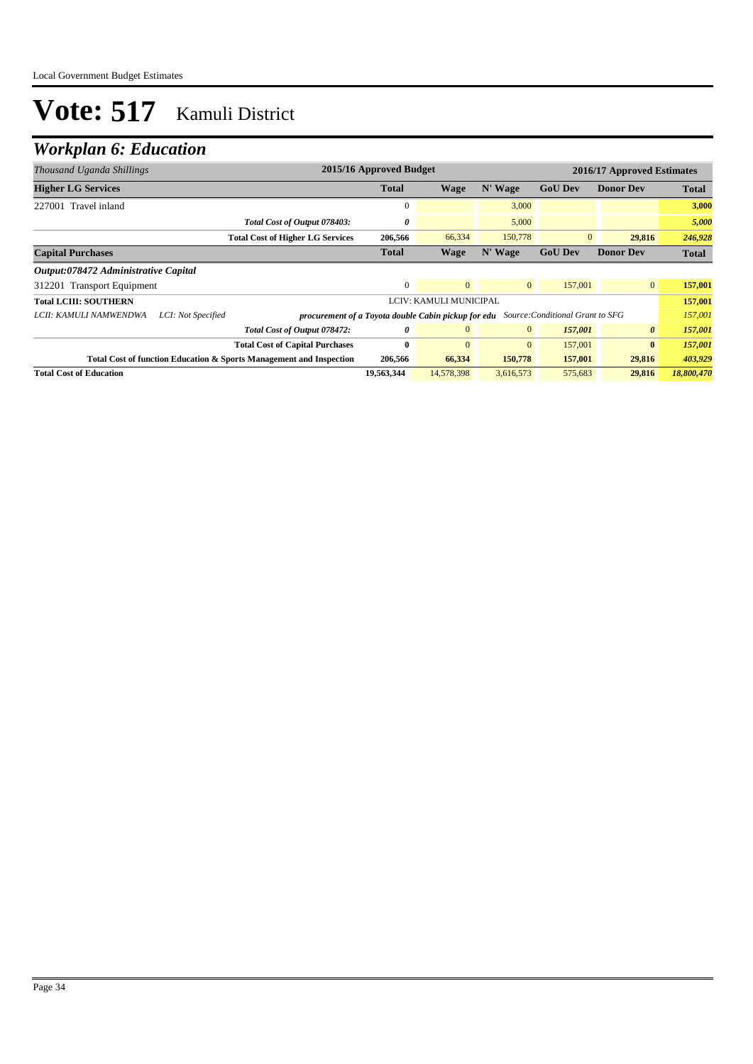# Vote: 517 Kamuli District

## Workplan 6: Education

| *Thousand Uganda Shillings* | | 2015/16 Approved Budget | 2016/17 Approved Estimates | | | | |
|---|---|---|---|---|---|---|---|
| **Higher LG Services** | | **Total** | **Wage** | **N' Wage** | **GoU Dev** | **Donor Dev** | **Total** |
| 227001 Travel inland | | 0 | | 3,000 | | | **3,000** |
| | *Total Cost of Output 078403:* | *0* | | 5,000 | | | ***5,000*** |
| | **Total Cost of Higher LG Services** | **206,566** | 66,334 | 150,778 | 0 | **29,816** | ***246,928*** |
| **Capital Purchases** | | **Total** | **Wage** | **N' Wage** | **GoU Dev** | **Donor Dev** | **Total** |
| ***Output:078472 Administrative Capital*** | | | | | | | |
| 312201 Transport Equipment | | 0 | 0 | 0 | 157,001 | 0 | **157,001** |
| **Total LCIII: SOUTHERN** | | | LCIV: KAMULI MUNICIPAL | | | | **157,001** |
| *LCII: KAMULI NAMWENDWA* | *LCI: Not Specified* | ***procurement of a Toyota double Cabin pickup for edu*** | | | *Source:Conditional Grant to SFG* | | *157,001* |
| | *Total Cost of Output 078472:* | *0* | 0 | 0 | *157,001* | *0* | ***157,001*** |
| | **Total Cost of Capital Purchases** | **0** | 0 | 0 | 157,001 | **0** | ***157,001*** |
| **Total Cost of function Education & Sports Management and Inspection** | | **206,566** | **66,334** | **150,778** | **157,001** | **29,816** | ***403,929*** |
| **Total Cost of Education** | | **19,563,344** | 14,578,398 | 3,616,573 | 575,683 | **29,816** | ***18,800,470*** |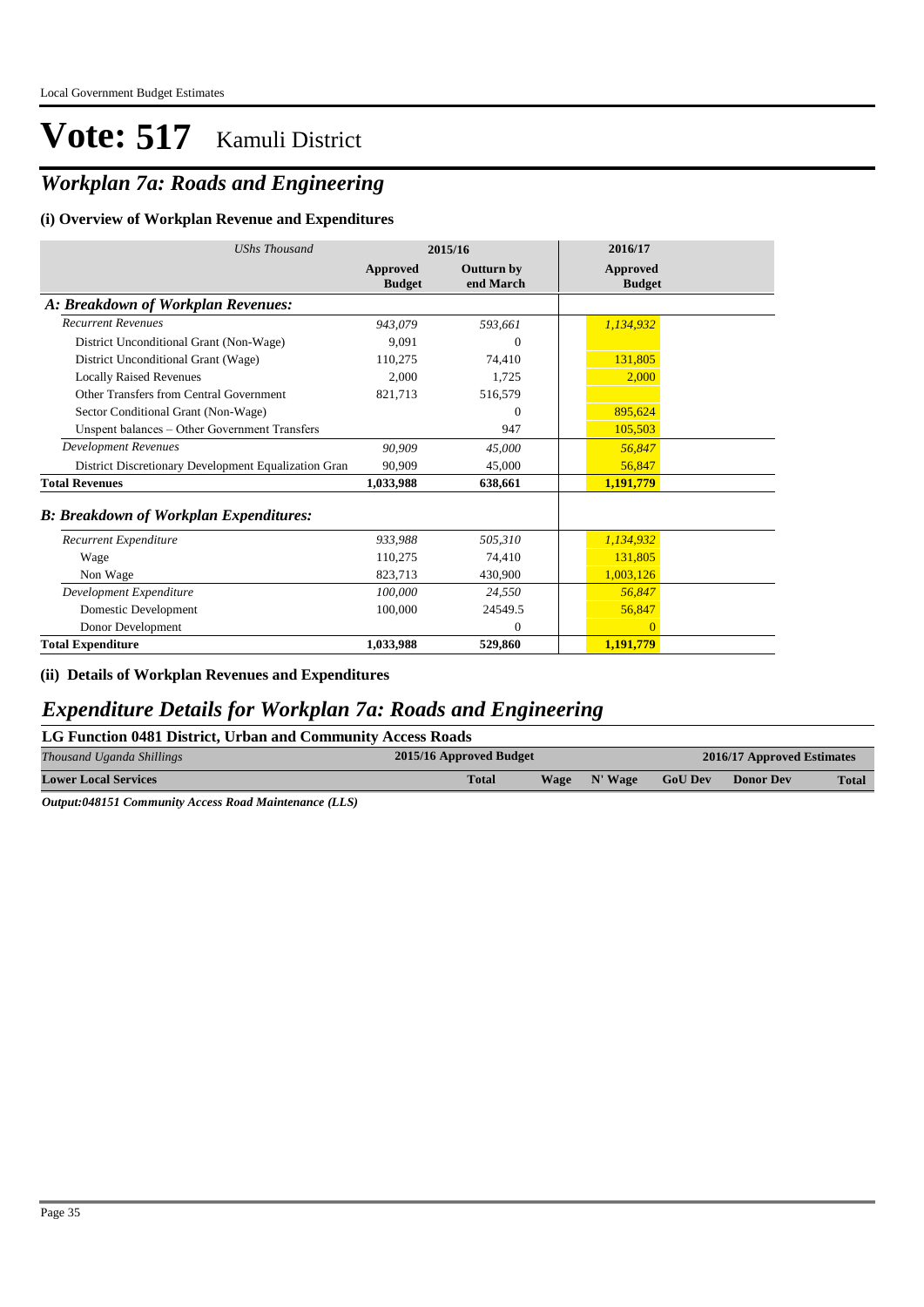# Vote: 517 Kamuli District

## *Workplan 7a: Roads and Engineering*

### (i) Overview of Workplan Revenue and Expenditures

| *UShs Thousand* | 2015/16 | | 2016/17 |
|---|---|---|---|
| | **Approved Budget** | **Outturn by end March** | **Approved Budget** |
| ***A: Breakdown of Workplan Revenues:*** | | | |
| *Recurrent Revenues* | *943,079* | *593,661* | *1,134,932* |
| District Unconditional Grant (Non-Wage) | 9,091 | 0 | |
| District Unconditional Grant (Wage) | 110,275 | 74,410 | 131,805 |
| Locally Raised Revenues | 2,000 | 1,725 | 2,000 |
| Other Transfers from Central Government | 821,713 | 516,579 | |
| Sector Conditional Grant (Non-Wage) | | 0 | 895,624 |
| Unspent balances – Other Government Transfers | | 947 | 105,503 |
| *Development Revenues* | *90,909* | *45,000* | *56,847* |
| District Discretionary Development Equalization Gran | 90,909 | 45,000 | 56,847 |
| **Total Revenues** | **1,033,988** | **638,661** | **1,191,779** |
| ***B: Breakdown of Workplan Expenditures:*** | | | |
| *Recurrent Expenditure* | *933,988* | *505,310* | *1,134,932* |
| Wage | 110,275 | 74,410 | 131,805 |
| Non Wage | 823,713 | 430,900 | 1,003,126 |
| *Development Expenditure* | *100,000* | *24,550* | *56,847* |
| Domestic Development | 100,000 | 24549.5 | 56,847 |
| Donor Development | | 0 | 0 |
| **Total Expenditure** | **1,033,988** | **529,860** | **1,191,779** |

### (ii) Details of Workplan Revenues and Expenditures

## *Expenditure Details for Workplan 7a: Roads and Engineering*

### LG Function 0481 District, Urban and Community Access Roads

| *Thousand Uganda Shillings* | 2015/16 Approved Budget | 2016/17 Approved Estimates | | | | |
|---|---|---|---|---|---|---|
| **Lower Local Services** | **Total** | **Wage** | **N' Wage** | **GoU Dev** | **Donor Dev** | **Total** |

***Output:048151 Community Access Road Maintenance (LLS)***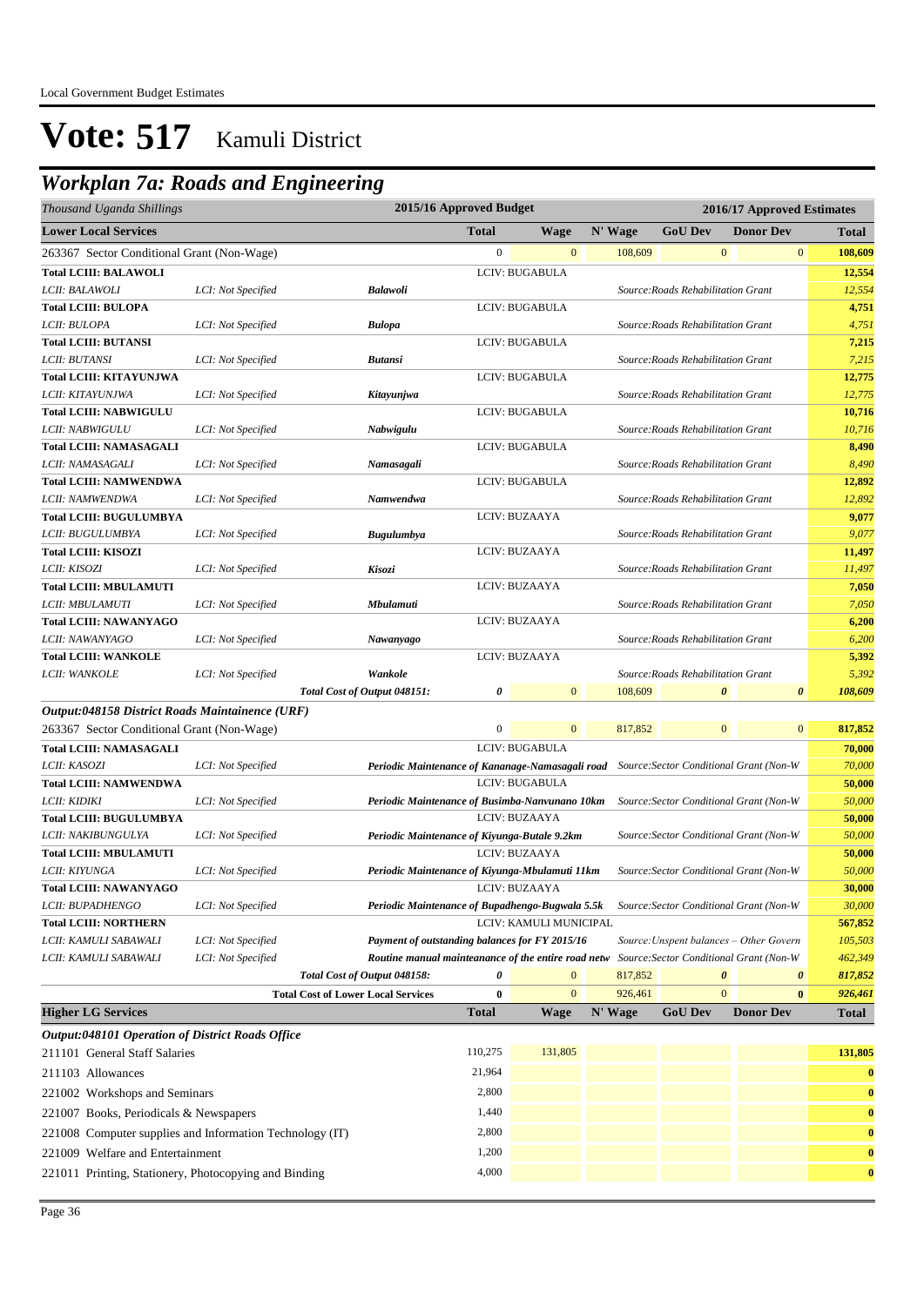Local Government Budget Estimates

# Vote: 517 Kamuli District

## Workplan 7a: Roads and Engineering

| Thousand Uganda Shillings | | | 2015/16 Approved Budget | | 2016/17 Approved Estimates | | | |
|---|---|---|---|---|---|---|---|---|
| **Lower Local Services** | | | **Total** | **Wage** | **N' Wage** | **GoU Dev** | **Donor Dev** | **Total** |
| 263367 Sector Conditional Grant (Non-Wage) | | | 0 | 0 | 108,609 | 0 | 0 | 108,609 |
| **Total LCIII: BALAWOLI** | | | | LCIV: BUGABULA | | | | **12,554** |
| *LCII: BALAWOLI* | *LCI: Not Specified* | ***Balawoli*** | | | | *Source:Roads Rehabilitation Grant* | | *12,554* |
| **Total LCIII: BULOPA** | | | | LCIV: BUGABULA | | | | **4,751** |
| *LCII: BULOPA* | *LCI: Not Specified* | ***Bulopa*** | | | | *Source:Roads Rehabilitation Grant* | | *4,751* |
| **Total LCIII: BUTANSI** | | | | LCIV: BUGABULA | | | | **7,215** |
| *LCII: BUTANSI* | *LCI: Not Specified* | ***Butansi*** | | | | *Source:Roads Rehabilitation Grant* | | *7,215* |
| **Total LCIII: KITAYUNJWA** | | | | LCIV: BUGABULA | | | | **12,775** |
| *LCII: KITAYUNJWA* | *LCI: Not Specified* | ***Kitayunjwa*** | | | | *Source:Roads Rehabilitation Grant* | | *12,775* |
| **Total LCIII: NABWIGULU** | | | | LCIV: BUGABULA | | | | **10,716** |
| *LCII: NABWIGULU* | *LCI: Not Specified* | ***Nabwigulu*** | | | | *Source:Roads Rehabilitation Grant* | | *10,716* |
| **Total LCIII: NAMASAGALI** | | | | LCIV: BUGABULA | | | | **8,490** |
| *LCII: NAMASAGALI* | *LCI: Not Specified* | ***Namasagali*** | | | | *Source:Roads Rehabilitation Grant* | | *8,490* |
| **Total LCIII: NAMWENDWA** | | | | LCIV: BUGABULA | | | | **12,892** |
| *LCII: NAMWENDWA* | *LCI: Not Specified* | ***Namwendwa*** | | | | *Source:Roads Rehabilitation Grant* | | *12,892* |
| **Total LCIII: BUGULUMBYA** | | | | LCIV: BUZAAYA | | | | **9,077** |
| *LCII: BUGULUMBYA* | *LCI: Not Specified* | ***Bugulumbya*** | | | | *Source:Roads Rehabilitation Grant* | | *9,077* |
| **Total LCIII: KISOZI** | | | | LCIV: BUZAAYA | | | | **11,497** |
| *LCII: KISOZI* | *LCI: Not Specified* | ***Kisozi*** | | | | *Source:Roads Rehabilitation Grant* | | *11,497* |
| **Total LCIII: MBULAMUTI** | | | | LCIV: BUZAAYA | | | | **7,050** |
| *LCII: MBULAMUTI* | *LCI: Not Specified* | ***Mbulamuti*** | | | | *Source:Roads Rehabilitation Grant* | | *7,050* |
| **Total LCIII: NAWANYAGO** | | | | LCIV: BUZAAYA | | | | **6,200** |
| *LCII: NAWANYAGO* | *LCI: Not Specified* | ***Nawanyago*** | | | | *Source:Roads Rehabilitation Grant* | | *6,200* |
| **Total LCIII: WANKOLE** | | | | LCIV: BUZAAYA | | | | **5,392** |
| *LCII: WANKOLE* | *LCI: Not Specified* | ***Wankole*** | | | | *Source:Roads Rehabilitation Grant* | | *5,392* |
| | | ***Total Cost of Output 048151:*** | ***0*** | 0 | 108,609 | ***0*** | ***0*** | ***108,609*** |
| ***Output:048158 District Roads Maintainence (URF)*** | | | | | | | | |
| 263367 Sector Conditional Grant (Non-Wage) | | | 0 | 0 | 817,852 | 0 | 0 | 817,852 |
| **Total LCIII: NAMASAGALI** | | | | LCIV: BUGABULA | | | | **70,000** |
| *LCII: KASOZI* | *LCI: Not Specified* | ***Periodic Maintenance of Kananage-Namasagali road*** | | | | *Source:Sector Conditional Grant (Non-W* | | *70,000* |
| **Total LCIII: NAMWENDWA** | | | | LCIV: BUGABULA | | | | **50,000** |
| *LCII: KIDIKI* | *LCI: Not Specified* | ***Periodic Maintenance of Busimba-Nanvunano 10km*** | | | | *Source:Sector Conditional Grant (Non-W* | | *50,000* |
| **Total LCIII: BUGULUMBYA** | | | | LCIV: BUZAAYA | | | | **50,000** |
| *LCII: NAKIBUNGULYA* | *LCI: Not Specified* | ***Periodic Maintenance of Kiyunga-Butale 9.2km*** | | | | *Source:Sector Conditional Grant (Non-W* | | *50,000* |
| **Total LCIII: MBULAMUTI** | | | | LCIV: BUZAAYA | | | | **50,000** |
| *LCII: KIYUNGA* | *LCI: Not Specified* | ***Periodic Maintenance of Kiyunga-Mbulamuti 11km*** | | | | *Source:Sector Conditional Grant (Non-W* | | *50,000* |
| **Total LCIII: NAWANYAGO** | | | | LCIV: BUZAAYA | | | | **30,000** |
| *LCII: BUPADHENGO* | *LCI: Not Specified* | ***Periodic Maintenance of Bupadhengo-Bugwala 5.5k*** | | | | *Source:Sector Conditional Grant (Non-W* | | *30,000* |
| **Total LCIII: NORTHERN** | | | | LCIV: KAMULI MUNICIPAL | | | | **567,852** |
| *LCII: KAMULI SABAWALI* | *LCI: Not Specified* | ***Payment of outstanding balances for FY 2015/16*** | | | | *Source:Unspent balances – Other Govern* | | *105,503* |
| *LCII: KAMULI SABAWALI* | *LCI: Not Specified* | ***Routine manual mainteanance of the entire road netw*** | | | | *Source:Sector Conditional Grant (Non-W* | | *462,349* |
| | | ***Total Cost of Output 048158:*** | ***0*** | 0 | 817,852 | ***0*** | ***0*** | ***817,852*** |
| | | **Total Cost of Lower Local Services** | **0** | 0 | 926,461 | 0 | **0** | ***926,461*** |
| **Higher LG Services** | | | **Total** | **Wage** | **N' Wage** | **GoU Dev** | **Donor Dev** | **Total** |
| ***Output:048101 Operation of District Roads Office*** | | | | | | | | |
| 211101 General Staff Salaries | | | 110,275 | 131,805 | | | | **131,805** |
| 211103 Allowances | | | 21,964 | | | | | **0** |
| 221002 Workshops and Seminars | | | 2,800 | | | | | **0** |
| 221007 Books, Periodicals & Newspapers | | | 1,440 | | | | | **0** |
| 221008 Computer supplies and Information Technology (IT) | | | 2,800 | | | | | **0** |
| 221009 Welfare and Entertainment | | | 1,200 | | | | | **0** |
| 221011 Printing, Stationery, Photocopying and Binding | | | 4,000 | | | | | **0** |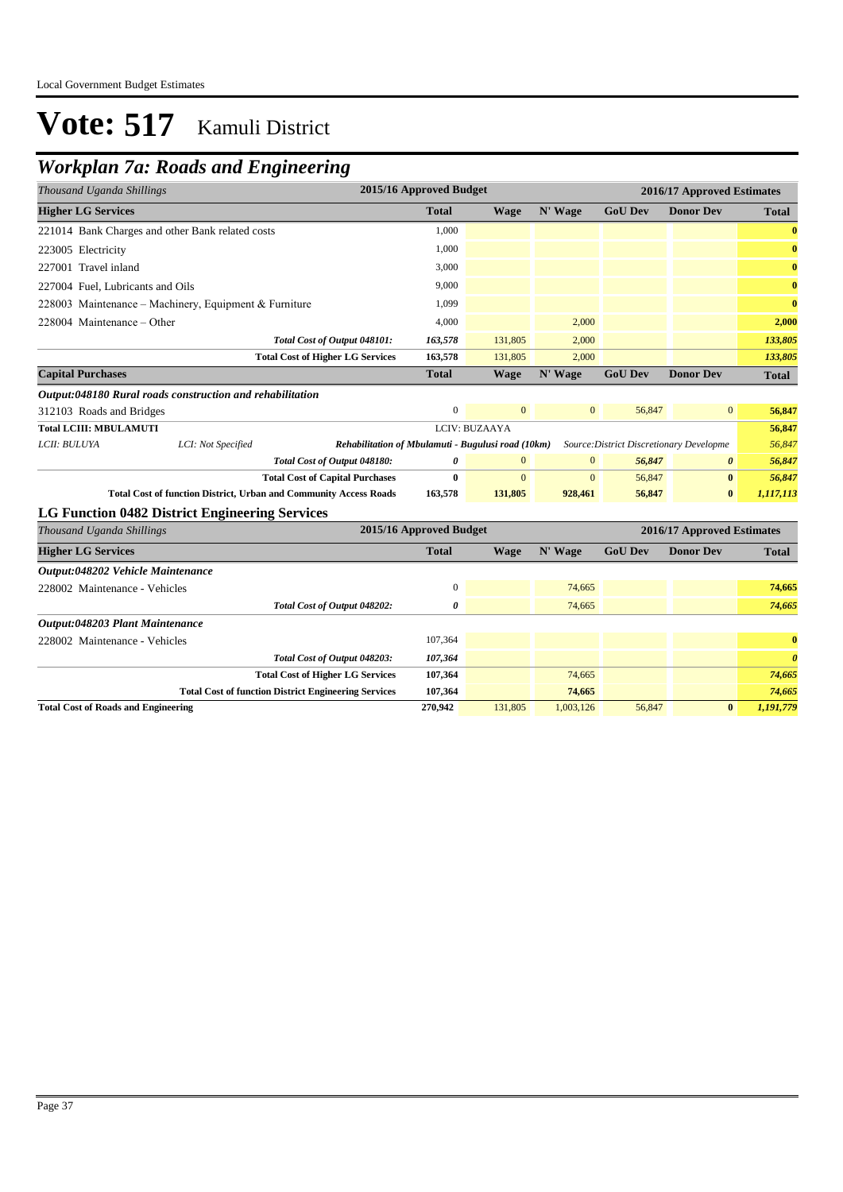Local Government Budget Estimates

# Vote: 517 Kamuli District

## *Workplan 7a: Roads and Engineering*

| *Thousand Uganda Shillings* | 2015/16 Approved Budget | 2016/17 Approved Estimates | | | | |
|---|---|---|---|---|---|---|
| **Higher LG Services** | **Total** | **Wage** | **N' Wage** | **GoU Dev** | **Donor Dev** | **Total** |
| 221014 Bank Charges and other Bank related costs | 1,000 | | | | | **0** |
| 223005 Electricity | 1,000 | | | | | **0** |
| 227001 Travel inland | 3,000 | | | | | **0** |
| 227004 Fuel, Lubricants and Oils | 9,000 | | | | | **0** |
| 228003 Maintenance – Machinery, Equipment & Furniture | 1,099 | | | | | **0** |
| 228004 Maintenance – Other | 4,000 | | 2,000 | | | **2,000** |
| *Total Cost of Output 048101:* | *163,578* | 131,805 | 2,000 | | | *133,805* |
| **Total Cost of Higher LG Services** | **163,578** | 131,805 | 2,000 | | | *133,805* |
| **Capital Purchases** | **Total** | **Wage** | **N' Wage** | **GoU Dev** | **Donor Dev** | **Total** |
| ***Output:048180 Rural roads construction and rehabilitation*** | | | | | | |
| 312103 Roads and Bridges | 0 | 0 | 0 | 56,847 | 0 | **56,847** |
| **Total LCIII: MBULAMUTI** | LCIV: BUZAAYA | | | | | **56,847** |
| *LCII: BULUYA* — *LCI: Not Specified* — *Rehabilitation of Mbulamuti - Bugulusi road (10km)* | | | *Source:District Discretionary Developme* | | | *56,847* |
| *Total Cost of Output 048180:* | *0* | 0 | 0 | *56,847* | *0* | *56,847* |
| **Total Cost of Capital Purchases** | **0** | 0 | 0 | 56,847 | **0** | *56,847* |
| **Total Cost of function District, Urban and Community Access Roads** | **163,578** | **131,805** | **928,461** | **56,847** | **0** | ***1,117,113*** |

### LG Function 0482 District Engineering Services

| *Thousand Uganda Shillings* | 2015/16 Approved Budget | 2016/17 Approved Estimates | | | | |
|---|---|---|---|---|---|---|
| **Higher LG Services** | **Total** | **Wage** | **N' Wage** | **GoU Dev** | **Donor Dev** | **Total** |
| ***Output:048202 Vehicle Maintenance*** | | | | | | |
| 228002 Maintenance - Vehicles | 0 | | 74,665 | | | **74,665** |
| *Total Cost of Output 048202:* | *0* | | 74,665 | | | *74,665* |
| ***Output:048203 Plant Maintenance*** | | | | | | |
| 228002 Maintenance - Vehicles | 107,364 | | | | | **0** |
| *Total Cost of Output 048203:* | *107,364* | | | | | *0* |
| **Total Cost of Higher LG Services** | **107,364** | | 74,665 | | | *74,665* |
| **Total Cost of function District Engineering Services** | **107,364** | | **74,665** | | | *74,665* |
| **Total Cost of Roads and Engineering** | **270,942** | 131,805 | 1,003,126 | 56,847 | **0** | *1,191,779* |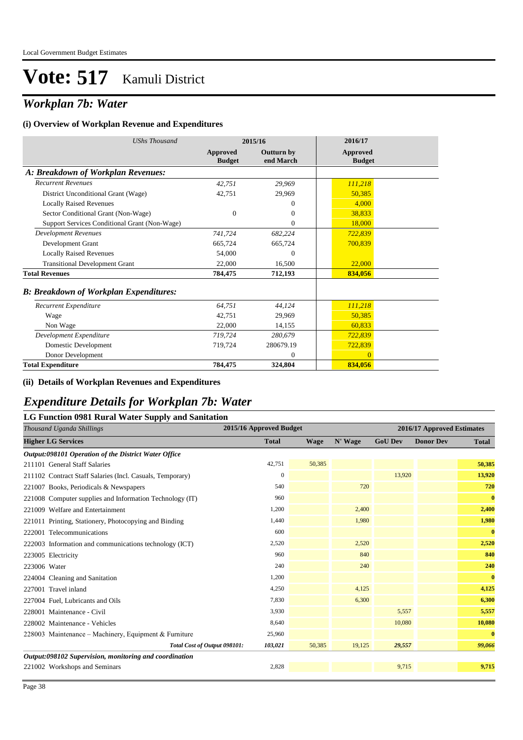Local Government Budget Estimates

# Vote: 517 Kamuli District

## *Workplan 7b: Water*

### (i) Overview of Workplan Revenue and Expenditures

| *UShs Thousand* | 2015/16 Approved Budget | 2015/16 Outturn by end March | 2016/17 Approved Budget |
|---|---|---|---|
| ***A: Breakdown of Workplan Revenues:*** | | | |
| *Recurrent Revenues* | *42,751* | *29,969* | *111,218* |
| District Unconditional Grant (Wage) | 42,751 | 29,969 | 50,385 |
| Locally Raised Revenues | | 0 | 4,000 |
| Sector Conditional Grant (Non-Wage) | 0 | 0 | 38,833 |
| Support Services Conditional Grant (Non-Wage) | | 0 | 18,000 |
| *Development Revenues* | *741,724* | *682,224* | *722,839* |
| Development Grant | 665,724 | 665,724 | 700,839 |
| Locally Raised Revenues | 54,000 | 0 | |
| Transitional Development Grant | 22,000 | 16,500 | 22,000 |
| **Total Revenues** | **784,475** | **712,193** | **834,056** |
| ***B: Breakdown of Workplan Expenditures:*** | | | |
| *Recurrent Expenditure* | *64,751* | *44,124* | *111,218* |
| Wage | 42,751 | 29,969 | 50,385 |
| Non Wage | 22,000 | 14,155 | 60,833 |
| *Development Expenditure* | *719,724* | *280,679* | *722,839* |
| Domestic Development | 719,724 | 280679.19 | 722,839 |
| Donor Development | | 0 | 0 |
| **Total Expenditure** | **784,475** | **324,804** | **834,056** |

### (ii) Details of Workplan Revenues and Expenditures

## *Expenditure Details for Workplan 7b: Water*

### LG Function 0981 Rural Water Supply and Sanitation

| *Thousand Uganda Shillings* | 2015/16 Approved Budget | 2016/17 Approved Estimates | | | | |
|---|---|---|---|---|---|---|
| **Higher LG Services** | **Total** | **Wage** | **N' Wage** | **GoU Dev** | **Donor Dev** | **Total** |
| ***Output:098101 Operation of the District Water Office*** | | | | | | |
| 211101 General Staff Salaries | 42,751 | 50,385 | | | | **50,385** |
| 211102 Contract Staff Salaries (Incl. Casuals, Temporary) | 0 | | | 13,920 | | **13,920** |
| 221007 Books, Periodicals & Newspapers | 540 | | 720 | | | **720** |
| 221008 Computer supplies and Information Technology (IT) | 960 | | | | | **0** |
| 221009 Welfare and Entertainment | 1,200 | | 2,400 | | | **2,400** |
| 221011 Printing, Stationery, Photocopying and Binding | 1,440 | | 1,980 | | | **1,980** |
| 222001 Telecommunications | 600 | | | | | **0** |
| 222003 Information and communications technology (ICT) | 2,520 | | 2,520 | | | **2,520** |
| 223005 Electricity | 960 | | 840 | | | **840** |
| 223006 Water | 240 | | 240 | | | **240** |
| 224004 Cleaning and Sanitation | 1,200 | | | | | **0** |
| 227001 Travel inland | 4,250 | | 4,125 | | | **4,125** |
| 227004 Fuel, Lubricants and Oils | 7,830 | | 6,300 | | | **6,300** |
| 228001 Maintenance - Civil | 3,930 | | | 5,557 | | **5,557** |
| 228002 Maintenance - Vehicles | 8,640 | | | 10,080 | | **10,080** |
| 228003 Maintenance – Machinery, Equipment & Furniture | 25,960 | | | | | **0** |
| ***Total Cost of Output 098101:*** | ***103,021*** | 50,385 | 19,125 | ***29,557*** | | ***99,066*** |
| ***Output:098102 Supervision, monitoring and coordination*** | | | | | | |
| 221002 Workshops and Seminars | 2,828 | | | 9,715 | | **9,715** |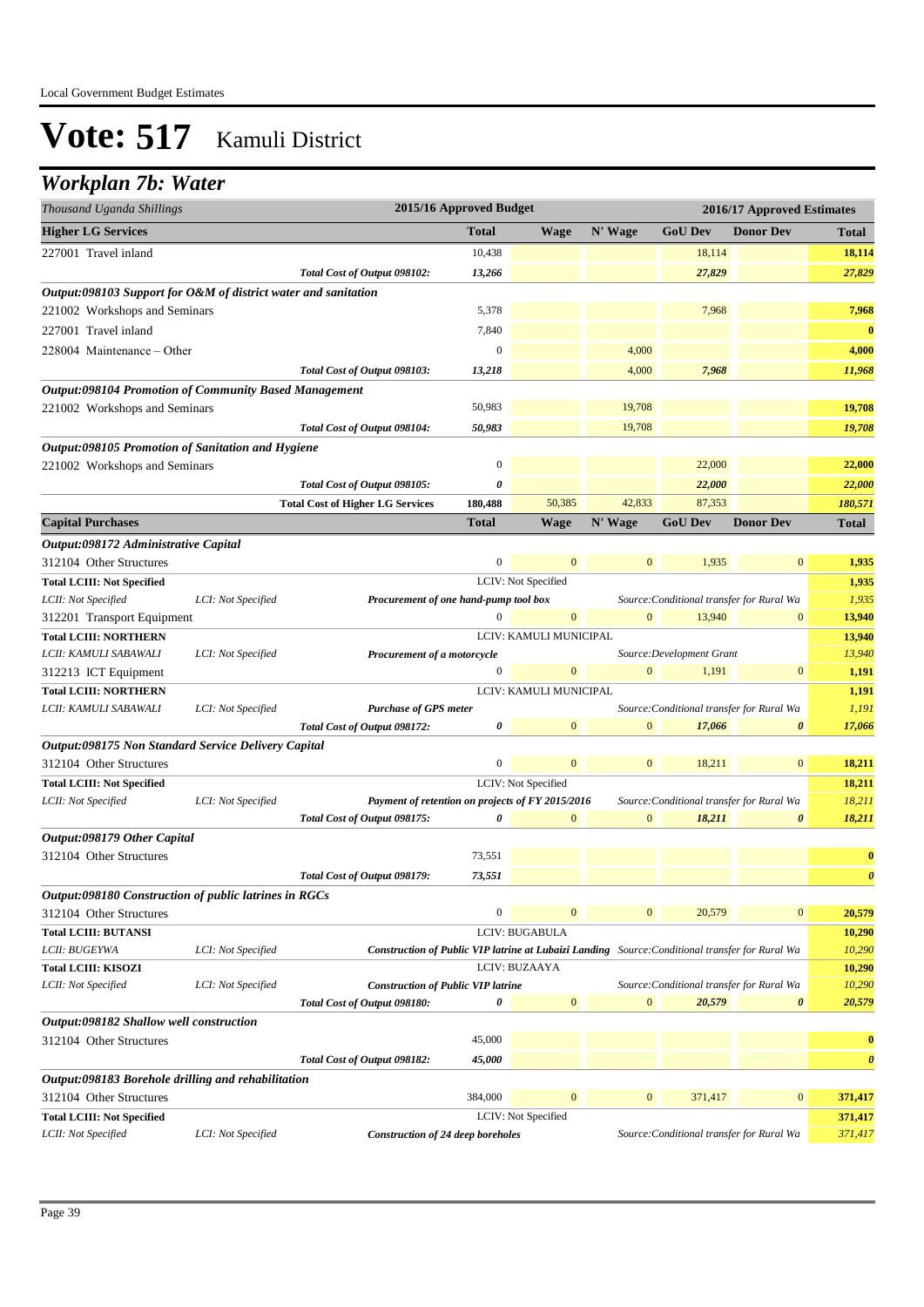# Vote: 517 Kamuli District

## Workplan 7b: Water

| Thousand Uganda Shillings | | | 2015/16 Approved Budget | | | 2016/17 Approved Estimates | | |
|---|---|---|---|---|---|---|---|---|
| **Higher LG Services** | | | **Total** | **Wage** | **N' Wage** | **GoU Dev** | **Donor Dev** | **Total** |
| 227001 Travel inland | | | 10,438 | | | 18,114 | | 18,114 |
| | | *Total Cost of Output 098102:* | *13,266* | | | *27,829* | | *27,829* |
| ***Output:098103 Support for O&M of district water and sanitation*** | | | | | | | | |
| 221002 Workshops and Seminars | | | 5,378 | | | 7,968 | | 7,968 |
| 227001 Travel inland | | | 7,840 | | | | | 0 |
| 228004 Maintenance – Other | | | 0 | | 4,000 | | | 4,000 |
| | | *Total Cost of Output 098103:* | *13,218* | | 4,000 | *7,968* | | *11,968* |
| ***Output:098104 Promotion of Community Based Management*** | | | | | | | | |
| 221002 Workshops and Seminars | | | 50,983 | | 19,708 | | | 19,708 |
| | | *Total Cost of Output 098104:* | *50,983* | | 19,708 | | | *19,708* |
| ***Output:098105 Promotion of Sanitation and Hygiene*** | | | | | | | | |
| 221002 Workshops and Seminars | | | 0 | | | 22,000 | | 22,000 |
| | | *Total Cost of Output 098105:* | *0* | | | *22,000* | | *22,000* |
| | | **Total Cost of Higher LG Services** | 180,488 | 50,385 | 42,833 | 87,353 | | *180,571* |
| **Capital Purchases** | | | **Total** | **Wage** | **N' Wage** | **GoU Dev** | **Donor Dev** | **Total** |
| ***Output:098172 Administrative Capital*** | | | | | | | | |
| 312104 Other Structures | | | 0 | 0 | 0 | 1,935 | 0 | 1,935 |
| **Total LCIII: Not Specified** | | | LCIV: Not Specified | | | | | 1,935 |
| *LCII: Not Specified* | *LCI: Not Specified* | ***Procurement of one hand-pump tool box*** | | | | *Source:Conditional transfer for Rural Wa* | | *1,935* |
| 312201 Transport Equipment | | | 0 | 0 | 0 | 13,940 | 0 | 13,940 |
| **Total LCIII: NORTHERN** | | | LCIV: KAMULI MUNICIPAL | | | | | 13,940 |
| *LCII: KAMULI SABAWALI* | *LCI: Not Specified* | ***Procurement of a motorcycle*** | | | | *Source:Development Grant* | | *13,940* |
| 312213 ICT Equipment | | | 0 | 0 | 0 | 1,191 | 0 | 1,191 |
| **Total LCIII: NORTHERN** | | | LCIV: KAMULI MUNICIPAL | | | | | 1,191 |
| *LCII: KAMULI SABAWALI* | *LCI: Not Specified* | ***Purchase of GPS meter*** | | | | *Source:Conditional transfer for Rural Wa* | | *1,191* |
| | | *Total Cost of Output 098172:* | *0* | 0 | 0 | *17,066* | *0* | *17,066* |
| ***Output:098175 Non Standard Service Delivery Capital*** | | | | | | | | |
| 312104 Other Structures | | | 0 | 0 | 0 | 18,211 | 0 | 18,211 |
| **Total LCIII: Not Specified** | | | LCIV: Not Specified | | | | | 18,211 |
| *LCII: Not Specified* | *LCI: Not Specified* | ***Payment of retention on projects of FY 2015/2016*** | | | | *Source:Conditional transfer for Rural Wa* | | *18,211* |
| | | *Total Cost of Output 098175:* | *0* | 0 | 0 | *18,211* | *0* | *18,211* |
| ***Output:098179 Other Capital*** | | | | | | | | |
| 312104 Other Structures | | | 73,551 | | | | | 0 |
| | | *Total Cost of Output 098179:* | *73,551* | | | | | *0* |
| ***Output:098180 Construction of public latrines in RGCs*** | | | | | | | | |
| 312104 Other Structures | | | 0 | 0 | 0 | 20,579 | 0 | 20,579 |
| **Total LCIII: BUTANSI** | | | LCIV: BUGABULA | | | | | 10,290 |
| *LCII: BUGEYWA* | *LCI: Not Specified* | ***Construction of Public VIP latrine at Lubaizi Landing*** | | | | *Source:Conditional transfer for Rural Wa* | | *10,290* |
| **Total LCIII: KISOZI** | | | LCIV: BUZAAYA | | | | | 10,290 |
| *LCII: Not Specified* | *LCI: Not Specified* | ***Construction of Public VIP latrine*** | | | | *Source:Conditional transfer for Rural Wa* | | *10,290* |
| | | *Total Cost of Output 098180:* | *0* | 0 | 0 | *20,579* | *0* | *20,579* |
| ***Output:098182 Shallow well construction*** | | | | | | | | |
| 312104 Other Structures | | | 45,000 | | | | | 0 |
| | | *Total Cost of Output 098182:* | *45,000* | | | | | *0* |
| ***Output:098183 Borehole drilling and rehabilitation*** | | | | | | | | |
| 312104 Other Structures | | | 384,000 | 0 | 0 | 371,417 | 0 | 371,417 |
| **Total LCIII: Not Specified** | | | LCIV: Not Specified | | | | | 371,417 |
| *LCII: Not Specified* | *LCI: Not Specified* | ***Construction of 24 deep boreholes*** | | | | *Source:Conditional transfer for Rural Wa* | | *371,417* |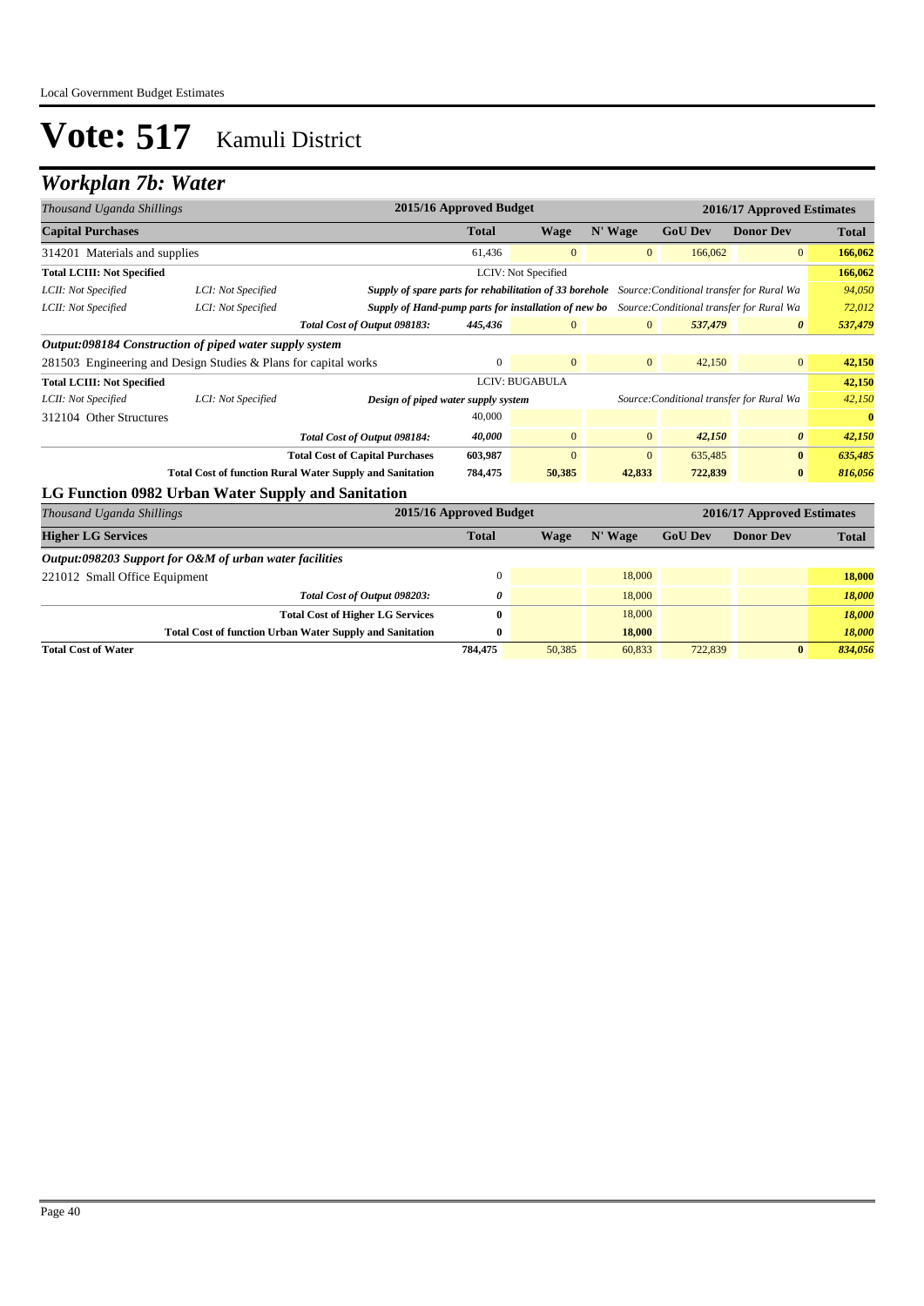# Vote: 517 Kamuli District

## Workplan 7b: Water

| *Thousand Uganda Shillings* | | | 2015/16 Approved Budget | | | 2016/17 Approved Estimates | | |
|---|---|---|---|---|---|---|---|---|
| **Capital Purchases** | | | **Total** | **Wage** | **N' Wage** | **GoU Dev** | **Donor Dev** | **Total** |
| 314201 Materials and supplies | | | 61,436 | 0 | 0 | 166,062 | 0 | **166,062** |
| **Total LCIII: Not Specified** | | | LCIV: Not Specified | | | | | **166,062** |
| *LCII: Not Specified* | *LCI: Not Specified* | ***Supply of spare parts for rehabilitation of 33 borehole*** | | | *Source:Conditional transfer for Rural Wa* | | | *94,050* |
| *LCII: Not Specified* | *LCI: Not Specified* | ***Supply of Hand-pump parts for installation of new bo*** | | | *Source:Conditional transfer for Rural Wa* | | | *72,012* |
| | | ***Total Cost of Output 098183:*** | ***445,436*** | *0* | *0* | ***537,479*** | ***0*** | ***537,479*** |
| ***Output:098184 Construction of piped water supply system*** | | | | | | | | |
| 281503 Engineering and Design Studies & Plans for capital works | | | 0 | 0 | 0 | 42,150 | 0 | **42,150** |
| **Total LCIII: Not Specified** | | | LCIV: BUGABULA | | | | | **42,150** |
| *LCII: Not Specified* | *LCI: Not Specified* | ***Design of piped water supply system*** | | | *Source:Conditional transfer for Rural Wa* | | | *42,150* |
| 312104 Other Structures | | | 40,000 | | | | | **0** |
| | | ***Total Cost of Output 098184:*** | ***40,000*** | *0* | *0* | ***42,150*** | ***0*** | ***42,150*** |
| | | **Total Cost of Capital Purchases** | **603,987** | 0 | 0 | 635,485 | **0** | ***635,485*** |
| | | **Total Cost of function Rural Water Supply and Sanitation** | **784,475** | **50,385** | **42,833** | **722,839** | **0** | ***816,056*** |

### LG Function 0982 Urban Water Supply and Sanitation

| *Thousand Uganda Shillings* | 2015/16 Approved Budget | | | 2016/17 Approved Estimates | | |
|---|---|---|---|---|---|---|
| **Higher LG Services** | **Total** | **Wage** | **N' Wage** | **GoU Dev** | **Donor Dev** | **Total** |
| ***Output:098203 Support for O&M of urban water facilities*** | | | | | | |
| 221012 Small Office Equipment | 0 | | 18,000 | | | **18,000** |
| ***Total Cost of Output 098203:*** | ***0*** | | 18,000 | | | ***18,000*** |
| **Total Cost of Higher LG Services** | **0** | | 18,000 | | | ***18,000*** |
| **Total Cost of function Urban Water Supply and Sanitation** | **0** | | **18,000** | | | ***18,000*** |
| **Total Cost of Water** | **784,475** | 50,385 | 60,833 | 722,839 | **0** | ***834,056*** |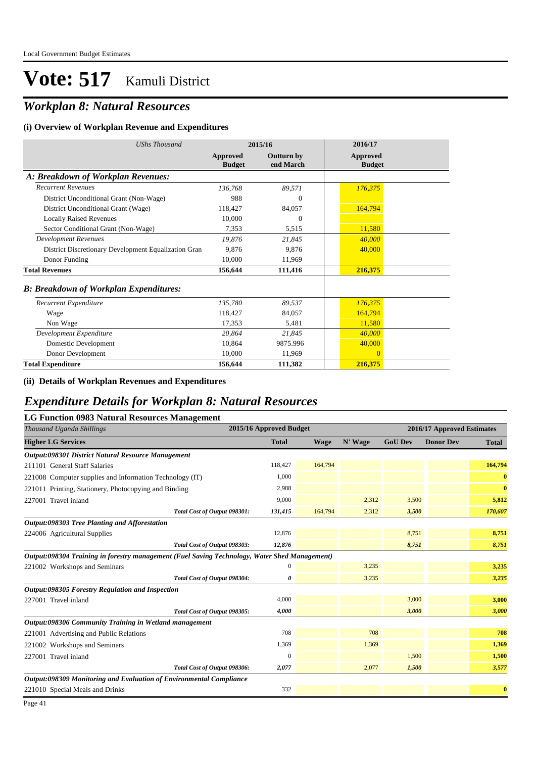# Vote: 517 Kamuli District

## *Workplan 8: Natural Resources*

### (i) Overview of Workplan Revenue and Expenditures

| *UShs Thousand* | 2015/16 Approved Budget | 2015/16 Outturn by end March | 2016/17 Approved Budget |
|---|---|---|---|
| ***A: Breakdown of Workplan Revenues:*** | | | |
| *Recurrent Revenues* | *136,768* | *89,571* | *176,375* |
| District Unconditional Grant (Non-Wage) | 988 | 0 | |
| District Unconditional Grant (Wage) | 118,427 | 84,057 | 164,794 |
| Locally Raised Revenues | 10,000 | 0 | |
| Sector Conditional Grant (Non-Wage) | 7,353 | 5,515 | 11,580 |
| *Development Revenues* | *19,876* | *21,845* | *40,000* |
| District Discretionary Development Equalization Gran | 9,876 | 9,876 | 40,000 |
| Donor Funding | 10,000 | 11,969 | |
| **Total Revenues** | **156,644** | **111,416** | **216,375** |
| ***B: Breakdown of Workplan Expenditures:*** | | | |
| *Recurrent Expenditure* | *135,780* | *89,537* | *176,375* |
| Wage | 118,427 | 84,057 | 164,794 |
| Non Wage | 17,353 | 5,481 | 11,580 |
| *Development Expenditure* | *20,864* | *21,845* | *40,000* |
| Domestic Development | 10,864 | 9875.996 | 40,000 |
| Donor Development | 10,000 | 11,969 | 0 |
| **Total Expenditure** | **156,644** | **111,382** | **216,375** |

### (ii) Details of Workplan Revenues and Expenditures

## *Expenditure Details for Workplan 8: Natural Resources*

### LG Function 0983 Natural Resources Management

| *Thousand Uganda Shillings* | 2015/16 Approved Budget | 2016/17 Approved Estimates | | | | |
|---|---|---|---|---|---|---|
| **Higher LG Services** | **Total** | **Wage** | **N' Wage** | **GoU Dev** | **Donor Dev** | **Total** |
| ***Output:098301 District Natural Resource Management*** | | | | | | |
| 211101 General Staff Salaries | 118,427 | 164,794 | | | | **164,794** |
| 221008 Computer supplies and Information Technology (IT) | 1,000 | | | | | **0** |
| 221011 Printing, Stationery, Photocopying and Binding | 2,988 | | | | | **0** |
| 227001 Travel inland | 9,000 | | 2,312 | 3,500 | | **5,812** |
| ***Total Cost of Output 098301:*** | ***131,415*** | 164,794 | 2,312 | ***3,500*** | | ***170,607*** |
| ***Output:098303 Tree Planting and Afforestation*** | | | | | | |
| 224006 Agricultural Supplies | 12,876 | | | 8,751 | | **8,751** |
| ***Total Cost of Output 098303:*** | ***12,876*** | | | ***8,751*** | | ***8,751*** |
| ***Output:098304 Training in forestry management (Fuel Saving Technology, Water Shed Management)*** | | | | | | |
| 221002 Workshops and Seminars | 0 | | 3,235 | | | **3,235** |
| ***Total Cost of Output 098304:*** | ***0*** | | 3,235 | | | ***3,235*** |
| ***Output:098305 Forestry Regulation and Inspection*** | | | | | | |
| 227001 Travel inland | 4,000 | | | 3,000 | | **3,000** |
| ***Total Cost of Output 098305:*** | ***4,000*** | | | ***3,000*** | | ***3,000*** |
| ***Output:098306 Community Training in Wetland management*** | | | | | | |
| 221001 Advertising and Public Relations | 708 | | 708 | | | **708** |
| 221002 Workshops and Seminars | 1,369 | | 1,369 | | | **1,369** |
| 227001 Travel inland | 0 | | | 1,500 | | **1,500** |
| ***Total Cost of Output 098306:*** | ***2,077*** | | 2,077 | ***1,500*** | | ***3,577*** |
| ***Output:098309 Monitoring and Evaluation of Environmental Compliance*** | | | | | | |
| 221010 Special Meals and Drinks | 332 | | | | | **0** |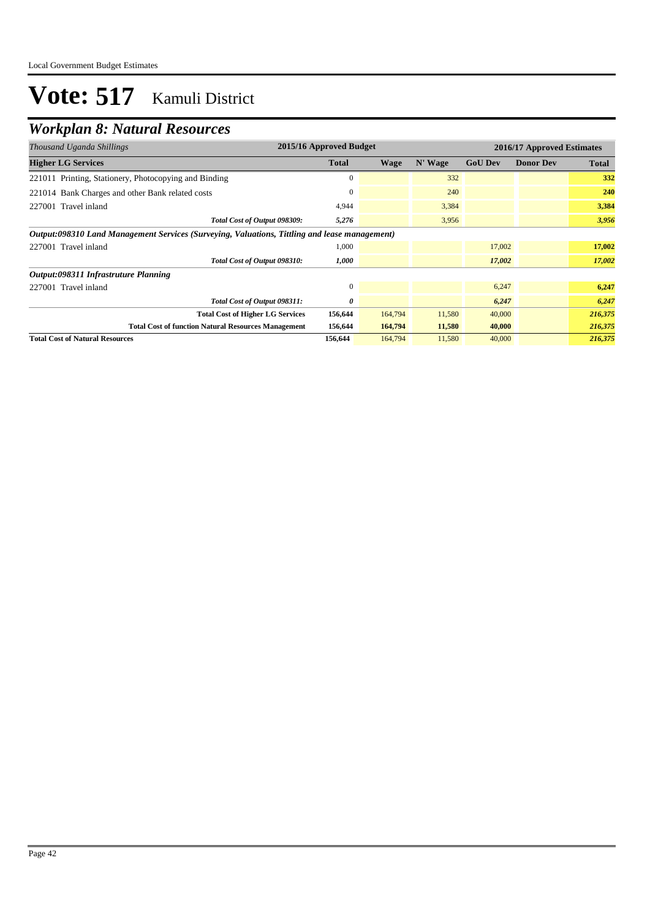# Vote: 517 Kamuli District

## Workplan 8: Natural Resources

| *Thousand Uganda Shillings* | 2015/16 Approved Budget | 2016/17 Approved Estimates | | | | |
|---|---|---|---|---|---|---|
| **Higher LG Services** | **Total** | **Wage** | **N' Wage** | **GoU Dev** | **Donor Dev** | **Total** |
| 221011 Printing, Stationery, Photocopying and Binding | 0 | | 332 | | | **332** |
| 221014 Bank Charges and other Bank related costs | 0 | | 240 | | | **240** |
| 227001 Travel inland | 4,944 | | 3,384 | | | **3,384** |
| ***Total Cost of Output 098309:*** | ***5,276*** | | 3,956 | | | ***3,956*** |
| ***Output:098310 Land Management Services (Surveying, Valuations, Tittling and lease management)*** | | | | | | |
| 227001 Travel inland | 1,000 | | | 17,002 | | **17,002** |
| ***Total Cost of Output 098310:*** | ***1,000*** | | | ***17,002*** | | ***17,002*** |
| ***Output:098311 Infrastruture Planning*** | | | | | | |
| 227001 Travel inland | 0 | | | 6,247 | | **6,247** |
| ***Total Cost of Output 098311:*** | ***0*** | | | ***6,247*** | | ***6,247*** |
| **Total Cost of Higher LG Services** | **156,644** | 164,794 | 11,580 | 40,000 | | ***216,375*** |
| **Total Cost of function Natural Resources Management** | **156,644** | **164,794** | **11,580** | **40,000** | | ***216,375*** |
| **Total Cost of Natural Resources** | **156,644** | 164,794 | 11,580 | 40,000 | | ***216,375*** |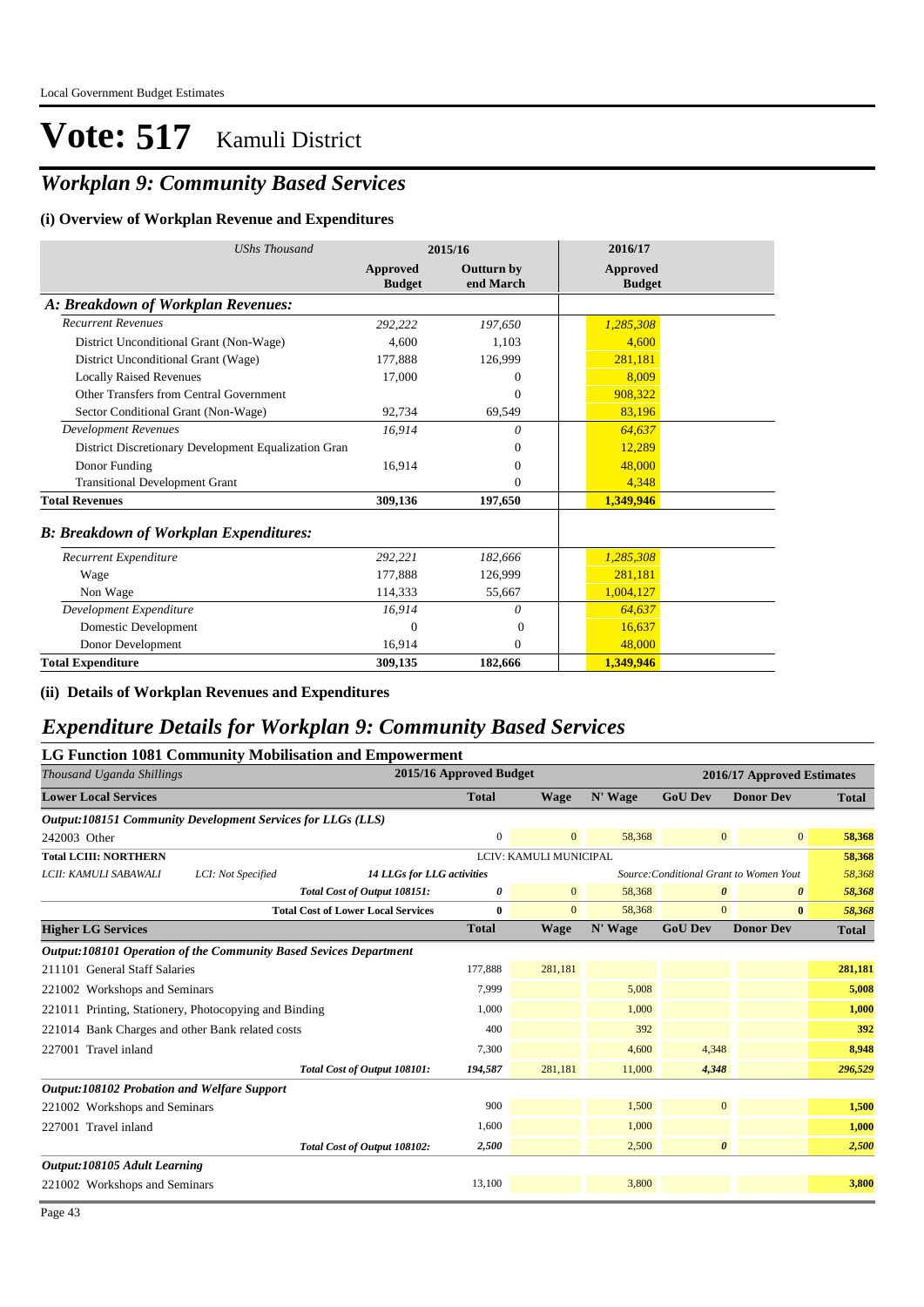Local Government Budget Estimates

# Vote: 517 Kamuli District

## *Workplan 9: Community Based Services*

### (i) Overview of Workplan Revenue and Expenditures

| *UShs Thousand* | 2015/16 | | 2016/17 |
|---|---|---|---|
| | **Approved Budget** | **Outturn by end March** | **Approved Budget** |
| ***A: Breakdown of Workplan Revenues:*** | | | |
| *Recurrent Revenues* | *292,222* | *197,650* | *1,285,308* |
| District Unconditional Grant (Non-Wage) | 4,600 | 1,103 | 4,600 |
| District Unconditional Grant (Wage) | 177,888 | 126,999 | 281,181 |
| Locally Raised Revenues | 17,000 | 0 | 8,009 |
| Other Transfers from Central Government | | 0 | 908,322 |
| Sector Conditional Grant (Non-Wage) | 92,734 | 69,549 | 83,196 |
| *Development Revenues* | *16,914* | *0* | *64,637* |
| District Discretionary Development Equalization Gran | | 0 | 12,289 |
| Donor Funding | 16,914 | 0 | 48,000 |
| Transitional Development Grant | | 0 | 4,348 |
| **Total Revenues** | **309,136** | **197,650** | **1,349,946** |
| ***B: Breakdown of Workplan Expenditures:*** | | | |
| *Recurrent Expenditure* | *292,221* | *182,666* | *1,285,308* |
| Wage | 177,888 | 126,999 | 281,181 |
| Non Wage | 114,333 | 55,667 | 1,004,127 |
| *Development Expenditure* | *16,914* | *0* | *64,637* |
| Domestic Development | 0 | 0 | 16,637 |
| Donor Development | 16,914 | 0 | 48,000 |
| **Total Expenditure** | **309,135** | **182,666** | **1,349,946** |

### (ii) Details of Workplan Revenues and Expenditures

## *Expenditure Details for Workplan 9: Community Based Services*

### LG Function 1081 Community Mobilisation and Empowerment

| *Thousand Uganda Shillings* | 2015/16 Approved Budget | 2016/17 Approved Estimates | | | | |
|---|---|---|---|---|---|---|
| **Lower Local Services** | **Total** | **Wage** | **N' Wage** | **GoU Dev** | **Donor Dev** | **Total** |
| ***Output:108151 Community Development Services for LLGs (LLS)*** | | | | | | |
| 242003 Other | 0 | 0 | 58,368 | 0 | 0 | 58,368 |
| **Total LCIII: NORTHERN** | LCIV: KAMULI MUNICIPAL | | | | | 58,368 |
| *LCII: KAMULI SABAWALI* — *LCI: Not Specified* — ***14 LLGs for LLG activities*** | | | *Source:Conditional Grant to Women Yout* | | | *58,368* |
| *Total Cost of Output 108151:* | *0* | 0 | 58,368 | *0* | *0* | *58,368* |
| **Total Cost of Lower Local Services** | **0** | 0 | 58,368 | 0 | **0** | *58,368* |
| **Higher LG Services** | **Total** | **Wage** | **N' Wage** | **GoU Dev** | **Donor Dev** | **Total** |
| ***Output:108101 Operation of the Community Based Sevices Department*** | | | | | | |
| 211101 General Staff Salaries | 177,888 | 281,181 | | | | 281,181 |
| 221002 Workshops and Seminars | 7,999 | | 5,008 | | | 5,008 |
| 221011 Printing, Stationery, Photocopying and Binding | 1,000 | | 1,000 | | | 1,000 |
| 221014 Bank Charges and other Bank related costs | 400 | | 392 | | | 392 |
| 227001 Travel inland | 7,300 | | 4,600 | 4,348 | | 8,948 |
| *Total Cost of Output 108101:* | *194,587* | 281,181 | 11,000 | *4,348* | | *296,529* |
| ***Output:108102 Probation and Welfare Support*** | | | | | | |
| 221002 Workshops and Seminars | 900 | | 1,500 | 0 | | 1,500 |
| 227001 Travel inland | 1,600 | | 1,000 | | | 1,000 |
| *Total Cost of Output 108102:* | *2,500* | | 2,500 | *0* | | *2,500* |
| ***Output:108105 Adult Learning*** | | | | | | |
| 221002 Workshops and Seminars | 13,100 | | 3,800 | | | 3,800 |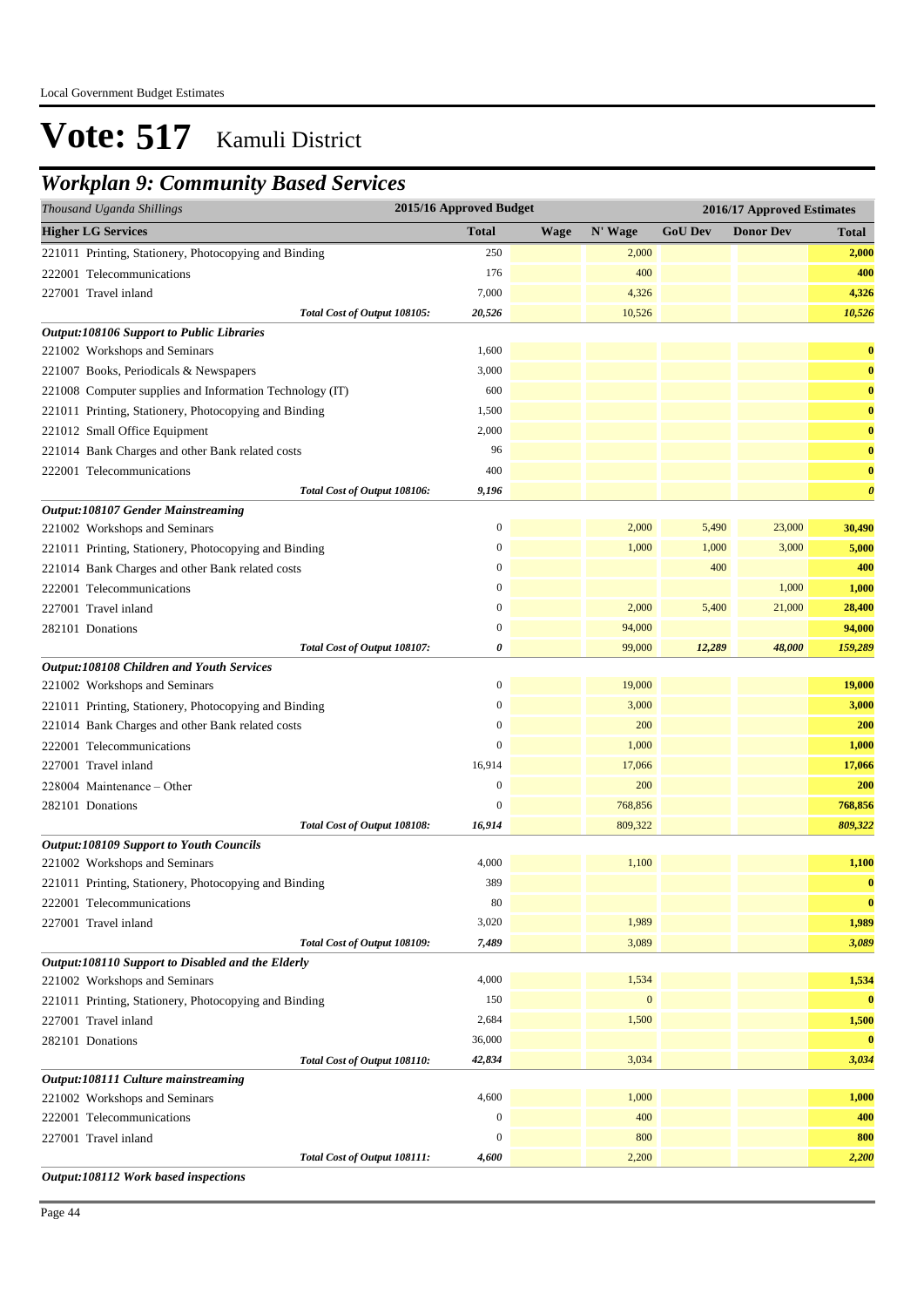# Vote: 517 Kamuli District

## *Workplan 9: Community Based Services*

| *Thousand Uganda Shillings* | 2015/16 Approved Budget | 2016/17 Approved Estimates | | | | |
|---|---|---|---|---|---|---|
| **Higher LG Services** | **Total** | **Wage** | **N' Wage** | **GoU Dev** | **Donor Dev** | **Total** |
| 221011 Printing, Stationery, Photocopying and Binding | 250 | | 2,000 | | | **2,000** |
| 222001 Telecommunications | 176 | | 400 | | | **400** |
| 227001 Travel inland | 7,000 | | 4,326 | | | **4,326** |
| *Total Cost of Output 108105:* | *20,526* | | 10,526 | | | ***10,526*** |
| ***Output:108106 Support to Public Libraries*** | | | | | | |
| 221002 Workshops and Seminars | 1,600 | | | | | **0** |
| 221007 Books, Periodicals & Newspapers | 3,000 | | | | | **0** |
| 221008 Computer supplies and Information Technology (IT) | 600 | | | | | **0** |
| 221011 Printing, Stationery, Photocopying and Binding | 1,500 | | | | | **0** |
| 221012 Small Office Equipment | 2,000 | | | | | **0** |
| 221014 Bank Charges and other Bank related costs | 96 | | | | | **0** |
| 222001 Telecommunications | 400 | | | | | **0** |
| *Total Cost of Output 108106:* | *9,196* | | | | | ***0*** |
| ***Output:108107 Gender Mainstreaming*** | | | | | | |
| 221002 Workshops and Seminars | 0 | | 2,000 | 5,490 | 23,000 | **30,490** |
| 221011 Printing, Stationery, Photocopying and Binding | 0 | | 1,000 | 1,000 | 3,000 | **5,000** |
| 221014 Bank Charges and other Bank related costs | 0 | | | 400 | | **400** |
| 222001 Telecommunications | 0 | | | | 1,000 | **1,000** |
| 227001 Travel inland | 0 | | 2,000 | 5,400 | 21,000 | **28,400** |
| 282101 Donations | 0 | | 94,000 | | | **94,000** |
| *Total Cost of Output 108107:* | *0* | | 99,000 | *12,289* | *48,000* | ***159,289*** |
| ***Output:108108 Children and Youth Services*** | | | | | | |
| 221002 Workshops and Seminars | 0 | | 19,000 | | | **19,000** |
| 221011 Printing, Stationery, Photocopying and Binding | 0 | | 3,000 | | | **3,000** |
| 221014 Bank Charges and other Bank related costs | 0 | | 200 | | | **200** |
| 222001 Telecommunications | 0 | | 1,000 | | | **1,000** |
| 227001 Travel inland | 16,914 | | 17,066 | | | **17,066** |
| 228004 Maintenance – Other | 0 | | 200 | | | **200** |
| 282101 Donations | 0 | | 768,856 | | | **768,856** |
| *Total Cost of Output 108108:* | *16,914* | | 809,322 | | | ***809,322*** |
| ***Output:108109 Support to Youth Councils*** | | | | | | |
| 221002 Workshops and Seminars | 4,000 | | 1,100 | | | **1,100** |
| 221011 Printing, Stationery, Photocopying and Binding | 389 | | | | | **0** |
| 222001 Telecommunications | 80 | | | | | **0** |
| 227001 Travel inland | 3,020 | | 1,989 | | | **1,989** |
| *Total Cost of Output 108109:* | *7,489* | | 3,089 | | | ***3,089*** |
| ***Output:108110 Support to Disabled and the Elderly*** | | | | | | |
| 221002 Workshops and Seminars | 4,000 | | 1,534 | | | **1,534** |
| 221011 Printing, Stationery, Photocopying and Binding | 150 | | 0 | | | **0** |
| 227001 Travel inland | 2,684 | | 1,500 | | | **1,500** |
| 282101 Donations | 36,000 | | | | | **0** |
| *Total Cost of Output 108110:* | *42,834* | | 3,034 | | | ***3,034*** |
| ***Output:108111 Culture mainstreaming*** | | | | | | |
| 221002 Workshops and Seminars | 4,600 | | 1,000 | | | **1,000** |
| 222001 Telecommunications | 0 | | 400 | | | **400** |
| 227001 Travel inland | 0 | | 800 | | | **800** |
| *Total Cost of Output 108111:* | *4,600* | | 2,200 | | | ***2,200*** |
| ***Output:108112 Work based inspections*** | | | | | | |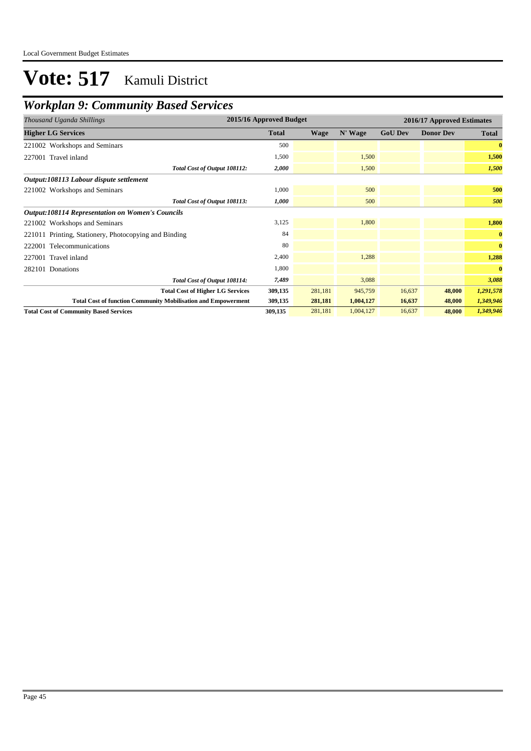# Vote: 517 Kamuli District

## *Workplan 9: Community Based Services*

| *Thousand Uganda Shillings* | 2015/16 Approved Budget | 2016/17 Approved Estimates | | | | |
|---|---|---|---|---|---|---|
| **Higher LG Services** | **Total** | **Wage** | **N' Wage** | **GoU Dev** | **Donor Dev** | **Total** |
| 221002 Workshops and Seminars | 500 | | | | | **0** |
| 227001 Travel inland | 1,500 | | 1,500 | | | **1,500** |
| ***Total Cost of Output 108112:*** | ***2,000*** | | 1,500 | | | ***1,500*** |
| ***Output:108113 Labour dispute settlement*** | | | | | | |
| 221002 Workshops and Seminars | 1,000 | | 500 | | | **500** |
| ***Total Cost of Output 108113:*** | ***1,000*** | | 500 | | | ***500*** |
| ***Output:108114 Representation on Women's Councils*** | | | | | | |
| 221002 Workshops and Seminars | 3,125 | | 1,800 | | | **1,800** |
| 221011 Printing, Stationery, Photocopying and Binding | 84 | | | | | **0** |
| 222001 Telecommunications | 80 | | | | | **0** |
| 227001 Travel inland | 2,400 | | 1,288 | | | **1,288** |
| 282101 Donations | 1,800 | | | | | **0** |
| ***Total Cost of Output 108114:*** | ***7,489*** | | 3,088 | | | ***3,088*** |
| **Total Cost of Higher LG Services** | **309,135** | 281,181 | 945,759 | 16,637 | **48,000** | ***1,291,578*** |
| **Total Cost of function Community Mobilisation and Empowerment** | **309,135** | **281,181** | **1,004,127** | **16,637** | **48,000** | ***1,349,946*** |
| **Total Cost of Community Based Services** | **309,135** | 281,181 | 1,004,127 | 16,637 | **48,000** | ***1,349,946*** |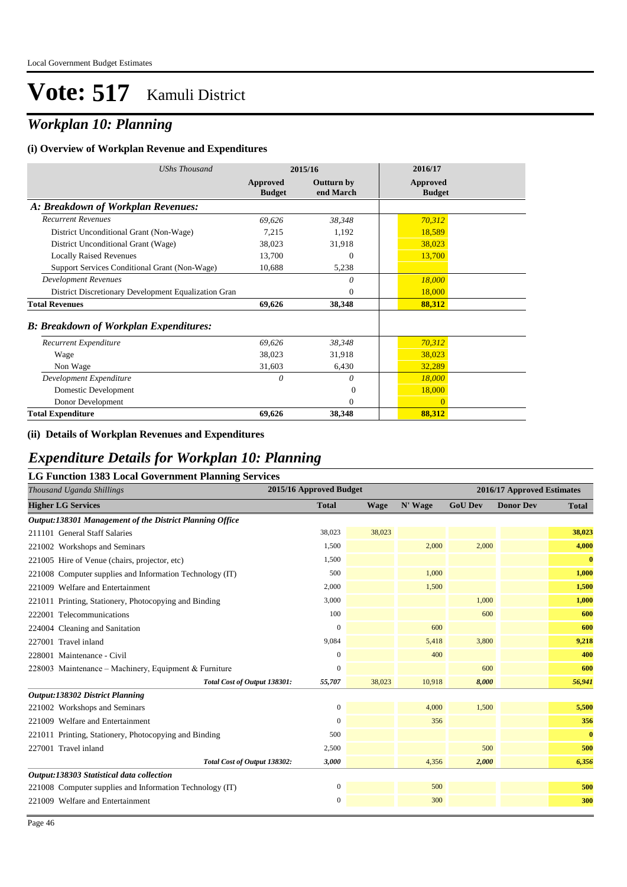# Vote: 517 Kamuli District

## *Workplan 10: Planning*

### (i) Overview of Workplan Revenue and Expenditures

| *UShs Thousand* | 2015/16 | | 2016/17 |
|---|---|---|---|
| | Approved Budget | Outturn by end March | Approved Budget |
| ***A: Breakdown of Workplan Revenues:*** | | | |
| *Recurrent Revenues* | *69,626* | *38,348* | *70,312* |
| District Unconditional Grant (Non-Wage) | 7,215 | 1,192 | 18,589 |
| District Unconditional Grant (Wage) | 38,023 | 31,918 | 38,023 |
| Locally Raised Revenues | 13,700 | 0 | 13,700 |
| Support Services Conditional Grant (Non-Wage) | 10,688 | 5,238 | |
| *Development Revenues* | | *0* | *18,000* |
| District Discretionary Development Equalization Gran | | 0 | 18,000 |
| **Total Revenues** | **69,626** | **38,348** | **88,312** |
| ***B: Breakdown of Workplan Expenditures:*** | | | |
| *Recurrent Expenditure* | *69,626* | *38,348* | *70,312* |
| Wage | 38,023 | 31,918 | 38,023 |
| Non Wage | 31,603 | 6,430 | 32,289 |
| *Development Expenditure* | *0* | *0* | *18,000* |
| Domestic Development | | 0 | 18,000 |
| Donor Development | | 0 | 0 |
| **Total Expenditure** | **69,626** | **38,348** | **88,312** |

### (ii) Details of Workplan Revenues and Expenditures

## *Expenditure Details for Workplan 10: Planning*

### LG Function 1383 Local Government Planning Services

| *Thousand Uganda Shillings* | 2015/16 Approved Budget | 2016/17 Approved Estimates | | | | |
|---|---|---|---|---|---|---|
| **Higher LG Services** | **Total** | **Wage** | **N' Wage** | **GoU Dev** | **Donor Dev** | **Total** |
| ***Output:138301 Management of the District Planning Office*** | | | | | | |
| 211101 General Staff Salaries | 38,023 | 38,023 | | | | **38,023** |
| 221002 Workshops and Seminars | 1,500 | | 2,000 | 2,000 | | **4,000** |
| 221005 Hire of Venue (chairs, projector, etc) | 1,500 | | | | | **0** |
| 221008 Computer supplies and Information Technology (IT) | 500 | | 1,000 | | | **1,000** |
| 221009 Welfare and Entertainment | 2,000 | | 1,500 | | | **1,500** |
| 221011 Printing, Stationery, Photocopying and Binding | 3,000 | | | 1,000 | | **1,000** |
| 222001 Telecommunications | 100 | | | 600 | | **600** |
| 224004 Cleaning and Sanitation | 0 | | 600 | | | **600** |
| 227001 Travel inland | 9,084 | | 5,418 | 3,800 | | **9,218** |
| 228001 Maintenance - Civil | 0 | | 400 | | | **400** |
| 228003 Maintenance – Machinery, Equipment & Furniture | 0 | | | 600 | | **600** |
| *Total Cost of Output 138301:* | *55,707* | 38,023 | 10,918 | *8,000* | | *56,941* |
| ***Output:138302 District Planning*** | | | | | | |
| 221002 Workshops and Seminars | 0 | | 4,000 | 1,500 | | **5,500** |
| 221009 Welfare and Entertainment | 0 | | 356 | | | **356** |
| 221011 Printing, Stationery, Photocopying and Binding | 500 | | | | | **0** |
| 227001 Travel inland | 2,500 | | | 500 | | **500** |
| *Total Cost of Output 138302:* | *3,000* | | 4,356 | *2,000* | | *6,356* |
| ***Output:138303 Statistical data collection*** | | | | | | |
| 221008 Computer supplies and Information Technology (IT) | 0 | | 500 | | | **500** |
| 221009 Welfare and Entertainment | 0 | | 300 | | | **300** |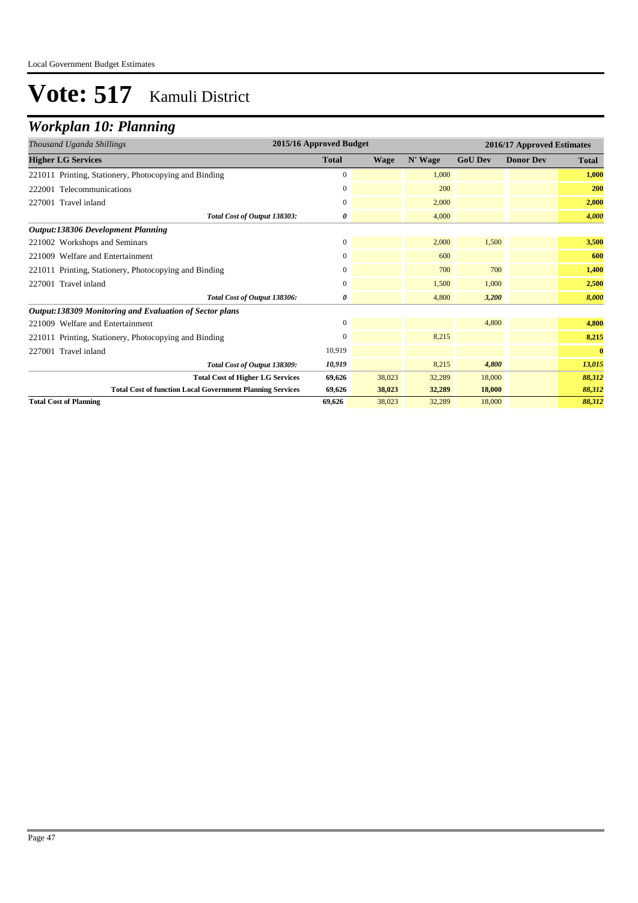# Vote: 517 Kamuli District

## *Workplan 10: Planning*

| *Thousand Uganda Shillings* | 2015/16 Approved Budget | | 2016/17 Approved Estimates | | | |
|---|---|---|---|---|---|---|
| **Higher LG Services** | **Total** | **Wage** | **N' Wage** | **GoU Dev** | **Donor Dev** | **Total** |
| 221011 Printing, Stationery, Photocopying and Binding | 0 | | 1,000 | | | **1,000** |
| 222001 Telecommunications | 0 | | 200 | | | **200** |
| 227001 Travel inland | 0 | | 2,000 | | | **2,000** |
| *Total Cost of Output 138303:* | *0* | | 4,000 | | | *4,000* |
| ***Output:138306 Development Planning*** | | | | | | |
| 221002 Workshops and Seminars | 0 | | 2,000 | 1,500 | | **3,500** |
| 221009 Welfare and Entertainment | 0 | | 600 | | | **600** |
| 221011 Printing, Stationery, Photocopying and Binding | 0 | | 700 | 700 | | **1,400** |
| 227001 Travel inland | 0 | | 1,500 | 1,000 | | **2,500** |
| *Total Cost of Output 138306:* | *0* | | 4,800 | *3,200* | | *8,000* |
| ***Output:138309 Monitoring and Evaluation of Sector plans*** | | | | | | |
| 221009 Welfare and Entertainment | 0 | | | 4,800 | | **4,800** |
| 221011 Printing, Stationery, Photocopying and Binding | 0 | | 8,215 | | | **8,215** |
| 227001 Travel inland | 10,919 | | | | | **0** |
| *Total Cost of Output 138309:* | *10,919* | | 8,215 | *4,800* | | *13,015* |
| **Total Cost of Higher LG Services** | **69,626** | 38,023 | 32,289 | 18,000 | | ***88,312*** |
| **Total Cost of function Local Government Planning Services** | **69,626** | **38,023** | **32,289** | **18,000** | | ***88,312*** |
| **Total Cost of Planning** | **69,626** | 38,023 | 32,289 | 18,000 | | ***88,312*** |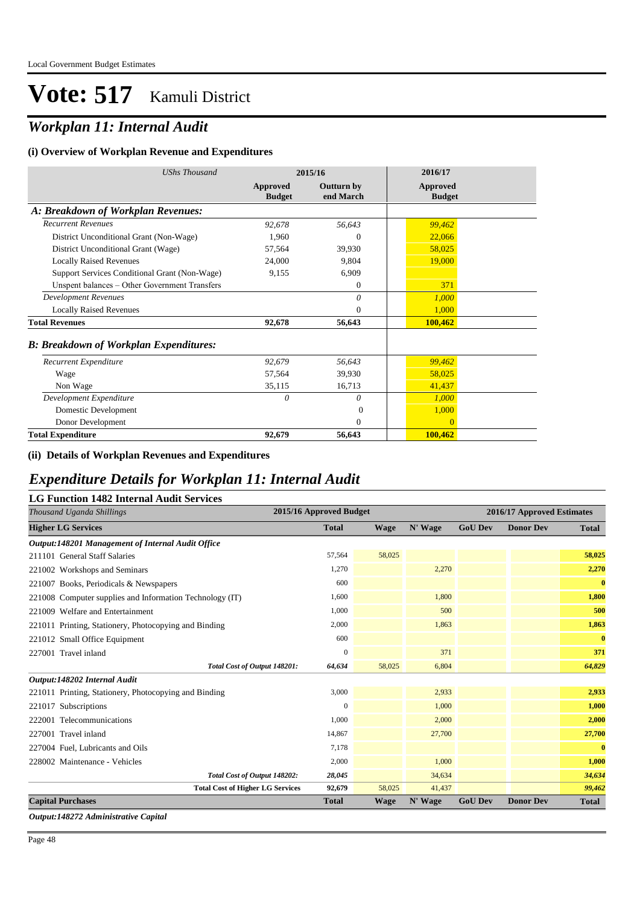# Vote: 517 Kamuli District

## *Workplan 11: Internal Audit*

### (i) Overview of Workplan Revenue and Expenditures

| *UShs Thousand* | 2015/16 Approved Budget | 2015/16 Outturn by end March | 2016/17 Approved Budget |
|---|---|---|---|
| ***A: Breakdown of Workplan Revenues:*** | | | |
| *Recurrent Revenues* | *92,678* | *56,643* | *99,462* |
| District Unconditional Grant (Non-Wage) | 1,960 | 0 | 22,066 |
| District Unconditional Grant (Wage) | 57,564 | 39,930 | 58,025 |
| Locally Raised Revenues | 24,000 | 9,804 | 19,000 |
| Support Services Conditional Grant (Non-Wage) | 9,155 | 6,909 | |
| Unspent balances – Other Government Transfers | | 0 | 371 |
| *Development Revenues* | | *0* | *1,000* |
| Locally Raised Revenues | | 0 | 1,000 |
| **Total Revenues** | **92,678** | **56,643** | **100,462** |
| ***B: Breakdown of Workplan Expenditures:*** | | | |
| *Recurrent Expenditure* | *92,679* | *56,643* | *99,462* |
| Wage | 57,564 | 39,930 | 58,025 |
| Non Wage | 35,115 | 16,713 | 41,437 |
| *Development Expenditure* | *0* | *0* | *1,000* |
| Domestic Development | | 0 | 1,000 |
| Donor Development | | 0 | 0 |
| **Total Expenditure** | **92,679** | **56,643** | **100,462** |

### (ii) Details of Workplan Revenues and Expenditures

## *Expenditure Details for Workplan 11: Internal Audit*

### LG Function 1482 Internal Audit Services

| *Thousand Uganda Shillings* | 2015/16 Approved Budget | 2016/17 Approved Estimates | | | | |
|---|---|---|---|---|---|---|
| **Higher LG Services** | **Total** | **Wage** | **N' Wage** | **GoU Dev** | **Donor Dev** | **Total** |
| ***Output:148201 Management of Internal Audit Office*** | | | | | | |
| 211101 General Staff Salaries | 57,564 | 58,025 | | | | **58,025** |
| 221002 Workshops and Seminars | 1,270 | | 2,270 | | | **2,270** |
| 221007 Books, Periodicals & Newspapers | 600 | | | | | **0** |
| 221008 Computer supplies and Information Technology (IT) | 1,600 | | 1,800 | | | **1,800** |
| 221009 Welfare and Entertainment | 1,000 | | 500 | | | **500** |
| 221011 Printing, Stationery, Photocopying and Binding | 2,000 | | 1,863 | | | **1,863** |
| 221012 Small Office Equipment | 600 | | | | | **0** |
| 227001 Travel inland | 0 | | 371 | | | **371** |
| *Total Cost of Output 148201:* | *64,634* | 58,025 | 6,804 | | | ***64,829*** |
| ***Output:148202 Internal Audit*** | | | | | | |
| 221011 Printing, Stationery, Photocopying and Binding | 3,000 | | 2,933 | | | **2,933** |
| 221017 Subscriptions | 0 | | 1,000 | | | **1,000** |
| 222001 Telecommunications | 1,000 | | 2,000 | | | **2,000** |
| 227001 Travel inland | 14,867 | | 27,700 | | | **27,700** |
| 227004 Fuel, Lubricants and Oils | 7,178 | | | | | **0** |
| 228002 Maintenance - Vehicles | 2,000 | | 1,000 | | | **1,000** |
| *Total Cost of Output 148202:* | *28,045* | | 34,634 | | | ***34,634*** |
| **Total Cost of Higher LG Services** | **92,679** | 58,025 | 41,437 | | | ***99,462*** |
| **Capital Purchases** | **Total** | **Wage** | **N' Wage** | **GoU Dev** | **Donor Dev** | **Total** |
| ***Output:148272 Administrative Capital*** | | | | | | |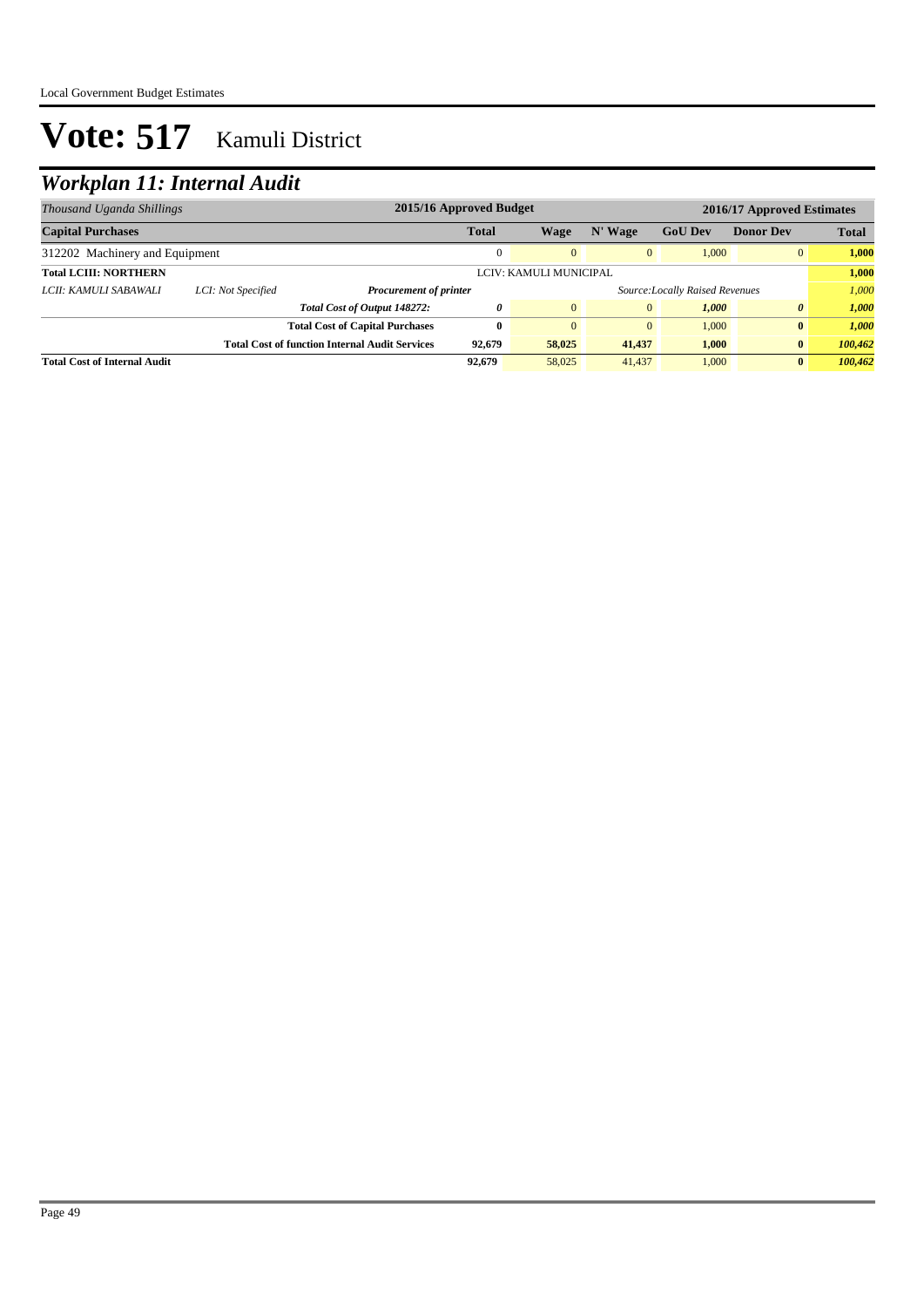# Vote: 517 Kamuli District

## Workplan 11: Internal Audit

| *Thousand Uganda Shillings* | | | 2015/16 Approved Budget | 2016/17 Approved Estimates | | | | |
|---|---|---|---|---|---|---|---|---|
| **Capital Purchases** | | | **Total** | **Wage** | **N' Wage** | **GoU Dev** | **Donor Dev** | **Total** |
| 312202 Machinery and Equipment | | | 0 | 0 | 0 | 1,000 | 0 | **1,000** |
| **Total LCIII: NORTHERN** | | | | LCIV: KAMULI MUNICIPAL | | | | **1,000** |
| *LCII: KAMULI SABAWALI* | *LCI: Not Specified* | ***Procurement of printer*** | | | | *Source:Locally Raised Revenues* | | *1,000* |
| | | ***Total Cost of Output 148272:*** | ***0*** | 0 | 0 | ***1,000*** | ***0*** | ***1,000*** |
| | | **Total Cost of Capital Purchases** | **0** | 0 | 0 | 1,000 | **0** | ***1,000*** |
| | | **Total Cost of function Internal Audit Services** | **92,679** | **58,025** | **41,437** | **1,000** | **0** | ***100,462*** |
| **Total Cost of Internal Audit** | | | **92,679** | 58,025 | 41,437 | 1,000 | **0** | ***100,462*** |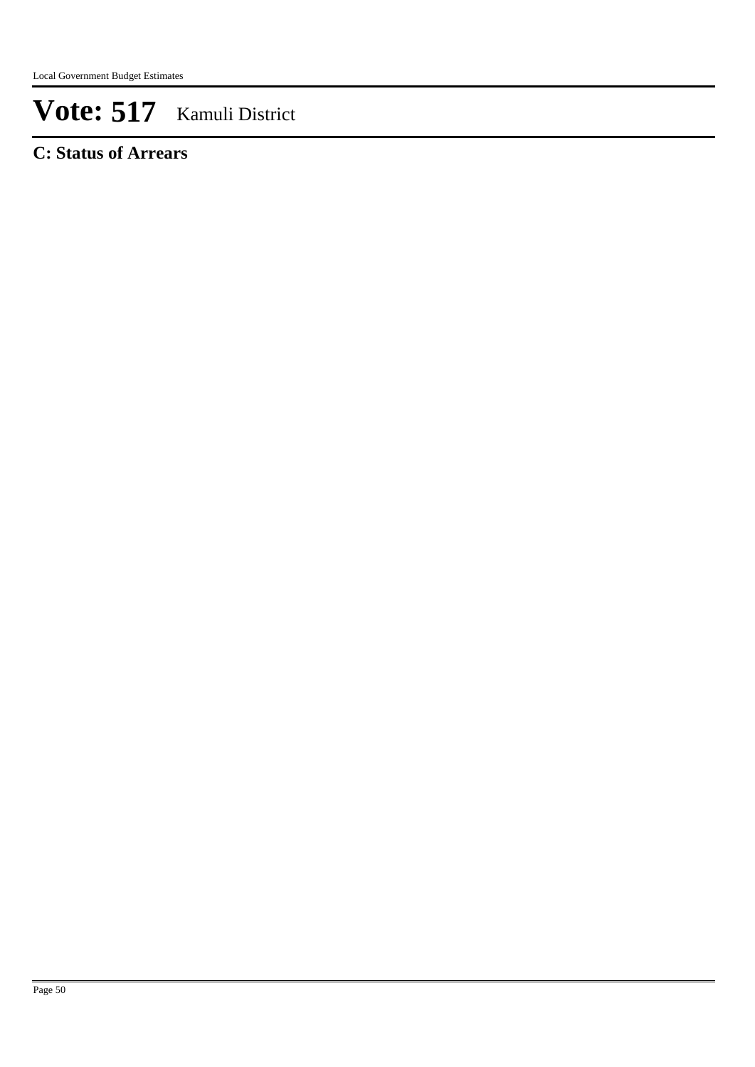# Vote: 517 Kamuli District

## C: Status of Arrears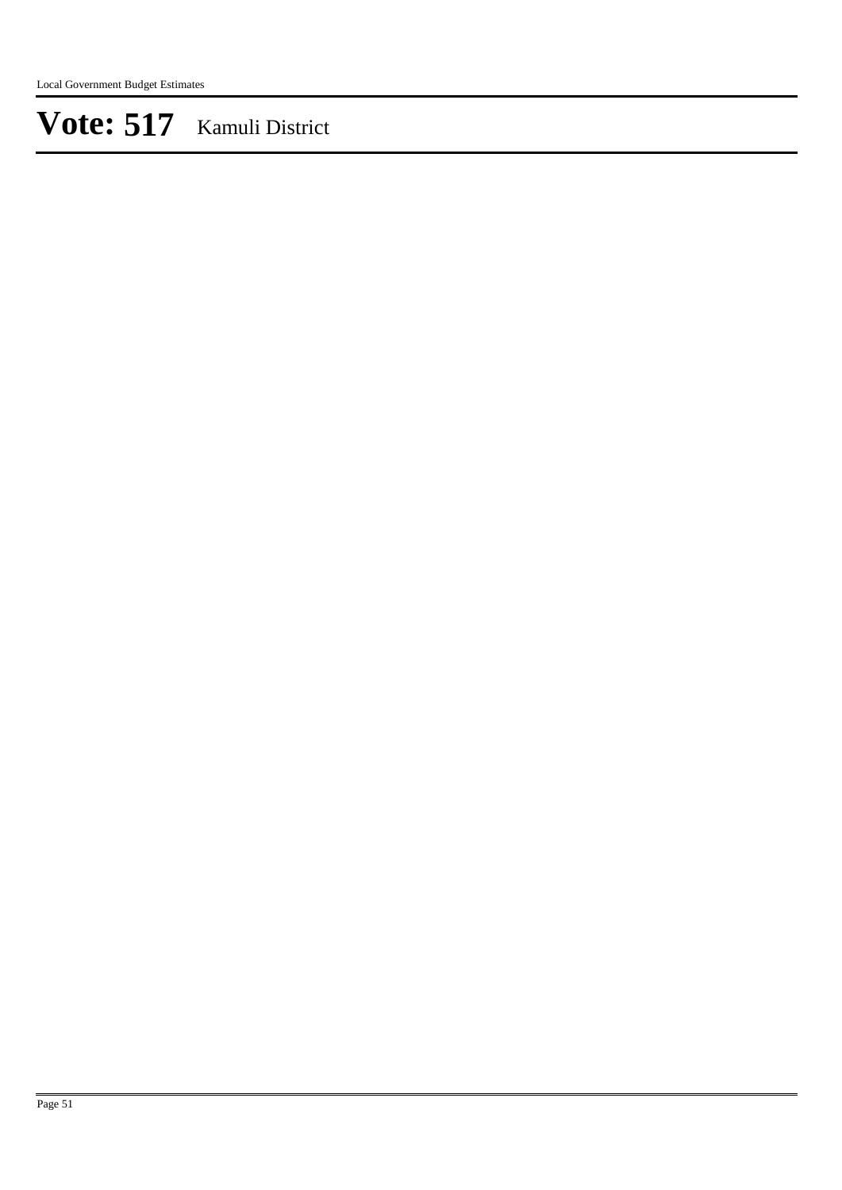# Vote: 517 Kamuli District